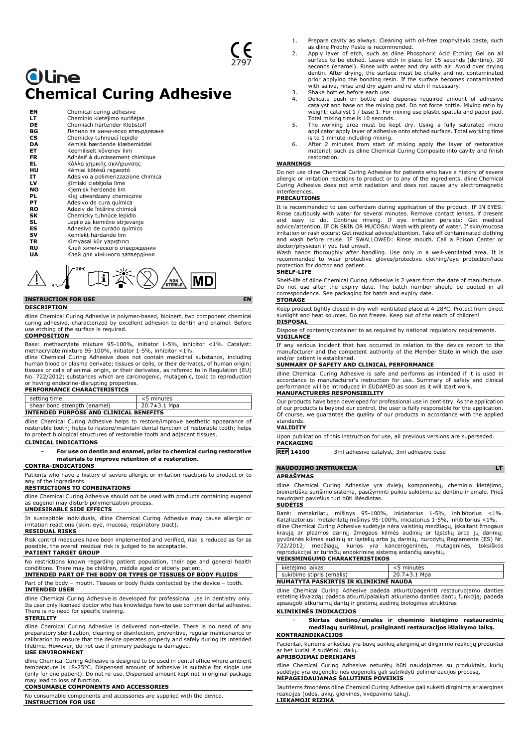CE 2797

# dline
# Chemical Curing Adhesive

| | |
|---|---|
| **EN** | Chemical curing adhesive |
| **LT** | Cheminio kietėjimo surišėjas |
| **DE** | Chemisch härtender Klebstoff |
| **BG** | Лепило за химическо втвърдяване |
| **CS** | Chemicky tuhnoucí lepidlo |
| **DA** | Kemisk hærdende klæbemiddel |
| **ET** | Keemiliselt kõvenev liim |
| **FR** | Adhésif à durcissement chimique |
| **EL** | Κόλλα χημικής σκλήρυνσης |
| **HU** | Kémiai kötésű ragasztó |
| **IT** | Adesivo a polimerizzazione chimica |
| **LV** | Ķīmiski cietējoša līme |
| **NO** | Kjemisk herdende lim |
| **PL** | Klej utwardzany chemicznie |
| **PT** | Adesivo de cura química |
| **RO** | Adeziv de întărire chimică |
| **SK** | Chemicky tuhnúce lepidlo |
| **SL** | Lepilo za kemično strjevanje |
| **ES** | Adhesivo de curado químico |
| **SV** | Kemiskt härdande lim |
| **TR** | Kimyasal kür yapıştırıcı |
| **RU** | Клей химического отверждения |
| **UA** | Клей для хімічного затвердіння |

4°C – 28°C NON STERILE MD

## INSTRUCTION FOR USE EN

### DESCRIPTION

dline Chemical Curing Adhesive is polymer-based, bioinert, two component chemical curing adhesive, characterized by excellent adhesion to dentin and enamel. Before use etching of the surface is required.

### COMPOSITION

Base: methacrylate mixture 95-100%, initiator 1-5%, inhibitor <1%. Catalyst: methacrylate mixture 95-100%, initiator 1-5%, inhibitor <1%.

dline Chemical Curing Adhesive does not contain medicinal substance, including human blood or plasma derivate; tissues or cells, or their derivates, of human origin; tissues or cells of animal origin, or their derivates, as referred to in Regulation (EU) No. 722/2012; substances which are carcinogenic, mutagenic, toxic to reproduction or having endocrine-disrupting properties.

### PERFORMANCE CHARACTERISTICS

| | |
|---|---|
| setting time | <5 minutes |
| shear bond strength (enamel) | 20.7±3.1 Mpa |

### INTENDED PURPOSE AND CLINICAL BENEFITS

dline Chemical Curing Adhesive helps to restore/improve aesthetic appearance of restorable tooth; helps to restore/maintain dental function of restorable tooth; helps to protect biological structures of restorable tooth and adjacent tissues.

### CLINICAL INDICATIONS

- **For use on dentin and enamel, prior to chemical curing restorative materials to improve retention of a restoration.**

### CONTRA-INDICATIONS

Patients who have a history of severe allergic or irritation reactions to product or to any of the ingredients.

### RESTRICTIONS TO COMBINATIONS

dline Chemical Curing Adhesive should not be used with products containing eugenol as eugenol may disturb polymerization process.

### UNDESIRABLE SIDE EFFECTS

In susceptible individuals, dline Chemical Curing Adhesive may cause allergic or irritation reactions (skin, eye, mucosa, respiratory tract).

### RESIDUAL RISKS

Risk control measures have been implemented and verified, risk is reduced as far as possible, the overall residual risk is judged to be acceptable.

### PATIENT TARGET GROUP

No restrictions known regarding patient population, their age and general health conditions. There may be children, middle aged or elderly patient.

### INTENDED PART OF THE BODY OR TYPES OF TISSUES OF BODY FLUIDS

Part of the body – mouth. Tissues or body fluids contacted by the device – tooth.

### INTENDED USER

dline Chemical Curing Adhesive is developed for professional use in dentistry only. Its user only licensed doctor who has knowledge how to use common dental adhesive. There is no need for specific training.

### STERILITY

dline Chemical Curing Adhesive is delivered non-sterile. There is no need of any preparatory sterilization, cleaning or disinfection, preventive, regular maintenance or calibration to ensure that the device operates properly and safely during its intended lifetime. However, do not use if primary package is damaged.

### USE ENVIRONMENT

dline Chemical Curing Adhesive is designed to be used in dental office where ambient temperature is 18-25°C. Dispensed amount of adhesive is suitable for single use (only for one patient). Do not re-use. Dispensed amount kept not in original package may lead to loss of function.

### CONSUMABLE COMPONENTS AND ACCESSORIES

No consumable components and accessories are supplied with the device.

### INSTRUCTION FOR USE

1. Prepare cavity as always. Cleaning with oil-free prophylaxis paste, such as dline Prophy Paste is recommended.
2. Apply layer of etch, such as dline Phosphoric Acid Etching Gel on all surface to be etched. Leave etch in place for 15 seconds (dentine), 30 seconds (enamel). Rinse with water and dry with air. Avoid over drying dentin. After drying, the surface must be chalky and not contaminated prior applying the bonding resin. If the surface becomes contaminated with saliva, rinse and dry again and re-etch if necessary.
3. Shake bottles before each use.
4. Delicate push on bottle and dispense required amount of adhesive catalyst and base on the mixing pad. Do not force bottle. Mixing ratio by weight: catalyst 1 / base 1. For mixing use plastic spatula and paper pad. Total mixing time is 10 seconds.
5. The working area must be kept dry. Using a fully saturated micro applicator apply layer of adhesive onto etched surface. Total working time is to 1 minute including mixing.
6. After 2 minutes from start of mixing apply the layer of restorative material, such as dline Chemical Curing Composite into cavity and finish restoration.

### WARNINGS

Do not use dline Chemical Curing Adhesive for patients who have a history of severe allergic or irritation reactions to product or to any of the ingredients. dline Chemical Curing Adhesive does not emit radiation and does not cause any electromagnetic interferences.

### PRECAUTIONS

It is recommended to use cofferdam during application of the product. IF IN EYES: Rinse cautiously with water for several minutes. Remove contact lenses, if present and easy to do. Continue rinsing. If eye irritation persists: Get medical advice/attention. IF ON SKIN OR MUCOSA: Wash with plenty of water. If skin/mucosa irritation or rash occurs: Get medical advice/attention. Take off contaminated clothing and wash before reuse. IF SWALLOWED: Rinse mouth. Call a Poison Center or doctor/physician if you feel unwell.

Wash hands thoroughly after handling. Use only in a well-ventilated area. It is recommended to wear protective gloves/protective clothing/eye protection/face protection for doctor and patient.

### SHELF-LIFE

Shelf-life of dline Chemical Curing Adhesive is 2 years from the date of manufacture. Do not use after the expiry date. The batch number should be quoted in all correspondence. See packaging for batch and expiry date.

### STORAGE

Keep product tightly closed in dry well-ventilated place at 4-28°C. Protect from direct sunlight and heat sources. Do not freeze. Keep out of the reach of children!

### DISPOSAL

Dispose of contents/container to as required by national regulatory requirements.

### VIGILANCE

If any serious incident that has occurred in relation to the device report to the manufacturer and the competent authority of the Member State in which the user and/or patient is established.

### SUMMARY OF SAFETY AND CLINICAL PERFORMANCE

dline Chemical Curing Adhesive is safe and performs as intended if it is used in accordance to manufacturer's instruction for use. Summary of safety and clinical performance will be introduced in EUDAMED as soon as it will start work.

### MANUFACTURERS RESPONSIBILITY

Our products have been developed for professional use in dentistry. As the application of our products is beyond our control, the user is fully responsible for the application. Of course, we guarantee the quality of our products in accordance with the applied standards.

### VALIDITY

Upon publication of this instruction for use, all previous versions are superseded.

### PACKAGING

**REF 14100** 3ml adhesive catalyst, 3ml adhesive base

## NAUDOJIMO INSTRUKCIJA LT

### APRAŠYMAS

dline Chemical Curing Adhesive yra dviejų komponentų, cheminio kietėjimo, bioinertiška surišimo sistema, pasižyminti puikiu sukibimu su dentinu ir emale. Prieš naudojant paviršius turi būti išėsdintas.

### SUDĖTIS

Bazė: metakrilatų mišinys 95-100%, iniciatorius 1-5%, inhibitorius <1%. Katalizatorius: metakrilatų mišinys 95-100%, iniciatorius 1-5%, inhibitorius <1%.

dline Chemical Curing Adhesive sudėtyje nėra vaistinių medžiagų, įskaitant žmogaus kraują ar plazmos darinį; žmogaus kilmės audinių ar ląstelių arba jų darinių; gyvūninės kilmės audinių ar ląstelių arba jų darinių, nurodytų Reglamente (ES) Nr. 722/2012; medžiagų, kurios yra kancerogeninės, mutageninės, toksiškos reprodukcijai ar turinčių endokrininę sistemą ardančių savybių.

### VEIKSMINGUMO CHARAKTERISTIKOS

| | |
|---|---|
| kietėjimo laikas | <5 minutės |
| sukibimo stipris (emalis) | 20.7±3.1 Mpa |

### NUMATYTA PASKIRTIS IR KLINIKINĖ NAUDA

dline Chemical Curing Adhesive padeda atkurti/pagerinti restauruojamo danties estetinę išvaizdą; padeda atkurti/palaikyti atkuriamo danties dantų funkciją; padeda apsaugoti atkuriamų dantų ir gretimų audinių biologines struktūras

### KLINIKINĖS INDIKACIJOS

- **Skirtas dentino/emalės ir cheminio kietėjimo restauracinių medžiagų surišimui, prailginanti restauracijos išlaikymo laiką.**

### KONTRAINDIKACIJOS

Pacientai, kuriems anksčiau yra buvę sunkių alerginių ar dirginimo reakcijų produktui ar bet kuriai iš sudėtinių dalių.

### APRIBOJIMAI DERINIAMS

dline Chemical Curing Adhesive neturėtų būti naudojamas su produktais, kurių sudėtyje yra eugenolio nes eugenolis gali sutrikdyti polimerizacijos procesą.

### NEPAGEIDAUJAMAS ŠALUTINIS POVEIKIS

Jautriems žmonėms dline Chemical Curing Adhesive gali sukelti dirginimą ar alergines reakcijas (odos, akių, gleivinės, kvėpavimo takų).

### LIEKAMOJI RIZIKA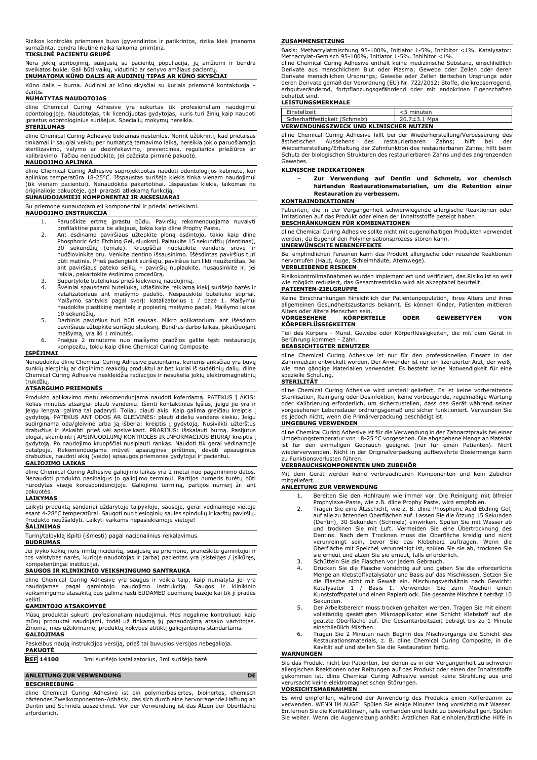Rizikos kontrolės priemonės buvo įgyvendintos ir patikrintos, rizika kiek įmanoma sumažinta, bendra likutinė rizika laikoma priimtina.

**TIKSLINĖ PACIENTŲ GRUPĖ**

Nėra jokių apribojimų, susijusių su pacientų populiacija, jų amžiumi ir bendra sveikatos būkle. Gali būti vaikų, vidutinio ar senyvo amžiaus pacientų.

**INUMATOMA KŪNO DALIS AR AUDINIŲ TIPAS AR KŪNO SKYSČIAI**

Kūno dalis – burna. Audiniai ar kūno skysčiai su kuriais priemonė kontaktuoja – dantis.

**NUMATYTAS NAUDOTOJAS**

dline Chemical Curing Adhesive yra sukurtas tik profesionaliam naudojimui odontologijoje. Naudotojas, tik licencijuotas gydytojas, kuris turi žinių kaip naudoti įprastus odontologinius surišėjus. Specialių mokymų nereikia.

**STERILUMAS**

dline Chemical Curing Adhesive tiekiamas nesterilus. Norint užtikrinti, kad prietaisas tinkamai ir saugiai veiktų per numatytą tarnavimo laiką, nereikia jokio paruošiamojo sterilizavimo, valymo ar dezinfekavimo, prevencinės, reguliarios priežiūros ar kalibravimo. Tačiau nenaudokite, jei pažeista pirminė pakuotė.

**NAUDOJIMO APLINKA**

dline Chemical Curing Adhesive suprojektuotas naudoti odontologijos kabinete, kur aplinkos temperatūra 18-25°C. Išspaustas surišėjo kiekis tinka vienam naudojimui (tik vienam pacientui). Nenaudokite pakartotinai. Išspaustas kiekis, laikomas ne originalioje pakuotėje, gali prarasti atliekamą funkciją.

**SUNAUDOJAMIEJI KOMPONENTAI IR AKSESUARAI**

Su priemone sunaudojamieji komponentai ir priedai netiekiami.

**NAUDOJIMO INSTRUKCIJA**

1. Paruoškite ertmę įprastu būdu. Paviršių rekomenduojama nuvalyti profilaktine pasta be aliejaus, tokia kaip dline Prophy Paste.
2. Ant ėsdinamo paviršiaus užtepkite ploną ėsdintojo, tokio kaip dline Phosphoric Acid Etching Gel, sluoksnį. Palaukite 15 sekundžių (dentinas), 30 sekundžių (emalė). Kruopščiai nuplaukite vandens srove ir nudžiovinkite oru. Venkite dentino išsausinimo. Išsėdintas paviršius turi būti matinis. Prieš padengiant surišėju, paviršius turi likti neužterštas. Jei ant paviršiaus pateko seilių, - paviršių nuplaukite, nusausinkite ir, jei reikia, pakartokite ėsdinimo procedūrą.
3. Supurtykite buteliukus prieš kiekvieną naudojimą.
4. Švelniai spausdami buteliuką, užlašinkite reikiamą kiekį surišėjo bazės ir katalizatoriaus ant maišymo padelio. Nespauskite buteliuko stipriai. Maišymo santykis pagal svorį: katalizatorius 1 / bazė 1. Maišymui naudokite plastikinę mentelę ir popierinį maišymo padelį. Maišymo laikas 10 sekundžių.
5. Darbinis paviršius turi būti sausas. Mikro aplikatoriumi ant išėsdinto paviršiaus užtepkite surišėjo sluoksnį. Bendras darbo laikas, įskaičiuojant maišymą, yra iki 1 minutės.
6. Praėjus 2 minutėms nuo maišymo pradžios galite tęsti restauraciją kompozitu, tokiu kaip dline Chemical Curing Composite.

**ĮSPĖJIMAI**

Nenaudokite dline Chemical Curing Adhesive pacientams, kuriems anksčiau yra buvę sunkių alerginių ar dirginimo reakcijų produktui ar bet kuriai iš sudėtinių dalių. dline Chemical Curing Adhesive neskleidžia radiacijos ir nesukelia jokių elektromagnetinių trukdžių.

**ATSARGUMO PRIEMONĖS**

Produkto aplikavimo metu rekomenduojama naudoti koferdamą. PATEKUS Į AKIS: Kelias minutes atsargiai plauti vandeniu. Išimti kontaktinius lęšius, jeigu jie yra ir jeigu lengvai galima tai padaryti. Toliau plauti akis. Kaip galima greičiau kreiptis į gydytoją. PATEKUS ANT ODOS AR GLEIVINĖS: plauti dideliu vandens kiekiu. Jeigu sudirginama oda/gleivinė arba ją išberia: kreiptis į gydytoją. Nusivilkti užterštus drabužius ir išskalbti prieš vėl apsivelkant. PRARIJUS: išskalauti burną. Pasijutus blogai, skambinti Į APSINUODIJIMŲ KONTROLĖS IR INFORMACIJOS BIURĄ/ kreiptis į gydytoją. Po naudojimo kruopščiai nusiplauti rankas. Naudoti tik gerai vėdinamoje patalpoje. Rekomenduojame mūvėti apsaugines pirštines, dėvėti apsauginius drabužius, naudoti akių (veido) apsaugos priemones gydytojui ir pacientui.

**GALIOJIMO LAIKAS**

dline Chemical Curing Adhesive galiojimo laikas yra 2 metai nuo pagaminimo datos. Nenaudoti produkto pasibaigus jo galiojimo terminui. Partijos numeris turėtų būti nurodytas visoje korespondencijoje. Galiojimo terminą, partijos numerį žr. ant pakuotės.

**LAIKYMAS**

Laikyti produktą sandariai uždarytoje talpykloje, sausoje, gerai vėdinamoje vietoje esant 4-28°C temperatūrai. Saugoti nuo tiesioginių saulės spindulių ir karštų paviršių. Produkto neužšaldyti. Laikyti vaikams nepasiekiamoje vietoje!

**ŠALINIMAS**

Turinį/talpyklą išpilti (išmesti) pagal nacionalinius reikalavimus.

**BUDRUMAS**

Jei įvyko kokių nors rimtų incidentų, susijusių su priemone, praneškite gamintojui ir tos valstybės narės, kurioje naudotojas ir (arba) pacientas yra įsisteigęs / įsikūręs, kompetentingai institucijai.

**SAUGOS IR KLINIKINIO VEIKSMINGUMO SANTRAUKA**

dline Chemical Curing Adhesive yra saugus ir veikia taip, kaip numatyta jei yra naudojamas pagal gamintojo naudojimo instrukciją. Saugos ir klinikinio veiksmingumo atsakaitą bus galima rasti EUDAMED duomenų bazėje kai tik ji pradės veikti.

**GAMINTOJO ATSAKOMYBĖ**

Mūsų produktai sukurti profesionaliam naudojimui. Mes negalime kontroliuoti kaip mūsų produktai naudojami, todėl už tinkamą jų panaudojimą atsako vartotojas. Žinoma, mes užtikriname, produktų kokybės atitiktį galiojantiems standartams.

**GALIOJIMAS**

Paskelbus naują instrukcijos versiją, prieš tai buvusios versijos nebegalioja.

**PAKUOTĖ**

**REF 14100** 3ml surišėjo katalizatorius, 3ml surišėjo bazė

## ANLEITUNG ZUR VERWENDUNG — DE

**BESCHREIBUNG**

dline Chemical Curing Adhesive ist ein polymerbasiertes, bioinertes, chemisch härtendes Zweikomponenten-Adhäsiv, das sich durch eine hervorragende Haftung an Dentin und Schmelz auszeichnet. Vor der Verwendung ist das Ätzen der Oberfläche erforderlich.

**ZUSAMMENSETZUNG**

Basis: Methacrylatmischung 95-100%, Initiator 1-5%, Inhibitor <1%. Katalysator: Methacrylat-Gemisch 95-100%, Initiator 1-5%, Inhibitor <1%.

dline Chemical Curing Adhesive enthält keine medizinische Substanz, einschließlich Derivate aus menschlichem Blut oder Plasma; Gewebe oder Zellen oder deren Derivate menschlichen Ursprungs; Gewebe oder Zellen tierischen Ursprungs oder deren Derivate gemäß der Verordnung (EU) Nr. 722/2012; Stoffe, die krebserregend, erbgutverändernd, fortpflanzungsgefährdend oder mit endokrinen Eigenschaften behaftet sind.

**LEISTUNGSMERKMALE**

| Einstellzeit | <5 minuten |
|---|---|
| Scherhaftfestigkeit (Schmelz) | 20.7±3.1 Mpa |

**VERWENDUNGSZWECK UND KLINISCHER NUTZEN**

dline Chemical Curing Adhesive hilft bei der Wiederherstellung/Verbesserung des ästhetischen Aussehens des restaurierbaren Zahns; hilft bei der Wiederherstellung/Erhaltung der Zahnfunktion des restaurierbaren Zahns; hilft beim Schutz der biologischen Strukturen des restaurierbaren Zahns und des angrenzenden Gewebes.

**KLINISCHE INDIKATIONEN**

- **Zur Verwendung auf Dentin und Schmelz, vor chemisch härtenden Restaurationsmaterialien, um die Retention einer Restauration zu verbessern.**

**KONTRAINDIKATIONEN**

Patienten, die in der Vergangenheit schwerwiegende allergische Reaktionen oder Irritationen auf das Produkt oder einen der Inhaltsstoffe gezeigt haben.

**BESCHRÄNKUNGEN FÜR KOMBINATIONEN**

dline Chemical Curing Adhesive sollte nicht mit eugenolhaltigen Produkten verwendet werden, da Eugenol den Polymerisationsprozess stören kann.

**UNERWÜNSCHTE NEBENEFFEKTE**

Bei empfindlichen Personen kann das Produkt allergische oder reizende Reaktionen hervorrufen (Haut, Auge, Schleimhäute, Atemwege).

**VERBLEIBENDE RISIKEN**

Risikokontrollmaßnahmen wurden implementiert und verifiziert, das Risiko ist so weit wie möglich reduziert, das Gesamtrestrisiko wird als akzeptabel beurteilt.

**PATIENTEN-ZIELGRUPPE**

Keine Einschränkungen hinsichtlich der Patientenpopulation, ihres Alters und ihres allgemeinen Gesundheitszustands bekannt. Es können Kinder, Patienten mittleren Alters oder ältere Menschen sein.

**VORGESEHENE KÖRPERTEILE ODER GEWEBETYPEN VON KÖRPERFLÜSSIGKEITEN**

Teil des Körpers - Mund. Gewebe oder Körperflüssigkeiten, die mit dem Gerät in Berührung kommen - Zahn.

**BEABSICHTIGTER BENUTZER**

dline Chemical Curing Adhesive ist nur für den professionellen Einsatz in der Zahnmedizin entwickelt worden. Der Anwender ist nur ein lizenzierter Arzt, der weiß, wie man gängige Materialien verwendet. Es besteht keine Notwendigkeit für eine spezielle Schulung.

**STERILITÄT**

dline Chemical Curing Adhesive wird unsteril geliefert. Es ist keine vorbereitende Sterilisation, Reinigung oder Desinfektion, keine vorbeugende, regelmäßige Wartung oder Kalibrierung erforderlich, um sicherzustellen, dass das Gerät während seiner vorgesehenen Lebensdauer ordnungsgemäß und sicher funktioniert. Verwenden Sie es jedoch nicht, wenn die Primärverpackung beschädigt ist.

**UMGEBUNG VERWENDEN**

dline Chemical Curing Adhesive ist für die Verwendung in der Zahnarztpraxis bei einer Umgebungstemperatur von 18-25 °C vorgesehen. Die abgegebene Menge an Material ist für den einmaligen Gebrauch geeignet (nur für einen Patienten). Nicht wiederverwenden. Nicht in der Originalverpackung aufbewahrte Dosiermenge kann zu Funktionsverlusten führen.

**VERBRAUCHSKOMPONENTEN UND ZUBEHÖR**

Mit dem Gerät werden keine verbrauchbaren Komponenten und kein Zubehör mitgeliefert.

**ANLEITUNG ZUR VERWENDUNG**

1. Bereiten Sie den Hohlraum wie immer vor. Die Reinigung mit ölfreier Prophylaxe-Paste, wie z.B. dline Prophy Paste, wird empfohlen.
2. Tragen Sie eine Ätzschicht, wie z. B. dline Phosphoric Acid Etching Gel, auf alle zu ätzenden Oberflächen auf. Lassen Sie die Ätzung 15 Sekunden (Dentin), 30 Sekunden (Schmelz) einwirken. Spülen Sie mit Wasser ab und trocknen Sie mit Luft. Vermeiden Sie eine Übertrocknung des Dentins. Nach dem Trocknen muss die Oberfläche kreidig und nicht verunreinigt sein, bevor Sie das Klebeharz auftragen. Wenn die Oberfläche mit Speichel verunreinigt ist, spülen Sie sie ab, trocknen Sie sie erneut und ätzen Sie sie erneut, falls erforderlich.
3. Schütteln Sie die Flaschen vor jedem Gebrauch.
4. Drücken Sie die Flasche vorsichtig auf und geben Sie die erforderliche Menge an Klebstoffkatalysator und Basis auf das Mischkissen. Setzen Sie die Flasche nicht mit Gewalt ein. Mischungsverhältnis nach Gewicht: Katalysator 1 / Basis 1. Verwenden Sie zum Mischen einen Kunststoffspatel und einen Papierblock. Die gesamte Mischzeit beträgt 10 Sekunden.
5. Der Arbeitsbereich muss trocken gehalten werden. Tragen Sie mit einem vollständig gesättigten Mikroapplikator eine Schicht Klebstoff auf die geätzte Oberfläche auf. Die Gesamtarbeitszeit beträgt bis zu 1 Minute einschließlich Mischen.
6. Tragen Sie 2 Minuten nach Beginn des Mischvorgangs die Schicht des Restaurationsmaterials, z. B. dline Chemical Curing Composite, in die Kavität auf und stellen Sie die Restauration fertig.

**WARNUNGEN**

Sie das Produkt nicht bei Patienten, bei denen es in der Vergangenheit zu schweren allergischen Reaktionen oder Reizungen auf das Produkt oder einen der Inhaltsstoffe gekommen ist. dline Chemical Curing Adhesive sendet keine Strahlung aus und verursacht keine elektromagnetischen Störungen.

**VORSICHTSMAßNAHMEN**

Es wird empfohlen, während der Anwendung des Produkts einen Kofferdamm zu verwenden. WENN IM AUGE: Spülen Sie einige Minuten lang vorsichtig mit Wasser. Entfernen Sie die Kontaktlinsen, falls vorhanden und leicht zu bewerkstelligen. Spülen Sie weiter. Wenn die Augenreizung anhält: Ärztlichen Rat einholen/ärztliche Hilfe in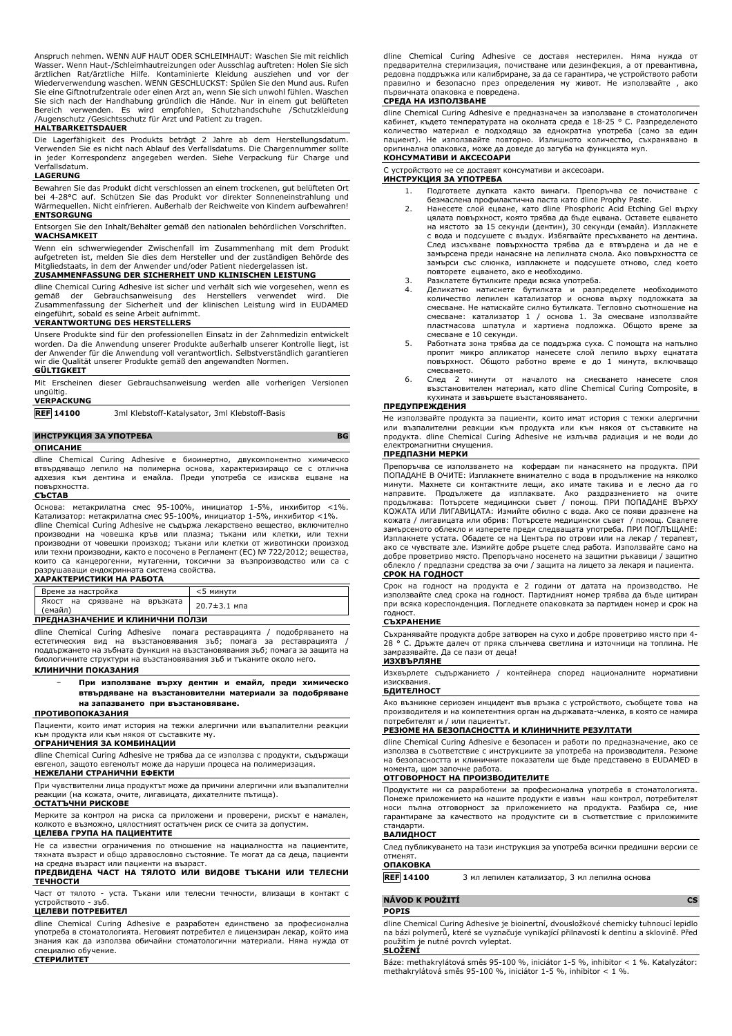Anspruch nehmen. WENN AUF HAUT ODER SCHLEIMHAUT: Waschen Sie mit reichlich Wasser. Wenn Haut-/Schleimhautreizungen oder Ausschlag auftreten: Holen Sie sich ärztlichen Rat/ärztliche Hilfe. Kontaminierte Kleidung ausziehen und vor der Wiederverwendung waschen. WENN GESCHLUCKST: Spülen Sie den Mund aus. Rufen Sie eine Giftnotrufzentrale oder einen Arzt an, wenn Sie sich unwohl fühlen. Waschen Sie sich nach der Handhabung gründlich die Hände. Nur in einem gut belüfteten Bereich verwenden. Es wird empfohlen, Schutzhandschuhe /Schutzkleidung /Augenschutz /Gesichtsschutz für Arzt und Patient zu tragen.

**HALTBARKEITSDAUER**

Die Lagerfähigkeit des Produkts beträgt 2 Jahre ab dem Herstellungsdatum. Verwenden Sie es nicht nach Ablauf des Verfallsdatums. Die Chargennummer sollte in jeder Korrespondenz angegeben werden. Siehe Verpackung für Charge und Verfallsdatum.

**LAGERUNG**

Bewahren Sie das Produkt dicht verschlossen an einem trockenen, gut belüfteten Ort bei 4-28°C auf. Schützen Sie das Produkt vor direkter Sonneneinstrahlung und Wärmequellen. Nicht einfrieren. Außerhalb der Reichweite von Kindern aufbewahren!

**ENTSORGUNG**

Entsorgen Sie den Inhalt/Behälter gemäß den nationalen behördlichen Vorschriften.

**WACHSAMKEIT**

Wenn ein schwerwiegender Zwischenfall im Zusammenhang mit dem Produkt aufgetreten ist, melden Sie dies dem Hersteller und der zuständigen Behörde des Mitgliedstaats, in dem der Anwender und/oder Patient niedergelassen ist.

**ZUSAMMENFASSUNG DER SICHERHEIT UND KLINISCHEN LEISTUNG**

dline Chemical Curing Adhesive ist sicher und verhält sich wie vorgesehen, wenn es gemäß der Gebrauchsanweisung des Herstellers verwendet wird. Die Zusammenfassung der Sicherheit und der klinischen Leistung wird in EUDAMED eingeführt, sobald es seine Arbeit aufnimmt.

**VERANTWORTUNG DES HERSTELLERS**

Unsere Produkte sind für den professionellen Einsatz in der Zahnmedizin entwickelt worden. Da die Anwendung unserer Produkte außerhalb unserer Kontrolle liegt, ist der Anwender für die Anwendung voll verantwortlich. Selbstverständlich garantieren wir die Qualität unserer Produkte gemäß den angewandten Normen.

**GÜLTIGKEIT**

Mit Erscheinen dieser Gebrauchsanweisung werden alle vorherigen Versionen ungültig.

**VERPACKUNG**

**REF 14100** 3ml Klebstoff-Katalysator, 3ml Klebstoff-Basis

## ИНСТРУКЦИЯ ЗА УПОТРЕБА — BG

**ОПИСАНИЕ**

dline Chemical Curing Adhesive е биоинертно, двукомпонентно химическо втвърдяващо лепило на полимерна основа, характеризиращо се с отлична адхезия към дентина и емайла. Преди употреба се изисква ецване на повърхността.

**СЪСТАВ**

Основа: метакрилатна смес 95-100%, инициатор 1-5%, инхибитор <1%. Катализатор: метакрилатна смес 95-100%, инициатор 1-5%, инхибитор <1%.
dline Chemical Curing Adhesive не съдържа лекарствено вещество, включително производни на човешка кръв или плазма; тъкани или клетки, или техни производни от човешки произход; тъкани или клетки от животински произход или техни производни, както е посочено в Регламент (ЕС) № 722/2012; вещества, които са канцерогенни, мутагенни, токсични за възпроизводство или са с разрушаващи ендокринната система свойства.

**ХАРАКТЕРИСТИКИ НА РАБОТА**

| Време за настройка | <5 минути |
|---|---|
| Якост на срязване на връзката (емайл) | 20.7±3.1 мпа |

**ПРЕДНАЗНАЧЕНИЕ И КЛИНИЧНИ ПОЛЗИ**

dline Chemical Curing Adhesive помага реставрацията / подобряването на естетическия вид на възстановявания зъб; помага за реставрацията / поддържането на зъбната функция на възстановявания зъб; помага за защита на биологичните структури на възстановявания зъб и тъканите около него.

**КЛИНИЧНИ ПОКАЗАНИЯ**

- **При използване върху дентин и емайл, преди химическо втвърдяване на възстановителни материали за подобряване на запазването при възстановяване.**

**ПРОТИВОПОКАЗАНИЯ**

Пациенти, които имат история на тежки алергични или възпалителни реакции към продукта или към някоя от съставките му.

**ОГРАНИЧЕНИЯ ЗА КОМБИНАЦИИ**

dline Chemical Curing Adhesive не трябва да се използва с продукти, съдържащи евгенол, защото евгенолът може да наруши процеса на полимеризация.

**НЕЖЕЛАНИ СТРАНИЧНИ ЕФЕКТИ**

При чувствителни лица продуктът може да причини алергични или възпалителни реакции (на кожата, очите, лигавицата, дихателните пътища).

**ОСТАТЪЧНИ РИСКОВЕ**

Мерките за контрол на риска са приложени и проверени, рискът е намален, колкото е възможно, цялостният остатъчен риск се счита за допустим.

**ЦЕЛЕВА ГРУПА НА ПАЦИЕНТИТЕ**

Не са известни ограничения по отношение на националността на пациентите, тяхната възраст и общо здравословно състояние. Те могат да са деца, пациенти на средна възраст или пациенти на възраст.

**ПРЕДВИДЕНА ЧАСТ НА ТЯЛОТО ИЛИ ВИДОВЕ ТЪКАНИ ИЛИ ТЕЛЕСНИ ТЕЧНОСТИ**

Част от тялото - уста. Тъкани или телесни течности, влизащи в контакт с устройството - зъб.

**ЦЕЛЕВИ ПОТРЕБИТЕЛ**

dline Chemical Curing Adhesive е разработен единствено за професионална употреба в стоматологията. Неговият потребител е лицензиран лекар, който има знания как да използва обичайни стоматологични материали. Няма нужда от специално обучение.

**СТЕРИЛИТЕТ**

dline Chemical Curing Adhesive се доставя нестерилен. Няма нужда от предварителна стерилизация, почистване или дезинфекция, а от превантивна, редовна поддръжка или калибриране, за да се гарантира, че устройството работи правилно и безопасно през определения му живот. Не използвайте , ако първичната опаковка е повредена.

**СРЕДА НА ИЗПОЛЗВАНЕ**

dline Chemical Curing Adhesive е предназначен за използване в стоматологичен кабинет, където температурата на околната среда е 18-25 ° C. Разпределеното количество материал е подходящо за еднократна употреба (само за един пациент). Не използвайте повторно. Излишното количество, съхранявано в оригинална опаковка, може да доведе до загуба на функцията муl.

**КОНСУМАТИВИ И АКСЕСОАРИ**

С устройството не се доставят консумативи и аксесоари.

**ИНСТРУКЦИЯ ЗА УПОТРЕБА**

1. Подгответе дупката както винаги. Препоръчва се почистване с безмаслена профилактична паста като dline Prophy Paste.
2. Нанесете слой ецване, като dline Phosphoric Acid Etching Gel върху цялата повърхност, която трябва да бъде ецвана. Оставете ецването на мястото за 15 секунди (дентин), 30 секунди (емайл). Изплакнете с вода и подсушете с въздух. Избягвайте пресъхването на дентина. След изсъхване повърхността трябва да е втвърдена и да не е замърсена преди нанасяне на лепилната смола. Ако повърхността се замърси със слюнка, изплакнете и подсушете отново, след което повторете ецването, ако е необходимо.
3. Разклатете бутилките преди всяка употреба.
4. Деликатно натиснете бутилката и разпределете необходимото количество лепилен катализатор и основа върху подложката за смесване. Не натискайте силно бутилката. Тегловно съотношение на смесване: катализатор 1 / основа 1. За смесване използвайте пластмасова шпатула и хартиена подложка. Общото време за смесване е 10 секунди.
5. Работната зона трябва да се поддържа суха. С помощта на напълно пропит микро апликатор нанесете слой лепило върху ецнатата повърхност. Общото работно време е до 1 минута, включващо смесването.
6. След 2 минути от началото на смесването нанесете слоя възстановителен материал, като dline Chemical Curing Composite, в кухината и завършете възстановяването.

**ПРЕДУПРЕЖДЕНИЯ**

Не използвайте продукта за пациенти, които имат история с тежки алергични или възпалителни реакции към продукти или към някоя от съставките на продукта. dline Chemical Curing Adhesive не излъчва радиация и не води до електромагнитни смущения.

**ПРЕДПАЗНИ МЕРКИ**

Препоръчва се използването на кофердам пи нанасянето на продукта. ПРИ ПОПАДАНЕ В ОЧИТЕ: Изплакнете внимателно с вода в продължение на няколко минути. Махнете си контактните лещи, ако имате такива и е лесно да го направите. Продължете да изплаквате. Ако раздразнението на очите продължава: Потърсете медицински съвет / помощ. ПРИ ПОПАДАНЕ ВЪРХУ КОЖАТА ИЛИ ЛИГАВИЦАТА: Измийте обилно с вода. Ако се появи дразнене на кожата / лигавицата или обрив: Потърсете медицински съвет / помощ. Свалете замърсеното облекло и изперете преди следващата употреба. ПРИ ПОГЛЪЩАНЕ: Изплакнете устата. Обадете се на Центъра по отрови или на лекар / терапевт, ако се чувствате зле. Измийте добре ръцете след работа. Използвайте само на добре проветриво място. Препоръчано носенето на защитни ръкавици / защитно облекло / предпазни средства за очи / защита на лицето за лекаря и пациента.

**СРОК НА ГОДНОСТ**

Срок на годност на продукта е 2 години от датата на производство. Не използвайте след срока на годност. Партидният номер трябва да бъде цитиран при всяка кореспонденция. Погледнете опаковката за партиден номер и срок на годност.

**СЪХРАНЕНИЕ**

Съхранявайте продукта добре затворен на сухо и добре проветриво място при 4-28 ° C. Дръжте далеч от пряка слънчева светлина и източници на топлина. Не замразявайте. Да се пази от деца!

**ИЗХВЪРЛЯНЕ**

Изхвърлете съдържанието / контейнера според националните нормативни изисквания.

**БДИТЕЛНОСТ**

Ако възникне сериозен инцидент във връзка с устройството, съобщете това на производителя и на компетентния орган на държавата-членка, в която се намира потребителят и / или пациентът.

**РЕЗЮМЕ НА БЕЗОПАСНОСТТА И КЛИНИЧНИТЕ РЕЗУЛТАТИ**

dline Chemical Curing Adhesive е безопасен и работи по предназначение, ако се използва в съответствие с инструкциите за употреба на производителя. Резюме на безопасността и клиничните показатели ще бъде представено в EUDAMED в момента, щом започне работа.

**ОТГОВОРНОСТ НА ПРОИЗВОДИТЕЛИТЕ**

Продуктите ни са разработени за професионална употреба в стоматологията. Понеже приложението на нашите продукти е извън наш контрол, потребителят носи пълна отговорност за приложението на продукта. Разбира се, ние гарантираме за качеството на продуктите си в съответствие с приложимите стандарти.

**ВАЛИДНОСТ**

След публикуването на тази инструкция за употреба всички предишни версии се отменят.

**ОПАКОВКА**

**REF 14100** 3 мл лепилен катализатор, 3 мл лепилна основа

## NÁVOD K POUŽITÍ — CS

**POPIS**

dline Chemical Curing Adhesive je bioinertní, dvousložkové chemicky tuhnoucí lepidlo na bázi polymerů, které se vyznačuje vynikající přilnavostí k dentinu a sklovině. Před použitím je nutné povrch vyleptat.

**SLOŽENÍ**

Báze: methakrylátová směs 95-100 %, iniciátor 1-5 %, inhibitor < 1 %. Katalyzátor: methakrylátová směs 95-100 %, iniciátor 1-5 %, inhibitor < 1 %.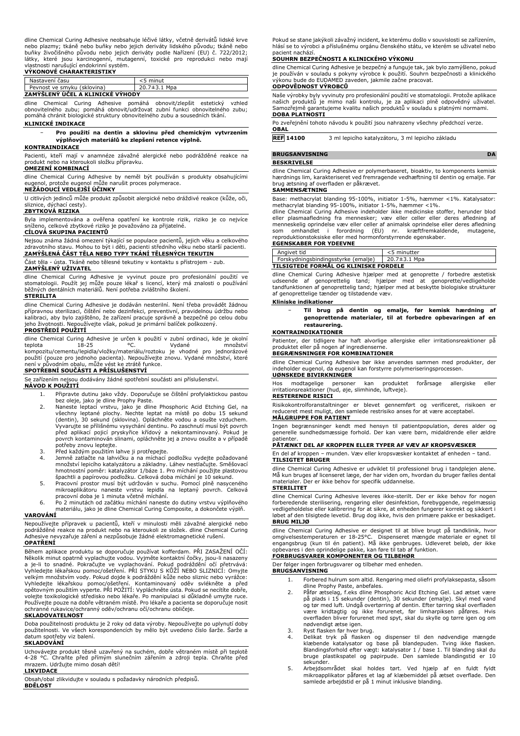dline Chemical Curing Adhesive neobsahuje léčivé látky, včetně derivátů lidské krve nebo plazmy; tkáně nebo buňky nebo jejich deriváty lidského původu; tkáně nebo buňky živočišného původu nebo jejich deriváty podle Nařízení (EU) č. 722/2012; látky, které jsou karcinogenní, mutagenní, toxické pro reprodukci nebo mají vlastnosti narušující endokrinní systém.

**VÝKONOVÉ CHARAKTERISTIKY**

| Nastavení času | <5 minut |
|---|---|
| Pevnost ve smyku (sklovina) | 20.7±3.1 Mpa |

**ZAMÝŠLENÝ ÚČEL A KLINICKÉ VÝHODY**

dline Chemical Curing Adhesive pomáhá obnovit/zlepšit estetický vzhled obnovitelného zubu; pomáhá obnovit/udržovat zubní funkci obnovitelného zubu; pomáhá chránit biologické struktury obnovitelného zubu a sousedních tkání.

**KLINICKÉ INDIKACE**

- **Pro použití na dentin a sklovinu před chemickým vytvrzením výplňových materiálů ke zlepšení retence výplně.**

**KONTRAINDIKACE**

Pacienti, kteří mají v anamnéze závažné alergické nebo podrážděné reakce na produkt nebo na kteroukoli složku přípravku.

**OMEZENÍ KOMBINACÍ**

dline Chemical Curing Adhesive by neměl být používán s produkty obsahujícími eugenol, protože eugenol může narušit proces polymerace.

**NEŽÁDOUCÍ VEDLEJŠÍ ÚČINKY**

U citlivých jedinců může produkt způsobit alergické nebo dráždivé reakce (kůže, oči, sliznice, dýchací cesty).

**ZBYTKOVÁ RIZIKA**

Byla implementována a ověřena opatření ke kontrole rizik, riziko je co nejvíce sníženo, celkové zbytkové riziko je považováno za přijatelné.

**CÍLOVÁ SKUPINA PACIENTŮ**

Nejsou známa žádná omezení týkající se populace pacientů, jejich věku a celkového zdravotního stavu. Mohou to být i děti, pacienti středního věku nebo starší pacienti.

**ZAMÝŠLENÁ ČÁST TĚLA NEBO TYPY TKÁNÍ TĚLESNÝCH TEKUTIN**

Část těla - ústa. Tkáně nebo tělesné tekutiny v kontaktu s přístrojem - zub.

**ZAMÝŠLENÝ UŽIVATEL**

dline Chemical Curing Adhesive je vyvinut pouze pro profesionální použití ve stomatologii. Použít jej může pouze lékař s licencí, který má znalosti o používání běžných dentálních materiálů. Není potřeba zvláštního školení.

**STERILITA**

dline Chemical Curing Adhesive je dodáván nesterilní. Není třeba provádět žádnou přípravnou sterilizaci, čištění nebo dezinfekci, preventivní, pravidelnou údržbu nebo kalibraci, aby bylo zajištěno, že zařízení pracuje správně a bezpečně po celou dobu jeho životnosti. Nepoužívejte však, pokud je primární balíček poškozený.

**PROSTŘEDÍ POUŽITÍ**

dline Chemical Curing Adhesive je určen k použití v zubní ordinaci, kde je okolní teplota 18-25 °C. Vydané množství kompozitu/cementu/lepidla/vložky/materiálu/roztoku je vhodné pro jednorázové použití (pouze pro jednoho pacienta). Nepoužívejte znovu. Vydané množství, které není v původním obalu, může vést ke ztrátě funkce.

**SPOTŘEBNÍ SOUČÁSTI A PŘÍSLUŠENSTVÍ**

Se zařízením nejsou dodávány žádné spotřební součásti ani příslušenství.

**NÁVOD K POUŽITÍ**

1. Připravte dutinu jako vždy. Doporučuje se čištění profylaktickou pastou bez oleje, jako je dline Prophy Paste.
2. Naneste leptací vrstvu, jako je dline Phosphoric Acid Etching Gel, na všechny leptané plochy. Nechte leptat na místě po dobu 15 sekund (dentin), 30 sekund (sklovina). Opláchněte vodou a osušte vzduchem. Vyvarujte se přílišnému vysychání dentinu. Po zaschnutí musí být povrch před aplikací pojicí pryskyřice křídový a nekontaminovaný. Pokud je povrch kontaminován slinami, opláchněte jej a znovu osušte a v případě potřeby znovu leptejte.
3. Před každým použitím lahve ji protřepejte.
4. Jemně zatlačte na lahvičku a na míchací podložku vydejte požadované množství lepicího katalyzátoru a základny. Láhev nestlačujte. Směšovací hmotnostní poměr: katalyzátor 1/báze 1. Pro míchání použijte plastovou špachtli a papírovou podložku. Celková doba míchání je 10 sekund.
5. Pracovní prostor musí být udržován v suchu. Pomocí plně nasyceného mikroaplikátoru naneste vrstvu lepidla na leptaný povrch. Celková pracovní doba je 1 minuta včetně míchání.
6. Po 2 minutách od začátku míchání naneste do dutiny vrstvu výplňového materiálu, jako je dline Chemical Curing Composite, a dokončete výplň.

**VAROVÁNÍ**

Nepoužívejte přípravek u pacientů, kteří v minulosti měli závažné alergické nebo podrážděné reakce na produkt nebo na kteroukoli z jeho složek. dline Chemical Curing Adhesive nevyzařuje záření a nezpůsobuje žádné elektromagnetické rušení.

**OPATŘENÍ**

Během aplikace produktu se doporučuje používat kofferdam. PŘI ZASAŽENÍ OČÍ: Několik minut opatrně vyplachujte vodou. Vyjměte kontaktní čočky, jsou-li nasazeny a je-li to snadné. Pokračujte ve vyplachování. Pokud podráždění očí přetrvává: Vyhledejte lékařskou pomoc/ošetření. PŘI STYKU S KŮŽÍ NEBO SLIZNICÍ: Omyjte velkým množstvím vody. Pokud dojde k podráždění kůže nebo sliznic nebo vyrážce: Vyhledejte lékařskou pomoc/ošetření. Kontaminovaný oděv svlékněte a před opětovným použitím vyperte. PŘI POŽITÍ: Vypláchněte ústa. Pokud se necítíte dobře, volejte toxikologické středisko nebo lékaře. Po manipulaci si důkladně umyjte ruce. Používejte pouze na dobře větraném místě. Pro lékaře a pacienta se doporučuje nosit ochranné rukavice/ochranný oděv/ochranu očí/ochranu obličeje.

**SKLADOVATELNOST**

Doba použitelnosti produktu je 2 roky od data výroby. Nepoužívejte po uplynutí doby použitelnosti. Ve všech korespondencích by mělo být uvedeno číslo šarže. Šarže a datum spotřeby viz balení.

**SKLADOVÁNÍ**

Uchovávejte produkt těsně uzavřený na suchém, dobře větraném místě při teplotě 4-28 °C. Chraňte před přímým slunečním zářením a zdroji tepla. Chraňte před mrazem. Udržujte mimo dosah dětí!

**LIKVIDACE**

Obsah/obal zlikvidujte v souladu s požadavky národních předpisů.

**BDĚLOST**

Pokud se stane jakýkoli závažný incident, ke kterému došlo v souvislosti se zařízením, hlásí se to výrobci a příslušnému orgánu členského státu, ve kterém se uživatel nebo pacient nachází.

**SOUHRN BEZPEČNOSTI A KLINICKÉHO VÝKONU**

dline Chemical Curing Adhesive je bezpečný a funguje tak, jak bylo zamýšleno, pokud je používán v souladu s pokyny výrobce k použití. Souhrn bezpečnosti a klinického výkonu bude do EUDAMED zaveden, jakmile začne pracovat.

**ODPOVĚDNOST VÝROBCŮ**

Naše výrobky byly vyvinuty pro profesionální použití ve stomatologii. Protože aplikace našich produktů je mimo naši kontrolu, je za aplikaci plně odpovědný uživatel. Samozřejmě garantujeme kvalitu našich produktů v souladu s platnými normami.

**DOBA PLATNOSTI**

Po zveřejnění tohoto návodu k použití jsou nahrazeny všechny předchozí verze.

**OBAL**

| REF 14100 | 3 ml lepicího katalyzátoru, 3 ml lepicího základu |
|---|---|

## BRUGSANVISNING DA

**BESKRIVELSE**

dline Chemical Curing Adhesive er polymerbaseret, bioaktiv, to komponents kemisk hærdnings lim, karakteriseret ved fremragende vedhæftning til dentin og emalje. Før brug ætsning af overfladen er påkrævet.

**SAMMENSÆTNING**

Base: methacrylat blanding 95-100%, initiator 1-5%, hæmmer <1%. Katalysator: methacrylat blanding 95-100%, initiator 1-5%, hæmmer <1%.

dline Chemical Curing Adhesive indeholder ikke medicinske stoffer, herunder blod eller plasmaafledning fra mennesker; væv eller celler eller deres afledning af menneskelig oprindelse væv eller celler af animalsk oprindelse eller deres afledning som omhandlet i forordning (EU) nr. kræftfremkaldende, mutagene, reproduktionstoksiske eller med hormonforstyrrende egenskaber.

**EGENSKABER FOR YDEEVNE**

| Angivet tid | <5 minutter |
|---|---|
| Forskydningsbindingsstyrke (emalje) | 20.7±3.1 Mpa |

**TILSIGTEDE FORMÅL OG KLINISKE FORDELE**

dline Chemical Curing Adhesive hjælper med at genoprette / forbedre æstetisk udseende af genoprettelig tand; hjælper med at genoprette/vedligeholde tandfunktionen af genoprettelig tand; hjælper med at beskytte biologiske strukturer af genoprettelige tænder og tilstødende væv.

**Kliniske indikationer**

- **Til brug på dentin og emalje, før kemisk hærdning af genoprettende materialer, til at forbedre opbevaringen af en restaurering.**

**KONTRAINDIKATIONER**

Patienter, der tidligere har haft alvorlige allergiske eller irritationsreaktioner på produktet eller på nogen af ingredienserne.

**BEGRÆNSNINGER FOR KOMBINATIONER**

dline Chemical Curing Adhesive bør ikke anvendes sammen med produkter, der indeholder eugenol, da eugenol kan forstyrre polymeriseringsprocessen.

**UØNSKEDE BIVIRKNINGER**

Hos modtagelige personer kan produktet forårsage allergiske eller irritationsreaktioner (hud, øje, slimhinde, luftveje).

**RESTERENDE RISICI**

Risikokontrolforanstaltninger er blevet gennemført og verificeret, risikoen er reduceret mest muligt, den samlede restrisiko anses for at være acceptabel.

**MÅLGRUPPE FOR PATIENT**

Ingen begrænsninger kendt med hensyn til patientpopulation, deres alder og generelle sundhedsmæssige forhold. Der kan være børn, midaldrende eller ældre patienter.

**PÅTÆNKT DEL AF KROPPEN ELLER TYPER AF VÆV AF KROPSVÆSKER**

En del af kroppen – munden. Væv eller kropsvæsker kontaktet af enheden – tand.

**TILSIGTET BRUGER**

dline Chemical Curing Adhesive er udviklet til professionel brug i tandplejen alene. Må kun bruges af licenseret læge, der har viden om, hvordan du bruger fælles dental materialer. Der er ikke behov for specifik uddannelse.

**STERILITET**

dline Chemical Curing Adhesive leveres ikke-sterilt. Der er ikke behov for nogen forberedende sterilisering, rengøring eller desinfektion, forebyggende, regelmæssig vedligeholdelse eller kalibrering for at sikre, at enheden fungerer korrekt og sikkert i løbet af den tilsigtede levetid. Brug dog ikke, hvis den primære pakke er beskadiget.

**BRUG MILJØ**

dline Chemical Curing Adhesive er designet til at blive brugt på tandklinik, hvor omgivelsestemperaturen er 18-25°C. Dispenseret mængde materiale er egnet til engangsbrug (kun til én patient). Må ikke genbruges. Udleveret beløb, der ikke opbevares i den oprindelige pakke, kan føre til tab af funktion.

**FORBRUGSVARER KOMPONENTER OG TILBEHØR**

Der følger ingen forbrugsvarer og tilbehør med enheden.

**BRUGSANVISNING**

1. Forbered hulrum som altid. Rengøring med oliefri profylaksepasta, såsom dline Prophy Paste, anbefales.
2. Påfør ætselag, f.eks dline Phosphoric Acid Etching Gel. Lad ætset være på plads i 15 sekunder (dentin), 30 sekunder (emalje). Skyl med vand og tør med luft. Undgå overtørring af dentin. Efter tørring skal overfladen være kridtagtig og ikke forurenet, før limharpiksen påføres. Hvis overfladen bliver forurenet med spyt, skal du skylle og tørre igen og om nødvendigt ætse igen.
3. Ryst flasken før hver brug.
4. Delikat tryk på flasken og dispenser til den nødvendige mængde klæbende katalysator og base på blandepuden. Tving ikke flasken. Blandingsforhold efter vægt: katalysator 1 / base 1. Til blanding skal du bruge plastikspatel og papirpude. Den samlede blandingstid er 10 sekunder.
5. Arbejdsområdet skal holdes tørt. Ved hjælp af en fuldt fyldt mikroapplikator påføres et lag af klæbemiddel på ætset overflade. Den samlede arbejdstid er på 1 minut inklusive blanding.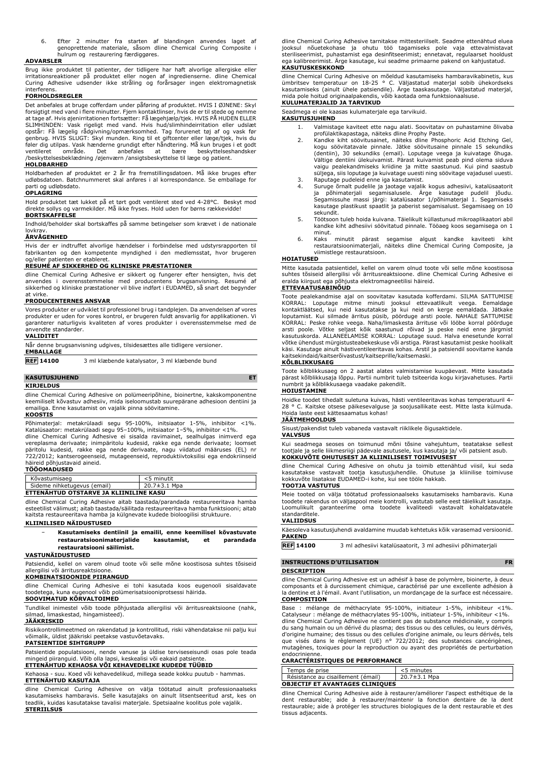6. Efter 2 minutter fra starten af blandingen anvendes laget af genoprettende materiale, såsom dline Chemical Curing Composite i hulrum og restaurering færdiggøres.

**ADVARSLER**

Brug ikke produktet til patienter, der tidligere har haft alvorlige allergiske eller irritationsreaktioner på produktet eller nogen af ingredienserne. dline Chemical Curing Adhesive udsender ikke stråling og forårsager ingen elektromagnetisk interferens.

**FORHOLDSREGLER**

Det anbefales at bruge cofferdam under påføring af produktet. HVIS I ØJNENE: Skyl forsigtigt med vand i flere minutter. Fjern kontaktlinser, hvis de er til stede og nemme at tage af. Hvis øjenirritationen fortsætter: Få lægehjælp/tjek. HVIS PÅ HUDEN ELLER SLIMHINDEN: Vask rigeligt med vand. Hvis hud/slimhindeirritation eller udslæt opstår: Få lægelig rådgivning/opmærksomhed. Tag forurenet tøj af og vask før genbrug. HVIS SLUGT: Skyl munden. Ring til et giftcenter eller læge/tjek, hvis du føler dig utilpas. Vask hænderne grundigt efter håndtering. Må kun bruges i et godt ventileret område. Det anbefales at bære beskyttelseshandsker /beskyttelsesbeklædning /øjenværn /ansigtsbeskyttelse til læge og patient.

**HOLDBARHED**

Holdbarheden af produktet er 2 år fra fremstillingsdatoen. Må ikke bruges efter udløbsdatoen. Batchnummeret skal anføres i al korrespondance. Se emballage for parti og udløbsdato.

**OPLAGRING**

Hold produktet tæt lukket på et tørt godt ventileret sted ved 4-28°C. Beskyt mod direkte sollys og varmekilder. Må ikke fryses. Hold uden for børns rækkevidde!

**BORTSKAFFELSE**

Indhold/beholder skal bortskaffes på samme betingelser som krævet i de nationale lovkrav.

**ÅRVÅGENHED**

Hvis der er indtruffet alvorlige hændelser i forbindelse med udstyrsrapporten til fabrikanten og den kompetente myndighed i den medlemsstat, hvor brugeren og/eller patienten er etableret.

**RESUMÉ AF SIKKERHED OG KLINISKE PRÆSTATIONER**

dline Chemical Curing Adhesive er sikkert og fungerer efter hensigten, hvis det anvendes i overensstemmelse med producentens brugsanvisning. Resumé af sikkerhed og kliniske præstationer vil blive indført i EUDAMED, så snart det begynder at virke.

**PRODUCENTERNES ANSVAR**

Vores produkter er udviklet til professionel brug i tandplejen. Da anvendelsen af vores produkter er uden for vores kontrol, er brugeren fuldt ansvarlig for applikationen. Vi garanterer naturligvis kvaliteten af vores produkter i overensstemmelse med de anvendte standarder.

**VALIDITET**

Når denne brugsanvisning udgives, tilsidesættes alle tidligere versioner.

**EMBALLAGE**

**REF 14100** 3 ml klæbende katalysator, 3 ml klæbende bund

## KASUTUSJUHEND ET

**KIRJELDUS**

dline Chemical Curing Adhesive on polümeeripõhine, bioinertne, kakskomponentne keemiliselt kõvastuv adhesiiv, mida iseloomustab suurepärane adhesioon dentiini ja emailiga. Enne kasutamist on vajalik pinna söövitamine.

**KOOSTIS**

Põhimaterjal: metakrülaadi segu 95-100%, initsiaator 1-5%, inhibiitor <1%.
Katalüsaator: metakrülaadi segu 95–100%, initsiaator 1–5%, inhibiitor <1%.
dline Chemical Curing Adhesive ei sisalda ravimainet, sealhulgas inimverd ega vereplasma derivaate; inimpäritolu kudesid, rakke ega nende derivaate; loomset päritolu kudesid, rakke ega nende derivaate, nagu viidatud määruses (EL) nr 722/2012; kantserogeenseid, mutageenseid, reproduktiivtoksilisi ega endokriinseid häireid põhjustavaid aineid.

**TÖÖOMADUSED**

| Kõvastumisaeg | <5 minutit |
|---|---|
| Sideme nihketugevus (email) | 20.7±3.1 Mpa |

**ETTENÄHTUD OTSTARVE JA KLIINILINE KASU**

dline Chemical Curing Adhesive aitab taastada/parandada restaureeritava hamba esteetilist välimust; aitab taastada/säilitada restaureeritava hamba funktsiooni; aitab kaitsta restaureeritava hamba ja külgnevate kudede bioloogilisi struktuure.

**KLIINILISED NÄIDUSTUSED**

- **Kasutamiseks dentiinil ja emailil, enne keemilisel kõvastuvate restauratsioonimaterjalide kasutamist, et parandada restauratsiooni säilimist.**

**VASTUNÄIDUSTUSED**

Patsiendid, kellel on varem olnud toote või selle mõne koostisosa suhtes tõsiseid allergilisi või ärritusreaktsioone.

**KOMBINATSIOONIDE PIIRANGUD**

dline Chemical Curing Adhesive ei tohi kasutada koos eugenooli sisaldavate toodetega, kuna eugenool võib polümerisatsiooniprotsessi häirida.

**SOOVIMATUD KÕRVALTOIMED**

Tundlikel inimestel võib toode põhjustada allergilisi või ärritusreaktsioone (nahk, silmad, limaskestad, hingamisteed).

**JÄÄKRISKID**

Riskikontrollimeetmed on rakendatud ja kontrollitud, riski vähendatakse nii palju kui võimalik, üldist jääkriski peetakse vastuvõetavaks.

**PATSIENTIDE SIHTGRUPP**

Patsientide populatsiooni, nende vanuse ja üldise terviseseisundi osas pole teada mingeid piiranguid. Võib olla lapsi, keskealisi või eakaid patsiente.

**ETTENÄHTUD KEHAOSA VÕI KEHAVEDELIKE KUDEDE TÜÜBID**

Kehaosa - suu. Koed või kehavedelikud, millega seade kokku puutub - hammas.

**ETTENÄHTUD KASUTAJA**

dline Chemical Curing Adhesive on välja töötatud ainult professionaalseks kasutamiseks hambaravis. Selle kasutajaks on ainult litsenseeritud arst, kes on teadlik, kuidas kasutatakse tavalisi materjale. Spetsiaalne koolitus pole vajalik.

**STERIILSUS**

dline Chemical Curing Adhesive tarnitakse mittesteriilselt. Seade ettenähtud eluea jooksul nõuetekohase ja ohutu töö tagamiseks pole vaja ettevalmistavat steriliseerimist, puhastamist ega desinfitseerimist; ennetavat, regulaarset hooldust ega kalibreerimist. Ärge kasutage, kui seadme primaarne pakend on kahjustatud.

**KASUTUSKESKKOND**

dline Chemical Curing Adhesive on mõeldud kasutamiseks hambaravikabinetis, kus ümbritsev temperatuur on 18-25 ° C. Väljastatud materjal sobib ühekordseks kasutamiseks (ainult ühele patsiendile). Ärge taaskasutage. Väljastatud materjal, mida pole hoitud originaalpakendis, võib kaotada oma funktsionaalsuse.

**KULUMATERJALID JA TARVIKUD**

Seadmega ei ole kaasas kulumaterjale ega tarvikuid.

**KASUTUSJUHEND**

1. Valmistage kaviteet ette nagu alati. Soovitatav on puhastamine õlivaba profülaktikapastaga, näiteks dline Prophy Paste.
2. Kandke kiht söövitusainet, näiteks dline Phosphoric Acid Etching Gel, kogu söövitatavale pinnale. Jätke söövitusaine pinnale 15 sekundiks (dentiin), 30 sekundiks (email). Loputage vega ja kuivatage õhuga. Vältige dentiini ülekuivamist. Pärast kuivamist peab pind olema siduva vaigu pealekandmiseks kriidine ja mitte saastunud. Kui pind saastub süljega, siis loputage ja kuivatage uuesti ning söövitage vajadusel uuesti.
3. Raputage pudeleid enne iga kasutamist.
4. Suruge õrnalt pudelile ja jaotage vajalik kogus adhesiivi, katalüsaatorit ja põhimaterjali segamisalusele. Ärge kasutage pudelil jõudu. Segamissuhe massi järgi: katalüsaator 1/põhimaterjal 1. Segamiseks kasutage plastikust spaatlit ja paberist segamisalust. Segamisaeg on 10 sekundit.
5. Töötsoon tuleb hoida kuivana. Täielikult küllastunud mikroaplikaatori abil kandke kiht adhesiivi söövitatud pinnale. Töötage koos segamisega on 1 minut.
6. Kaks minutit pärast segamise algust kandke kaviteeti kiht restauratsioonimaterjali, näiteks dline Chemical Curing Composite, ja viimistlege restauratsioon.

**HOIATUSED**

Mitte kasutada patsientidel, kellel on varem olnud toote või selle mõne koostisosa suhtes tõsiseid allergilisi või ärritusreaktsioone. dline Chemical Curing Adhesive ei eralda kiirgust ega põhjusta elektromagneetilisi häireid.

**ETTEVAATUSABINÕUD**

Toote pealekandmise ajal on soovitatav kasutada kofferdami. SILMA SATTUMISE KORRAL: Loputage mitme minuti jooksul ettevaatlikult veega. Eemaldage kontaktläätsed, kui neid kasutatakse ja kui neid on kerge eemaldada. Jätkake loputamist. Kui silmade ärritus püsib, pöörduge arsti poole. NAHALE SATTUMISE KORRAL: Peske rohke veega. Naha/limaskesta ärrituse või lööbe korral pöörduge arsti poole. Võtke seljast kõik saastunud rõivad ja peske neid enne järgmist kasutuskorda. ALLANEELAMISE KORRAL: Loputage suud. Halva enesetunde korral võtke ühendust mürgistusteabekeskuse või arstiga. Pärast kasutamist peske hoolikalt käsi. Kasutage ainult hästiventileeritavas kohas. Arstil ja patsiendil soovitame kanda kaitsekindaid/kaitserõivastust/kaitseprille/kaitsemaski.

**KÕLBLIKKUSAEG**

Toote kõlblikkusaeg on 2 aastat alates valmistamise kuupäevast. Mitte kasutada pärast kõlblikkusaja lõppu. Partii numbrit tuleb tsiteerida kogu kirjavahetuses. Partii numbrit ja kõlblikkusaega vaadake pakendilt.

**HOIUSTAMINE**

Hoidke toodet tihedalt suletuna kuivas, hästi ventileeritavas kohas temperatuuril 4-28 ° C. Kaitske otsese päikesevalguse ja soojusallikate eest. Mitte lasta külmuda. Hoida laste eest kättesaamatus kohas!

**JÄÄTMEHOOLDUS**

Sisust/pakendist tuleb vabaneda vastavalt riiklikele õigusaktidele.

**VALVSUS**

Kui seadmega seoses on toimunud mõni tõsine vahejuhtum, teatatakse sellest tootjale ja selle liikmesriigi pädevale asutusele, kus kasutaja ja/ või patsient asub.

**KOKKUVÕTE OHUTUSEST JA KLIINILISEST TOIMIVUSEST**

dline Chemical Curing Adhesive on ohutu ja toimib ettenähtud viisil, kui seda kasutatakse vastavalt tootja kasutusjuhendile. Ohutuse ja kliinilise toimivuse kokkuvõte lisatakse EUDAMED-i kohe, kui see tööle hakkab.

**TOOTJA VASTUTUS**

Meie tooted on välja töötatud professionaalseks kasutamiseks hambaravis. Kuna toodete rakendus on väljaspool meie kontrolli, vastutab selle eest täielikult kasutaja. Loomulikult garanteerime oma toodete kvaliteedi vastavalt kohaldatavatele standarditele.

**VALIIDSUS**

Käesoleva kasutusjuhendi avaldamine muudab kehtetuks kõik varasemad versioonid.

**PAKEND**

**REF 14100** 3 ml adhesiivi katalüsaatorit, 3 ml adhesiivi põhimaterjali

## INSTRUCTIONS D'UTILISATION FR

**DESCRIPTION**

dline Chemical Curing Adhesive est un adhésif à base de polymère, bioinerte, à deux composants et à durcissement chimique, caractérisé par une excellente adhésion à la dentine et à l'émail. Avant l'utilisation, un mordançage de la surface est nécessaire.

**COMPOSITION**

Base : mélange de méthacrylate 95-100%, initiateur 1-5%, inhibiteur <1%.
Catalyseur : mélange de méthacrylates 95-100%, initiateur 1-5%, inhibiteur <1%.
dline Chemical Curing Adhesive ne contient pas de substance médicinale, y compris du sang humain ou un dérivé du plasma; des tissus ou des cellules, ou leurs dérivés, d'origine humaine; des tissus ou des cellules d'origine animale, ou leurs dérivés, tels que visés dans le règlement (UE) n° 722/2012; des substances cancérigènes, mutagènes, toxiques pour la reproduction ou ayant des propriétés de perturbation endocrinienne.

**CARACTÉRISTIQUES DE PERFORMANCE**

| Temps de prise | <5 minutes |
|---|---|
| Résistance au cisaillement (émail) | 20.7±3.1 Mpa |

**OBJECTIF ET AVANTAGES CLINIQUES**

dline Chemical Curing Adhesive aide à restaurer/améliorer l'aspect esthétique de la dent restaurable; aide à restaurer/maintenir la fonction dentaire de la dent restaurable; aide à protéger les structures biologiques de la dent restaurable et des tissus adjacents.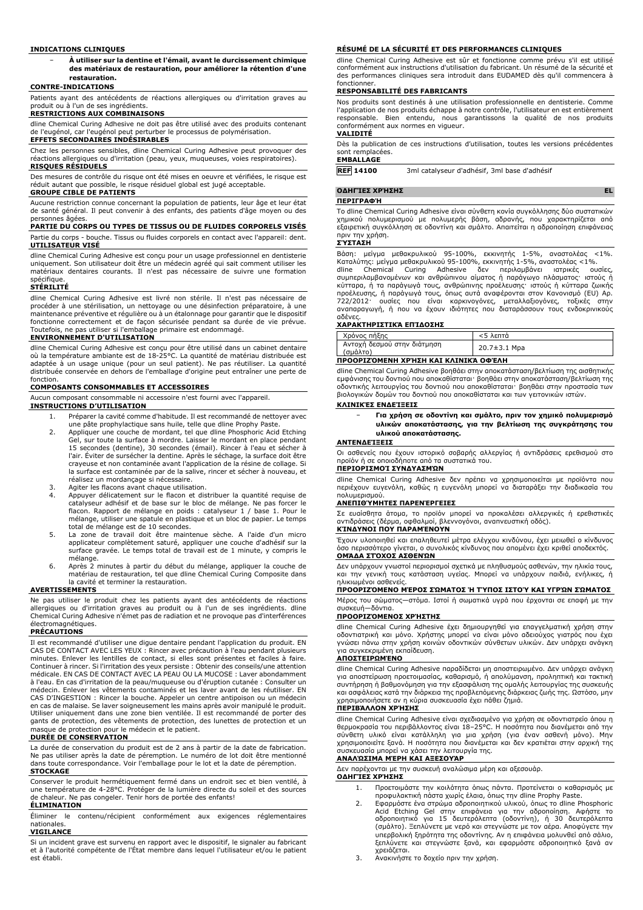### INDICATIONS CLINIQUES

- **À utiliser sur la dentine et l'émail, avant le durcissement chimique des matériaux de restauration, pour améliorer la rétention d'une restauration.**

### CONTRE-INDICATIONS

Patients ayant des antécédents de réactions allergiques ou d'irritation graves au produit ou à l'un de ses ingrédients.

### RESTRICTIONS AUX COMBINAISONS

dline Chemical Curing Adhesive ne doit pas être utilisé avec des produits contenant de l'eugénol, car l'eugénol peut perturber le processus de polymérisation.

### EFFETS SECONDAIRES INDÉSIRABLES

Chez les personnes sensibles, dline Chemical Curing Adhesive peut provoquer des réactions allergiques ou d'irritation (peau, yeux, muqueuses, voies respiratoires).

### RISQUES RÉSIDUELS

Des mesures de contrôle du risque ont été mises en oeuvre et vérifiées, le risque est réduit autant que possible, le risque résiduel global est jugé acceptable.

### GROUPE CIBLE DE PATIENTS

Aucune restriction connue concernant la population de patients, leur âge et leur état de santé général. Il peut convenir à des enfants, des patients d'âge moyen ou des personnes âgées.

### PARTIE DU CORPS OU TYPES DE TISSUS OU DE FLUIDES CORPORELS VISÉS

Partie du corps - bouche. Tissus ou fluides corporels en contact avec l'appareil: dent.

### UTILISATEUR VISÉ

dline Chemical Curing Adhesive est conçu pour un usage professionnel en dentisterie uniquement. Son utilisateur doit être un médecin agréé qui sait comment utiliser les matériaux dentaires courants. Il n'est pas nécessaire de suivre une formation spécifique.

### STÉRILITÉ

dline Chemical Curing Adhesive est livré non stérile. Il n'est pas nécessaire de procéder à une stérilisation, un nettoyage ou une désinfection préparatoire, à une maintenance préventive et régulière ou à un étalonnage pour garantir que le dispositif fonctionne correctement et de façon sécurisée pendant sa durée de vie prévue. Toutefois, ne pas utiliser si l'emballage primaire est endommagé.

### ENVIRONNEMENT D'UTILISATION

dline Chemical Curing Adhesive est conçu pour être utilisé dans un cabinet dentaire où la température ambiante est de 18-25°C. La quantité de matériau distribuée est adaptée à un usage unique (pour un seul patient). Ne pas réutiliser. La quantité distribuée conservée en dehors de l'emballage d'origine peut entraîner une perte de fonction.

### COMPOSANTS CONSOMMABLES ET ACCESSOIRES

Aucun composant consommable ni accessoire n'est fourni avec l'appareil.

### INSTRUCTIONS D'UTILISATION

1. Préparer la cavité comme d'habitude. Il est recommandé de nettoyer avec une pâte prophylactique sans huile, telle que dline Prophy Paste.
2. Appliquer une couche de mordant, tel que dline Phosphoric Acid Etching Gel, sur toute la surface à mordre. Laisser le mordant en place pendant 15 secondes (dentine), 30 secondes (émail). Rincer à l'eau et sécher à l'air. Éviter de sursécher la dentine. Après le séchage, la surface doit être crayeuse et non contaminée avant l'application de la résine de collage. Si la surface est contaminée par de la salive, rincer et sécher à nouveau, et réalisez un mordançage si nécessaire.
3. Agiter les flacons avant chaque utilisation.
4. Appuyer délicatement sur le flacon et distribuer la quantité requise de catalyseur adhésif et de base sur le bloc de mélange. Ne pas forcer le flacon. Rapport de mélange en poids : catalyseur 1 / base 1. Pour le mélange, utiliser une spatule en plastique et un bloc de papier. Le temps total de mélange est de 10 secondes.
5. La zone de travail doit être maintenue sèche. A l'aide d'un micro applicateur complètement saturé, appliquer une couche d'adhésif sur la surface gravée. Le temps total de travail est de 1 minute, y compris le mélange.
6. Après 2 minutes à partir du début du mélange, appliquer la couche de matériau de restauration, tel que dline Chemical Curing Composite dans la cavité et terminer la restauration.

### AVERTISSEMENTS

Ne pas utiliser le produit chez les patients ayant des antécédents de réactions allergiques ou d'irritation graves au produit ou à l'un de ses ingrédients. dline Chemical Curing Adhesive n'émet pas de radiation et ne provoque pas d'interférences électromagnétiques.

### PRÉCAUTIONS

Il est recommandé d'utiliser une digue dentaire pendant l'application du produit. EN CAS DE CONTACT AVEC LES YEUX : Rincer avec précaution à l'eau pendant plusieurs minutes. Enlever les lentilles de contact, si elles sont présentes et faciles à faire. Continuer à rincer. Si l'irritation des yeux persiste : Obtenir des conseils/une attention médicale. EN CAS DE CONTACT AVEC LA PEAU OU LA MUCOSE : Laver abondamment à l'eau. En cas d'irritation de la peau/muqueuse ou d'éruption cutanée : Consulter un médecin. Enlever les vêtements contaminés et les laver avant de les réutiliser. EN CAS D'INGESTION : Rincer la bouche. Appeler un centre antipoison ou un médecin en cas de malaise. Se laver soigneusement les mains après avoir manipulé le produit. Utiliser uniquement dans une zone bien ventilée. Il est recommandé de porter des gants de protection, des vêtements de protection, des lunettes de protection et un masque de protection pour le médecin et le patient.

### DURÉE DE CONSERVATION

La durée de conservation du produit est de 2 ans à partir de la date de fabrication. Ne pas utiliser après la date de péremption. Le numéro de lot doit être mentionné dans toute correspondance. Voir l'emballage pour le lot et la date de péremption.

### STOCKAGE

Conserver le produit hermétiquement fermé dans un endroit sec et bien ventilé, à une température de 4-28°C. Protéger de la lumière directe du soleil et des sources de chaleur. Ne pas congeler. Tenir hors de portée des enfants!

### ÉLIMINATION

Éliminer le contenu/récipient conformément aux exigences réglementaires nationales.

### VIGILANCE

Si un incident grave est survenu en rapport avec le dispositif, le signaler au fabricant et à l'autorité compétente de l'État membre dans lequel l'utilisateur et/ou le patient est établi.

### RÉSUMÉ DE LA SÉCURITÉ ET DES PERFORMANCES CLINIQUES

dline Chemical Curing Adhesive est sûr et fonctionne comme prévu s'il est utilisé conformément aux instructions d'utilisation du fabricant. Un résumé de la sécurité et des performances cliniques sera introduit dans EUDAMED dès qu'il commencera à fonctionner.

### RESPONSABILITÉ DES FABRICANTS

Nos produits sont destinés à une utilisation professionnelle en dentisterie. Comme l'application de nos produits échappe à notre contrôle, l'utilisateur en est entièrement responsable. Bien entendu, nous garantissons la qualité de nos produits conformément aux normes en vigueur.

### VALIDITÉ

Dès la publication de ces instructions d'utilisation, toutes les versions précédentes sont remplacées.

### EMBALLAGE

| REF 14100 | 3ml catalyseur d'adhésif, 3ml base d'adhésif |
|---|---|

## ΟΔΗΓΊΕΣ ΧΡΉΣΗΣ — EL

### ΠΕΡΙΓΡΑΦΉ

Το dline Chemical Curing Adhesive είναι σύνθετη κονία συγκόλλησης δύο συστατικών χημικού πολυμερισμού με πολυμερής βάση, αδρανής, που χαρακτηρίζεται από εξαιρετική συγκόλληση σε οδοντίνη και σμάλτο. Απαιτείται η αδροποίηση επιφάνειας πριν την χρήση.

### ΣΎΣΤΑΣΗ

Βάση: μείγμα μεθακρυλικού 95-100%, εκκινητής 1-5%, αναστολέας <1%.
Καταλύτης: μείγμα μεθακρυλικού 95-100%, εκκινητής 1-5%, αναστολέας <1%.
dline Chemical Curing Adhesive δεν περιλαμβάνει ιατρικές ουσίες, συμπεριλαμβανομένων και ανθρώπινου αίματος ή παράγωγο πλάσματος· ιστούς ή κύτταρα, ή τα παράγωγά τους, ανθρώπινης προέλευσης· ιστούς ή κύτταρα ζωικής προέλευσης, ή παράγωγά τους, όπως αυτά αναφέρονται στον Κανονισμό (EU) Αρ. 722/2012· ουσίες που είναι καρκινογόνες, μεταλλαξιογόνες, τοξικές στην αναπαραγωγή, ή που να έχουν ιδιότητες που διαταράσσουν τους ενδοκρινικούς αδένες.

### ΧΑΡΑΚΤΗΡΙΣΤΙΚΆ ΕΠΊΔΟΣΗΣ

| Χρόνος πήξης | <5 λεπτά |
|---|---|
| Αντοχή δεσμού στην διάτμηση (σμάλτο) | 20.7±3.1 Mpa |

### ΠΡΟΟΡΙΖΌΜΕΝΗ ΧΡΉΣΗ ΚΑΙ ΚΛΙΝΙΚΆ ΟΦΈΛΗ

dline Chemical Curing Adhesive βοηθάει στην αποκατάσταση/βελτίωση της αισθητικής εμφάνισης του δοντιού που αποκαθίσταται· βοηθάει στην αποκατάσταση/βελτίωση της οδοντικής λειτουργίας του δοντιού που αποκαθίσταται· βοηθάει στην προστασία των βιολογικών δομών του δοντιού που αποκαθίσταται και των γειτονικών ιστών.

### ΚΛΙΝΙΚΈΣ ΕΝΔΕΊΞΕΙΣ

- **Για χρήση σε οδοντίνη και σμάλτο, πριν τον χημικό πολυμερισμό υλικών αποκατάστασης, για την βελτίωση της συγκράτησης του υλικού αποκατάστασης.**

### ΑΝΤΕΝΔΕΊΞΕΙΣ

Οι ασθενείς που έχουν ιστορικό σοβαρής αλλεργίας ή αντιδράσεις ερεθισμού στο προϊόν ή σε οποιοδήποτε από τα συστατικά του.

### ΠΕΡΙΟΡΙΣΜΟΊ ΣΥΝΔΥΑΣΜΏΝ

dline Chemical Curing Adhesive δεν πρέπει να χρησιμοποιείται με προϊόντα που περιέχουν ευγενόλη, καθώς η ευγενόλη μπορεί να διαταράξει την διαδικασία του πολυμερισμού.

### ΑΝΕΠΙΘΎΜΗΤΕΣ ΠΑΡΕΝΈΡΓΕΙΕΣ

Σε ευαίσθητα άτομα, το προϊόν μπορεί να προκαλέσει αλλεργικές ή ερεθιστικές αντιδράσεις (δέρμα, οφθαλμοί, βλεννογόνοι, αναπνευστική οδός).

### ΚΊΝΔΥΝΟΙ ΠΟΥ ΠΑΡΑΜΈΝΟΥΝ

Έχουν υλοποιηθεί και επαληθευτεί μέτρα ελέγχου κινδύνου, έχει μειωθεί ο κίνδυνος όσο περισσότερο γίνεται, ο συνολικός κίνδυνος που απομένει έχει κριθεί αποδεκτός.

### ΟΜΆΔΑ ΣΤΌΧΟΣ ΑΣΘΕΝΏΝ

Δεν υπάρχουν γνωστοί περιορισμοί σχετικά με πληθυσμούς ασθενών, την ηλικία τους, και την γενική τους κατάσταση υγείας. Μπορεί να υπάρχουν παιδιά, ενήλικες, ή ηλικιωμένοι ασθενείς.

### ΠΡΟΟΡΙΖΌΜΕΝΟ ΜΈΡΟΣ ΣΏΜΑΤΟΣ Ή ΤΎΠΟΣ ΙΣΤΟΎ ΚΑΙ ΥΓΡΏΝ ΣΏΜΑΤΟΣ

Μέρος του σώματος—στόμα. Ιστοί ή σωματικά υγρά που έρχονται σε επαφή με την συσκευή—δόντια.

### ΠΡΟΟΡΙΖΌΜΕΝΟΣ ΧΡΉΣΤΗΣ

dline Chemical Curing Adhesive έχει δημιουργηθεί για επαγγελματική χρήση στην οδοντιατρική και μόνο. Χρήστης μπορεί να είναι μόνο αδειούχος γιατρός που έχει γνώσει πάνω στην χρήση κοινών οδοντικών σύνθετων υλικών. Δεν υπάρχει ανάγκη για συγκεκριμένη εκπαίδευση.

### ΑΠΟΣΤΕΙΡΩΜΈΝΟ

dline Chemical Curing Adhesive παραδίδεται μη αποστειρωμένο. Δεν υπάρχει ανάγκη για αποστείρωση προετοιμασίας, καθαρισμό, ή απολύμανση, προληπτική και τακτική συντήρηση ή βαθμονόμηση για την εξασφάλιση της ομαλής λειτουργίας της συσκευής και ασφάλειας κατά την διάρκεια της προβλεπόμενης διάρκειας ζωής της. Ωστόσο, μην χρησιμοποιήσετε αν η κύρια συσκευασία έχει πάθει ζημιά.

### ΠΕΡΙΒΆΛΛΟΝ ΧΡΉΣΗΣ

dline Chemical Curing Adhesive είναι σχεδιασμένο για χρήση σε οδοντιατρείο όπου η θερμοκρασία του περιβάλλοντος είναι 18–25°C. Η ποσότητα που διανέμεται από την σύνθετη υλικό είναι κατάλληλη για μια χρήση (για έναν ασθενή μόνο). Μην χρησιμοποιείτε ξανά. Η ποσότητα που διανέμεται και δεν κρατιέται στην αρχική της συσκευασία μπορεί να χάσει την λειτουργία της.

### ΑΝΑΛΏΣΙΜΑ ΜΈΡΗ ΚΑΙ ΑΞΕΣΟΥΆΡ

Δεν παρέχονται με την συσκευή αναλώσιμα μέρη και αξεσουάρ.

### ΟΔΗΓΊΕΣ ΧΡΉΣΗΣ

1. Προετοιμάστε την κοιλότητα όπως πάντα. Προτείνεται ο καθαρισμός με προφυλακτική πάστα χωρίς έλαια, όπως την dline Prophy Paste.
2. Εφαρμόστε ένα στρώμα αδροποιητικού υλικού, όπως το dline Phosphoric Acid Etching Gel στην επιφάνεια για την αδροποίηση. Αφήστε το αδροποιητικό για 15 δευτερόλεπτα (οδοντίνη), ή 30 δευτερόλεπτα (σμάλτο). Ξεπλύνετε με νερό και στεγνώστε με τον αέρα. Αποφύγετε την υπερβολική ξηρότητα της οδοντίνης. Αν η επιφάνεια μολυνθεί από σάλιο, ξεπλύνετε και στεγνώστε ξανά, και εφαρμόστε αδροποιητικό ξανά αν χρειάζεται.
3. Ανακινήστε το δοχείο πριν την χρήση.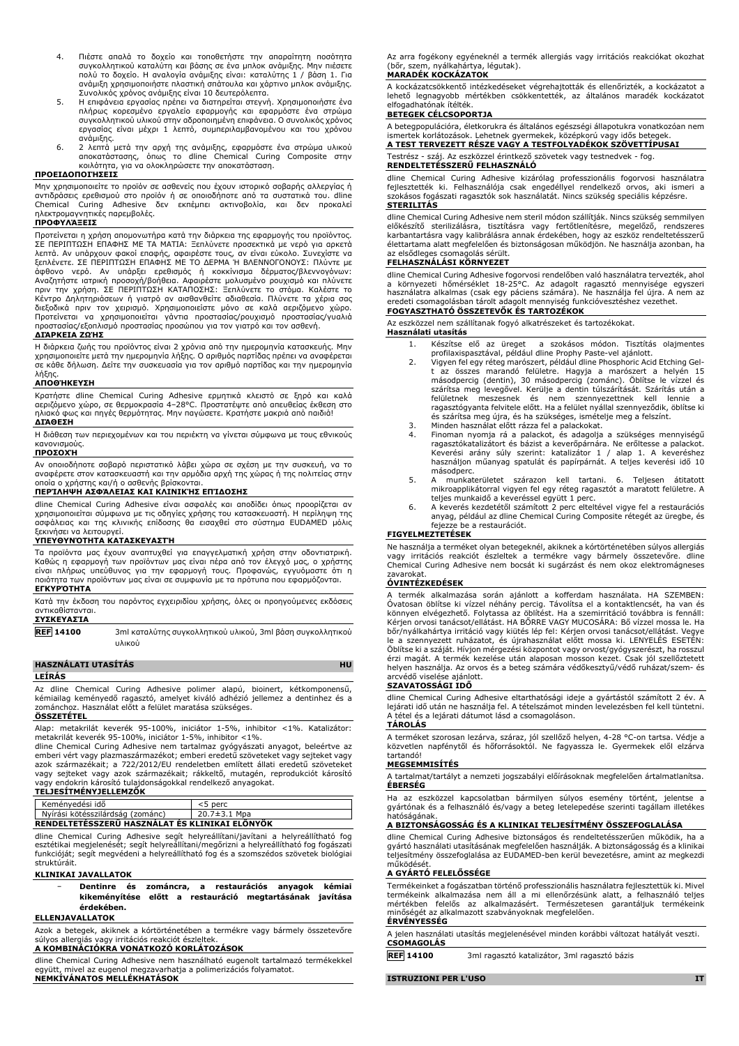4. Πιέστε απαλά το δοχείο και τοποθετήστε την απαραίτητη ποσότητα συγκολλητικού καταλύτη και βάσης σε ένα μπλοκ ανάμιξης. Μην πιέσετε πολύ το δοχείο. Η αναλογία ανάμιξης είναι: καταλύτης 1 / βάση 1. Για ανάμιξη χρησιμοποιήστε πλαστική σπάτουλα και χάρτινο μπλοκ ανάμιξης. Συνολικός χρόνος ανάμιξης είναι 10 δευτερόλεπτα.
5. Η επιφάνεια εργασίας πρέπει να διατηρείται στεγνή. Χρησιμοποιήστε ένα πλήρως κορεσμένο εργαλείο εφαρμογής και εφαρμόστε ένα στρώμα συγκολλητικού υλικού στην αδροποιημένη επιφάνεια. Ο συνολικός χρόνος εργασίας είναι μέχρι 1 λεπτό, συμπεριλαμβανομένου και του χρόνου ανάμιξης.
6. 2 λεπτά μετά την αρχή της ανάμιξης, εφαρμόστε ένα στρώμα υλικού αποκατάστασης, όπως το dline Chemical Curing Composite στην κοιλότητα, για να ολοκληρώσετε την αποκατάσταση.

**ΠΡΟΕΙΔΟΠΟΙΗΣΕΙΣ**

Μην χρησιμοποιείτε το προϊόν σε ασθενείς που έχουν ιστορικό σοβαρής αλλεργίας ή αντιδράσεις ερεθισμού στο προϊόν ή σε οποιοδήποτε από τα συστατικά του. dline Chemical Curing Adhesive δεν εκπέμπει ακτινοβολία, και δεν προκαλεί ηλεκτρομαγνητικές παρεμβολές.

**ΠΡΟΦΥΛΆΞΕΙΣ**

Προτείνεται η χρήση απομονωτήρα κατά την διάρκεια της εφαρμογής του προϊόντος. ΣΕ ΠΕΡΙΠΤΩΣΗ ΕΠΑΦΗΣ ΜΕ ΤΑ ΜΑΤΙΑ: Ξεπλύνετε προσεκτικά με νερό για αρκετά λεπτά. Αν υπάρχουν φακοί επαφής, αφαιρέστε τους, αν είναι εύκολο. Συνεχίστε να ξεπλένετε. ΣΕ ΠΕΡΙΠΤΩΣΗ ΕΠΑΦΗΣ ΜΕ ΤΟ ΔΕΡΜΑ Ή ΒΛΕΝΝΟΓΟΝΟΥΣ: Πλύντε με άφθονο νερό. Αν υπάρξει ερεθισμός ή κοκκίνισμα δέρματος/βλεννογόνων: Αναζητήστε ιατρική προσοχή/βοήθεια. Αφαιρέστε μολυσμένο ρουχισμό και πλύνετε πριν την χρήση. ΣΕ ΠΕΡΙΠΤΩΣΗ ΚΑΤΑΠΟΣΗΣ: Ξεπλύνετε το στόμα. Καλέστε το Κέντρο Δηλητηριάσεων ή γιατρό αν αισθανθείτε αδιαθεσία. Πλύνετε τα χέρια σας διεξοδικά πριν τον χειρισμό. Χρησιμοποιείστε μόνο σε καλά αεριζόμενο χώρο. Προτείνεται να χρησιμοποιείται γάντια προστασίας/ρουχισμό προστασίας/γυαλιά προστασίας/εξοπλισμό προστασίας προσώπου για τον γιατρό και τον ασθενή.

**ΔΙΆΡΚΕΙΑ ΖΩΉΣ**

Η διάρκεια ζωής του προϊόντος είναι 2 χρόνια από την ημερομηνία κατασκευής. Μην χρησιμοποιείτε μετά την ημερομηνία λήξης. Ο αριθμός παρτίδας πρέπει να αναφέρεται σε κάθε δήλωση. Δείτε την συσκευασία για τον αριθμό παρτίδας και την ημερομηνία λήξης.

**ΑΠΟΘΉΚΕΥΣΗ**

Κρατήστε dline Chemical Curing Adhesive ερμητικά κλειστό σε ξηρό και καλά αεριζόμενο χώρο, σε θερμοκρασία 4–28°C. Προστατέψτε από απευθείας έκθεση στο ηλιακό φως και πηγές θερμότητας. Μην παγώσετε. Κρατήστε μακριά από παιδιά!

**ΔΙΆΘΕΣΗ**

Η διάθεση των περιεχομένων και του περιέκτη να γίνεται σύμφωνα με τους εθνικούς κανονισμούς.

**ΠΡΟΣΟΧΉ**

Αν οποιοδήποτε σοβαρό περιστατικό λάβει χώρα σε σχέση με την συσκευή, να το αναφέρετε στον κατασκευαστή και την αρμόδια αρχή της χώρας ή της πολιτείας στην οποία ο χρήστης και/ή ο ασθενής βρίσκονται.

**ΠΕΡΊΛΗΨΗ ΑΣΦΆΛΕΙΑΣ ΚΑΙ ΚΛΙΝΙΚΉΣ ΕΠΊΔΟΣΗΣ**

dline Chemical Curing Adhesive είναι ασφαλές και αποδίδει όπως προορίζεται αν χρησιμοποιείται σύμφωνα με τις οδηγίες χρήσης του κατασκευαστή. Η περίληψη της ασφάλειας και της κλινικής επίδοσης θα εισαχθεί στο σύστημα EUDAMED μόλις ξεκινήσει να λειτουργεί.

**ΥΠΕΥΘΥΝΌΤΗΤΑ ΚΑΤΑΣΚΕΥΑΣΤΉ**

Τα προϊόντα μας έχουν αναπτυχθεί για επαγγελματική χρήση στην οδοντιατρική. Καθώς η εφαρμογή των προϊόντων μας είναι πέρα από τον έλεγχό μας, ο χρήστης είναι πλήρως υπεύθυνος για την εφαρμογή τους. Προφανώς, εγγυόμαστε ότι η ποιότητα των προϊόντων μας είναι σε συμφωνία με τα πρότυπα που εφαρμόζονται.

**ΕΓΚΥΡΌΤΗΤΑ**

Κατά την έκδοση του παρόντος εγχειριδίου χρήσης, όλες οι προηγούμενες εκδόσεις αντικαθίστανται.

**ΣΥΣΚΕΥΑΣΊΑ**

| REF 14100 | 3ml καταλύτης συγκολλητικού υλικού, 3ml βάση συγκολλητικού υλικού |
|---|---|

## HASZNÁLATI UTASÍTÁS — HU

**LEÍRÁS**

Az dline Chemical Curing Adhesive polimer alapú, bioinert, kétkomponensű, kémiailag keményedő ragasztó, amelyet kiváló adhézió jellemez a dentinhez és a zománchoz. Használat előtt a felület maratása szükséges.

**ÖSSZETÉTEL**

Alap: metakrilát keverék 95-100%, iniciátor 1-5%, inhibitor <1%. Katalizátor: metakrilát keverék 95-100%, iniciátor 1-5%, inhibitor <1%.
dline Chemical Curing Adhesive nem tartalmaz gyógyászati anyagot, beleértve az emberi vért vagy plazmaszármazékot; emberi eredetű szöveteket vagy sejteket vagy azok származékait; a 722/2012/EU rendeletben említett állati eredetű szöveteket vagy sejteket vagy azok származékait; rákkeltő, mutagén, reprodukciót károsító vagy endokrin károsító tulajdonságokkal rendelkező anyagokat.

**TELJESÍTMÉNYJELLEMZŐK**

| Keményedési idő | <5 perc |
|---|---|
| Nyírási kötésszilárdság (zománc) | 20.7±3.1 Mpa |

**RENDELTETÉSSZERŰ HASZNÁLAT ÉS KLINIKAI ELŐNYÖK**

dline Chemical Curing Adhesive segít helyreállítani/javítani a helyreállítható fog esztétikai megjelenését; segít helyreállítani/megőrizni a helyreállítható fog fogászati funkcióját; segít megvédeni a helyreállítható fog és a szomszédos szövetek biológiai struktúráit.

**KLINIKAI JAVALLATOK**

- **Dentinre és zománcra, a restaurációs anyagok kémiai kikeményítése előtt a restauráció megtartásának javítása érdekében.**

**ELLENJAVALLATOK**

Azok a betegek, akiknek a kórtörténetében a termékre vagy bármely összetevőre súlyos allergiás vagy irritációs reakciót észleltek.

**A KOMBINÁCIÓKRA VONATKOZÓ KORLÁTOZÁSOK**

dline Chemical Curing Adhesive nem használható eugenolt tartalmazó termékekkel együtt, mivel az eugenol megzavarhatja a polimerizációs folyamatot.

**NEMKÍVÁNATOS MELLÉKHATÁSOK**

Az arra fogékony egyéneknél a termék allergiás vagy irritációs reakciókat okozhat (bőr, szem, nyálkahártya, légutak).

**MARADÉK KOCKÁZATOK**

A kockázatcsökkentő intézkedéseket végrehajtották és ellenőrizték, a kockázatot a lehető legnagyobb mértékben csökkentették, az általános maradék kockázatot elfogadhatónak ítélték.

**BETEGEK CÉLCSOPORTJA**

A betegpopulációra, életkorukra és általános egészségi állapotukra vonatkozóan nem ismertek korlátozások. Lehetnek gyermekek, középkorú vagy idős betegek.

**A TEST TERVEZETT RÉSZE VAGY A TESTFOLYADÉKOK SZÖVETTÍPUSAI**

Testrész - száj. Az eszközzel érintkező szövetek vagy testnedvek - fog.

**RENDELTETÉSSZERŰ FELHASZNÁLÓ**

dline Chemical Curing Adhesive kizárólag professzionális fogorvosi használatra fejlesztették ki. Felhasználója csak engedéllyel rendelkező orvos, aki ismeri a szokásos fogászati ragasztók sok használatát. Nincs szükség speciális képzésre.

**STERILITÁS**

dline Chemical Curing Adhesive nem steril módon szállítják. Nincs szükség semmilyen előkészítő sterilizálásra, tisztításra vagy fertőtlenítésre, megelőző, rendszeres karbantartásra vagy kalibrálásra annak érdekében, hogy az eszköz rendeltetésszerű élettartama alatt megfelelően és biztonságosan működjön. Ne használja azonban, ha az elsődleges csomagolás sérült.

**FELHASZNÁLÁSI KÖRNYEZET**

dline Chemical Curing Adhesive fogorvosi rendelőben való használatra tervezték, ahol a környezeti hőmérséklet 18-25°C. Az adagolt ragasztó mennyisége egyszeri használatra alkalmas (csak egy páciens számára). Ne használja fel újra. A nem az eredeti csomagolásban tárolt adagolt mennyiség funkcióvesztéshez vezethet.

**FOGYASZTHATÓ ÖSSZETEVŐK ÉS TARTOZÉKOK**

Az eszközzel nem szállítanak fogyó alkatrészeket és tartozékokat.

**Használati utasítás**

1. Készítse elő az üreget a szokásos módon. Tisztítás olajmentes profilaxispasztával, például dline Prophy Paste-vel ajánlott.
2. Vigyen fel egy réteg marószert, például dline Phosphoric Acid Etching Gel-t az összes marandó felületre. Hagyja a marószert a helyén 15 másodpercig (dentin), 30 másodpercig (zománc). Öblítse le vízzel és szárítsa meg levegővel. Kerülje a dentin túlszárítását. Szárítás után a felületnek meszesnek és nem szennyezettnek kell lennie a ragasztógyanta felvitele előtt. Ha a felület nyállal szennyeződik, öblítse ki és szárítsa meg újra, és ha szükséges, ismételje meg a felszínt.
3. Minden használat előtt rázza fel a palackokat.
4. Finoman nyomja rá a palackot, és adagolja a szükséges mennyiségű ragasztókatalizátort és bázist a keverőpárnára. Ne erőltesse a palackot. Keverési arány súly szerint: katalizátor 1 / alap 1. A keveréshez használjon műanyag spatulát és papírpárnát. A teljes keverési idő 10 másodperc.
5. A munkaterületet szárazon kell tartani. 6. Teljesen átitatott mikroapplikátorral vigyen fel egy réteg ragasztót a maratott felületre. A teljes munkaidő a keveréssel együtt 1 perc.
6. A keverés kezdetétől számított 2 perc elteltével vigye fel a restaurációs anyag, például az dline Chemical Curing Composite rétegét az üregbe, és fejezze be a restaurációt.

**FIGYELMEZTETÉSEK**

Ne használja a terméket olyan betegeknél, akiknek a kórtörténetében súlyos allergiás vagy irritációs reakciót észleltek a termékre vagy bármely összetevőre. dline Chemical Curing Adhesive nem bocsát ki sugárzást és nem okoz elektromágneses zavarokat.

**ÓVINTÉZKEDÉSEK**

A termék alkalmazása során ajánlott a kofferdam használata. HA SZEMBEN: Óvatosan öblítse ki vízzel néhány percig. Távolítsa el a kontaktlencsét, ha van és könnyen elvégezhető. Folytassa az öblítést. Ha a szemirritáció továbbra is fennáll: Kérjen orvosi tanácsot/ellátást. HA BŐRRE VAGY MUCOSÁRA: Bő vízzel mossa le. Ha bőr/nyálkahártya irritáció vagy kiütés lép fel: Kérjen orvosi tanácsot/ellátást. Vegye le a szennyezett ruházatot, és újrahasználat előtt mossa ki. LENYELÉS ESETÉN: Öblítse ki a száját. Hívjon mérgezési központot vagy orvost/gyógyszerészt, ha rosszul érzi magát. A termék kezelése után alaposan mosson kezet. Csak jól szellőztetett helyen használja. Az orvos és a beteg számára védőkesztyű/védő ruházat/szem- és arcvédő viselése ajánlott.

**SZAVATOSSÁGI IDŐ**

dline Chemical Curing Adhesive eltarthatósági ideje a gyártástól számított 2 év. A lejárati idő után ne használja fel. A tételszámot minden levelezésben fel kell tüntetni. A tétel és a lejárati dátumot lásd a csomagoláson.

**TÁROLÁS**

A terméket szorosan lezárva, száraz, jól szellőző helyen, 4-28 °C-on tartsa. Védje a közvetlen napfénytől és hőforrásoktól. Ne fagyassza le. Gyermekek elől elzárva tartandó!

**MEGSEMMISÍTÉS**

A tartalmat/tartályt a nemzeti jogszabályi előírásoknak megfelelően ártalmatlanítsa.

**ÉBERSÉG**

Ha az eszközzel kapcsolatban bármilyen súlyos esemény történt, jelentse a gyártónak és a felhasználó és/vagy a beteg letelepedése szerinti tagállam illetékes hatóságának.

**A BIZTONSÁGOSSÁG ÉS A KLINIKAI TELJESÍTMÉNY ÖSSZEFOGLALÁSA**

dline Chemical Curing Adhesive biztonságos és rendeltetésszerűen működik, ha a gyártó használati utasításának megfelelően használják. A biztonságosság és a klinikai teljesítmény összefoglalása az EUDAMED-ben kerül bevezetésre, amint az megkezdi működését.

**A GYÁRTÓ FELELŐSSÉGE**

Termékeinket a fogászatban történő professzionális használatra fejlesztettük ki. Mivel termékeink alkalmazása nem áll a mi ellenőrzésünk alatt, a felhasználó teljes mértékben felelős az alkalmazásért. Természetesen garantáljuk termékeink minőségét az alkalmazott szabványoknak megfelelően.

**ÉRVÉNYESSÉG**

A jelen használati utasítás megjelenésével minden korábbi változat hatályát veszti.

**CSOMAGOLÁS**

| REF 14100 | 3ml ragasztó katalizátor, 3ml ragasztó bázis |
|---|---|

## ISTRUZIONI PER L'USO — IT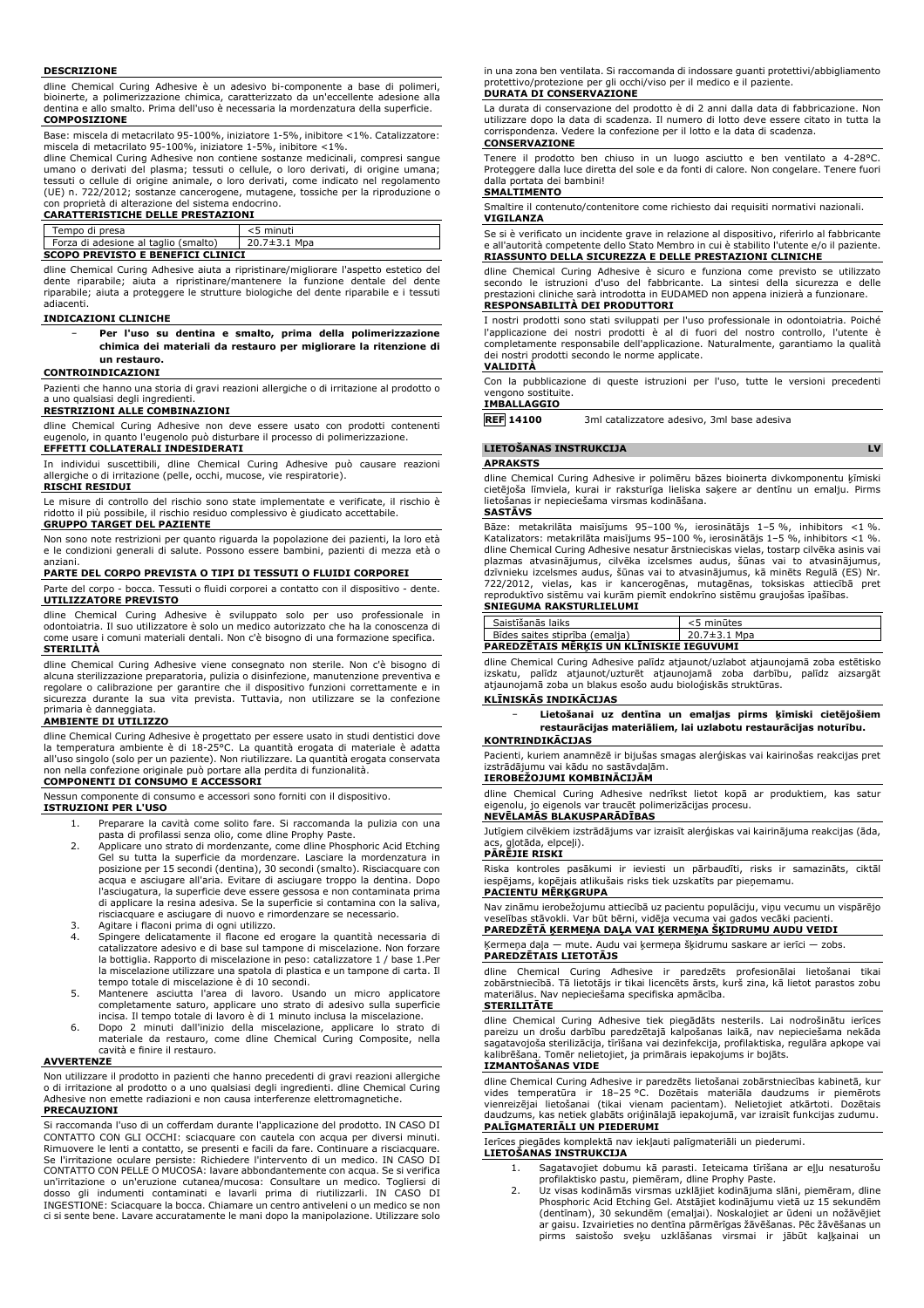### DESCRIZIONE

dline Chemical Curing Adhesive è un adesivo bi-componente a base di polimeri, bioinerte, a polimerizzazione chimica, caratterizzato da un'eccellente adesione alla dentina e allo smalto. Prima dell'uso è necessaria la mordenzatura della superficie.

### COMPOSIZIONE

Base: miscela di metacrilato 95-100%, iniziatore 1-5%, inibitore <1%. Catalizzatore: miscela di metacrilato 95-100%, iniziatore 1-5%, inibitore <1%.

dline Chemical Curing Adhesive non contiene sostanze medicinali, compresi sangue umano o derivati del plasma; tessuti o cellule, o loro derivati, di origine umana; tessuti o cellule di origine animale, o loro derivati, come indicato nel regolamento (UE) n. 722/2012; sostanze cancerogene, mutagene, tossiche per la riproduzione o con proprietà di alterazione del sistema endocrino.

### CARATTERISTICHE DELLE PRESTAZIONI

| Tempo di presa | <5 minuti |
|---|---|
| Forza di adesione al taglio (smalto) | 20.7±3.1 Mpa |

### SCOPO PREVISTO E BENEFICI CLINICI

dline Chemical Curing Adhesive aiuta a ripristinare/migliorare l'aspetto estetico del dente riparabile; aiuta a ripristinare/mantenere la funzione dentale del dente riparabile; aiuta a proteggere le strutture biologiche del dente riparabile e i tessuti adiacenti.

### INDICAZIONI CLINICHE

- **Per l'uso su dentina e smalto, prima della polimerizzazione chimica dei materiali da restauro per migliorare la ritenzione di un restauro.**

### CONTROINDICAZIONI

Pazienti che hanno una storia di gravi reazioni allergiche o di irritazione al prodotto o a uno qualsiasi degli ingredienti.

### RESTRIZIONI ALLE COMBINAZIONI

dline Chemical Curing Adhesive non deve essere usato con prodotti contenenti eugenolo, in quanto l'eugenolo può disturbare il processo di polimerizzazione.

### EFFETTI COLLATERALI INDESIDERATI

In individui suscettibili, dline Chemical Curing Adhesive può causare reazioni allergiche o di irritazione (pelle, occhi, mucose, vie respiratorie).

### RISCHI RESIDUI

Le misure di controllo del rischio sono state implementate e verificate, il rischio è ridotto il più possibile, il rischio residuo complessivo è giudicato accettabile.

### GRUPPO TARGET DEL PAZIENTE

Non sono note restrizioni per quanto riguarda la popolazione dei pazienti, la loro età e le condizioni generali di salute. Possono essere bambini, pazienti di mezza età o anziani.

### PARTE DEL CORPO PREVISTA O TIPI DI TESSUTI O FLUIDI CORPOREI

Parte del corpo - bocca. Tessuti o fluidi corporei a contatto con il dispositivo - dente.

### UTILIZZATORE PREVISTO

dline Chemical Curing Adhesive è sviluppato solo per uso professionale in odontoiatria. Il suo utilizzatore è solo un medico autorizzato che ha la conoscenza di come usare i comuni materiali dentali. Non c'è bisogno di una formazione specifica.

### STERILITÀ

dline Chemical Curing Adhesive viene consegnato non sterile. Non c'è bisogno di alcuna sterilizzazione preparatoria, pulizia o disinfezione, manutenzione preventiva e regolare o calibrazione per garantire che il dispositivo funzioni correttamente e in sicurezza durante la sua vita prevista. Tuttavia, non utilizzare se la confezione primaria è danneggiata.

### AMBIENTE DI UTILIZZO

dline Chemical Curing Adhesive è progettato per essere usato in studi dentistici dove la temperatura ambiente è di 18-25°C. La quantità erogata di materiale è adatta all'uso singolo (solo per un paziente). Non riutilizzare. La quantità erogata conservata non nella confezione originale può portare alla perdita di funzionalità.

### COMPONENTI DI CONSUMO E ACCESSORI

Nessun componente di consumo e accessori sono forniti con il dispositivo.

### ISTRUZIONI PER L'USO

1. Preparare la cavità come solito fare. Si raccomanda la pulizia con una pasta di profilassi senza olio, come dline Prophy Paste.
2. Applicare uno strato di mordenzante, come dline Phosphoric Acid Etching Gel su tutta la superficie da mordenzare. Lasciare la mordenzatura in posizione per 15 secondi (dentina), 30 secondi (smalto). Risciacquare con acqua e asciugare all'aria. Evitare di asciugare troppo la dentina. Dopo l'asciugatura, la superficie deve essere gessosa e non contaminata prima di applicare la resina adesiva. Se la superficie si contamina con la saliva, risciacquare e asciugare di nuovo e rimordenzare se necessario.
3. Agitare i flaconi prima di ogni utilizzo.
4. Spingere delicatamente il flacone ed erogare la quantità necessaria di catalizzatore adesivo e di base sul tampone di miscelazione. Non forzare la bottiglia. Rapporto di miscelazione in peso: catalizzatore 1 / base 1.Per la miscelazione utilizzare una spatola di plastica e un tampone di carta. Il tempo totale di miscelazione è di 10 secondi.
5. Mantenere asciutta l'area di lavoro. Usando un micro applicatore completamente saturo, applicare uno strato di adesivo sulla superficie incisa. Il tempo totale di lavoro è di 1 minuto inclusa la miscelazione.
6. Dopo 2 minuti dall'inizio della miscelazione, applicare lo strato di materiale da restauro, come dline Chemical Curing Composite, nella cavità e finire il restauro.

### AVVERTENZE

Non utilizzare il prodotto in pazienti che hanno precedenti di gravi reazioni allergiche o di irritazione al prodotto o a uno qualsiasi degli ingredienti. dline Chemical Curing Adhesive non emette radiazioni e non causa interferenze elettromagnetiche.

### PRECAUZIONI

Si raccomanda l'uso di un cofferdam durante l'applicazione del prodotto. IN CASO DI CONTATTO CON GLI OCCHI: sciacquare con cautela con acqua per diversi minuti. Rimuovere le lenti a contatto, se presenti e facili da fare. Continuare a risciacquare. Se l'irritazione oculare persiste: Richiedere l'intervento di un medico. IN CASO DI CONTATTO CON PELLE O MUCOSA: lavare abbondantemente con acqua. Se si verifica un'irritazione o un'eruzione cutanea/mucosa: Consultare un medico. Togliersi di dosso gli indumenti contaminati e lavarli prima di riutilizzarli. IN CASO DI INGESTIONE: Sciacquare la bocca. Chiamare un centro antiveleni o un medico se non ci si sente bene. Lavare accuratamente le mani dopo la manipolazione. Utilizzare solo in una zona ben ventilata. Si raccomanda di indossare guanti protettivi/abbigliamento protettivo/protezione per gli occhi/viso per il medico e il paziente.

### DURATA DI CONSERVAZIONE

La durata di conservazione del prodotto è di 2 anni dalla data di fabbricazione. Non utilizzare dopo la data di scadenza. Il numero di lotto deve essere citato in tutta la corrispondenza. Vedere la confezione per il lotto e la data di scadenza.

### CONSERVAZIONE

Tenere il prodotto ben chiuso in un luogo asciutto e ben ventilato a 4-28°C. Proteggere dalla luce diretta del sole e da fonti di calore. Non congelare. Tenere fuori dalla portata dei bambini!

### SMALTIMENTO

Smaltire il contenuto/contenitore come richiesto dai requisiti normativi nazionali.

### VIGILANZA

Se si è verificato un incidente grave in relazione al dispositivo, riferirlo al fabbricante e all'autorità competente dello Stato Membro in cui è stabilito l'utente e/o il paziente.

### RIASSUNTO DELLA SICUREZZA E DELLE PRESTAZIONI CLINICHE

dline Chemical Curing Adhesive è sicuro e funziona come previsto se utilizzato secondo le istruzioni d'uso del fabbricante. La sintesi della sicurezza e delle prestazioni cliniche sarà introdotta in EUDAMED non appena inizierà a funzionare.

### RESPONSABILITÀ DEI PRODUTTORI

I nostri prodotti sono stati sviluppati per l'uso professionale in odontoiatria. Poiché l'applicazione dei nostri prodotti è al di fuori del nostro controllo, l'utente è completamente responsabile dell'applicazione. Naturalmente, garantiamo la qualità dei nostri prodotti secondo le norme applicate.

### VALIDITÀ

Con la pubblicazione di queste istruzioni per l'uso, tutte le versioni precedenti vengono sostituite.

### IMBALLAGGIO

| REF 14100 | 3ml catalizzatore adesivo, 3ml base adesiva |
|---|---|

## LIETOŠANAS INSTRUKCIJA LV

### APRAKSTS

dline Chemical Curing Adhesive ir polimēru bāzes bioinerta divkomponentu ķīmiski cietējoša līmviela, kurai ir raksturīga lieliska saķere ar dentīnu un emalju. Pirms lietošanas ir nepieciešama virsmas kodināšana.

### SASTĀVS

Bāze: metakrilāta maisījums 95–100 %, ierosinātājs 1–5 %, inhibitors <1 %. Katalizators: metakrilāta maisījums 95–100 %, ierosinātājs 1–5 %, inhibitors <1 %. dline Chemical Curing Adhesive nesatur ārstnieciskas vielas, tostarp cilvēka asinis vai plazmas atvasinājumus, cilvēka izcelsmes audus, šūnas vai to atvasinājumus, dzīvnieku izcelsmes audus, šūnas vai to atvasinājumus, kā minēts Regulā (ES) Nr. 722/2012, vielas, kas ir kancerogēnas, mutagēnas, toksiskas attiecībā pret reproduktīvo sistēmu vai kurām piemīt endokrīno sistēmu graujošas īpašības.

### SNIEGUMA RAKSTURLIELUMI

| Saistīšanās laiks | <5 minūtes |
|---|---|
| Bīdes saites stiprība (emalja) | 20.7±3.1 Mpa |

### PAREDZĒTAIS MĒRĶIS UN KLĪNISKIE IEGUVUMI

dline Chemical Curing Adhesive palīdz atjaunot/uzlabot atjaunojamā zoba estētisko izskatu, palīdz atjaunot/uzturēt atjaunojamā zoba darbību, palīdz aizsargāt atjaunojamā zoba un blakus esošo audu bioloģiskās struktūras.

### KLĪNISKĀS INDIKĀCIJAS

- **Lietošanai uz dentīna un emaljas pirms ķīmiski cietējošiem restaurācijas materiāliem, lai uzlabotu restaurācijas noturību.**

### KONTRINDIKĀCIJAS

Pacienti, kuriem anamnēzē ir bijušas smagas alerģiskas vai kairinošas reakcijas pret izstrādājumu vai kādu no sastāvdaļām.

### IEROBEŽOJUMI KOMBINĀCIJĀM

dline Chemical Curing Adhesive nedrīkst lietot kopā ar produktiem, kas satur eigenolu, jo eigenols var traucēt polimerizācijas procesu.

### NEVĒLAMĀS BLAKUSPARĀDĪBAS

Jutīgiem cilvēkiem izstrādājums var izraisīt alerģiskas vai kairinājuma reakcijas (āda, acs, gļotāda, elpceļi).

### PĀRĒJIE RISKI

Riska kontroles pasākumi ir ieviesti un pārbaudīti, risks ir samazināts, ciktāl iespējams, kopējais atlikušais risks tiek uzskatīts par pieņemamu.

### PACIENTU MĒRĶGRUPA

Nav zināmu ierobežojumu attiecībā uz pacientu populāciju, viņu vecumu un vispārējo veselības stāvokli. Var būt bērni, vidēja vecuma vai gados vecāki pacienti.

### PAREDZĒTĀ ĶERMEŅA DAĻA VAI ĶERMEŅA ŠĶIDRUMU AUDU VEIDI

Ķermeņa daļa — mute. Audu vai ķermeņa šķidrumu saskare ar ierīci — zobs.

### PAREDZĒTAIS LIETOTĀJS

dline Chemical Curing Adhesive ir paredzēts profesionālai lietošanai tikai zobārstniecībā. Tā lietotājs ir tikai licencēts ārsts, kurš zina, kā lietot parastos zobu materiālus. Nav nepieciešama specifiska apmācība.

### STERILITĀTE

dline Chemical Curing Adhesive tiek piegādāts nesterils. Lai nodrošinātu ierīces pareizu un drošu darbību paredzētajā kalpošanas laikā, nav nepieciešama nekāda sagatavojoša sterilizācija, tīrīšana vai dezinfekcija, profilaktiska, regulāra apkope vai kalibrēšana. Tomēr nelietojiet, ja primārais iepakojums ir bojāts.

### IZMANTOŠANAS VIDE

dline Chemical Curing Adhesive ir paredzēts lietošanai zobārstniecības kabinetā, kur vides temperatūra ir 18–25 °C. Dozētais materiāla daudzums ir piemērots vienreizējai lietošanai (tikai vienam pacientam). Nelietojiet atkārtoti. Dozētais daudzums, kas netiek glabāts oriģinālajā iepakojumā, var izraisīt funkcijas zudumu.

### PALĪGMATERIĀLI UN PIEDERUMI

Ierīces piegādes komplektā nav iekļauti palīgmateriāli un piederumi.

### LIETOŠANAS INSTRUKCIJA

1. Sagatavojiet dobumu kā parasti. Ieteicama tīrīšana ar eļļu nesaturošu profilaktisko pastu, piemēram, dline Prophy Paste.
2. Uz visas kodināmās virsmas uzklājiet kodinājuma slāni, piemēram, dline Phosphoric Acid Etching Gel. Atstājiet kodinājumu vietā uz 15 sekundēm (dentīnam), 30 sekundēm (emaljai). Noskalojiet ar ūdeni un nožāvējiet ar gaisu. Izvairieties no dentīna pārmērīgas žāvēšanas. Pēc žāvēšanas un pirms saistošo sveķu uzklāšanas virsmai ir jābūt kaļķainai un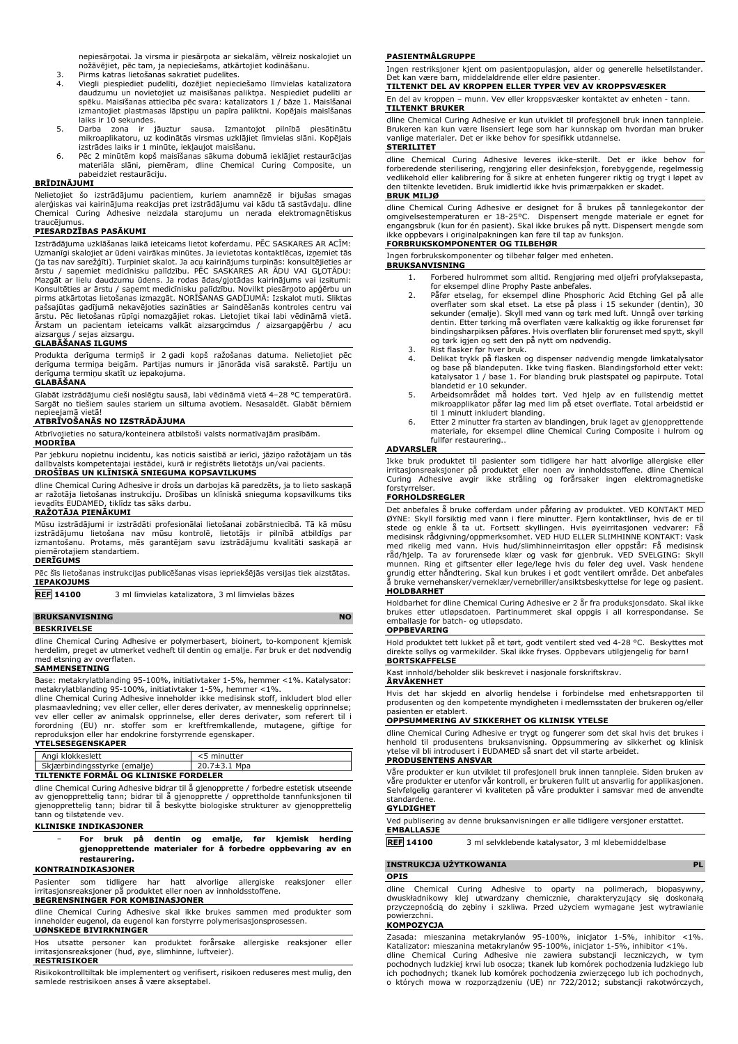nepiesārņotai. Ja virsma ir piesārņota ar siekalām, vēlreiz noskalojiet un nožāvējiet, pēc tam, ja nepieciešams, atkārtojiet kodināšanu.

3. Pirms katras lietošanas sakratiet pudelītes.
4. Viegli piespiediet pudelīti, dozējiet nepieciešamo līmvielas katalizatora daudzumu un novietojiet uz maisīšanas paliktņa. Nespiediet pudelīti ar spēku. Maisīšanas attiecība pēc svara: katalizators 1 / bāze 1. Maisīšanai izmantojiet plastmasas lāpstiņu un papīra paliktni. Kopējais maisīšanas laiks ir 10 sekundes.
5. Darba zona ir jāuztur sausa. Izmantojot pilnībā piesātinātu mikroaplikatoru, uz kodinātās virsmas uzklājiet līmvielas slāni. Kopējais izstrādes laiks ir 1 minūte, iekļaujot maisīšanu.
6. Pēc 2 minūtēm kopš maisīšanas sākuma dobumā ieklājiet restaurācijas materiāla slāni, piemēram, dline Chemical Curing Composite, un pabeidziet restaurāciju.

**BRĪDINĀJUMI**

Nelietojiet šo izstrādājumu pacientiem, kuriem anamnēzē ir bijušas smagas alerģiskas vai kairinājuma reakcijas pret izstrādājumu vai kādu tā sastāvdaļu. dline Chemical Curing Adhesive neizdala starojumu un nerada elektromagnētiskus traucējumus.

**PIESARDZĪBAS PASĀKUMI**

Izstrādājuma uzklāšanas laikā ieteicams lietot koferdamu. PĒC SASKARES AR ACĪM: Uzmanīgi skalojiet ar ūdeni vairākas minūtes. Ja ievietotas kontaktlēcas, izņemiet tās (ja tas nav sarežģīti). Turpiniet skalot. Ja acu kairinājums turpinās: konsultējieties ar ārstu / saņemiet medicīnisku palīdzību. PĒC SASKARES AR ĀDU VAI GĻOTĀDU: Mazgāt ar lielu daudzumu ūdens. Ja rodas ādas/gļotādas kairinājums vai izsitumi: Konsultēties ar ārstu / saņemt medicīnisku palīdzību. Novilkt piesārņoto apģērbu un pirms atkārtotas lietošanas izmazgāt. NORĪŠANAS GADĪJUMĀ: Izskalot muti. Sliktas pašsajūtas gadījumā nekavējoties sazināties ar Saindēšanās kontroles centru vai ārstu. Pēc lietošanas rūpīgi nomazgājiet rokas. Lietojiet tikai labi vēdināmā vietā. Ārstam un pacientam ieteicams valkāt aizsargcimdus / aizsargapģērbu / acu aizsargus / sejas aizsargu.

**GLABĀŠANAS ILGUMS**

Produkta derīguma termiņš ir 2 gadi kopš ražošanas datuma. Nelietojiet pēc derīguma termiņa beigām. Partijas numurs ir jānorāda visā sarakstē. Partiju un derīguma termiņu skatīt uz iepakojuma.

**GLABĀŠANA**

Glabāt izstrādājumu cieši noslēgtu sausā, labi vēdināmā vietā 4–28 °C temperatūrā. Sargāt no tiešiem saules stariem un siltuma avotiem. Nesasaldēt. Glabāt bērniem nepieejamā vietā!

**ATBRĪVOŠANĀS NO IZSTRĀDĀJUMA**

Atbrīvojieties no satura/konteinera atbilstoši valsts normatīvajām prasībām.

**MODRĪBA**

Par jebkuru nopietnu incidentu, kas noticis saistībā ar ierīci, jāziņo ražotājam un tās dalībvalsts kompetentajai iestādei, kurā ir reģistrēts lietotājs un/vai pacients.

**DROŠĪBAS UN KLĪNISKĀ SNIEGUMA KOPSAVILKUMS**

dline Chemical Curing Adhesive ir drošs un darbojas kā paredzēts, ja to lieto saskaņā ar ražotāja lietošanas instrukciju. Drošības un klīniskā snieguma kopsavilkums tiks ievadīts EUDAMED, tiklīdz tas sāks darbu.

**RAŽOTĀJA PIENĀKUMI**

Mūsu izstrādājumi ir izstrādāti profesionālai lietošanai zobārstniecībā. Tā kā mūsu izstrādājumu lietošana nav mūsu kontrolē, lietotājs ir pilnībā atbildīgs par izmantošanu. Protams, mēs garantējam savu izstrādājumu kvalitāti saskaņā ar piemērotajiem standartiem.

**DERĪGUMS**

Pēc šīs lietošanas instrukcijas publicēšanas visas iepriekšējās versijas tiek aizstātas.

**IEPAKOJUMS**

**REF 14100** 3 ml līmvielas katalizatora, 3 ml līmvielas bāzes

## BRUKSANVISNING NO

**BESKRIVELSE**

dline Chemical Curing Adhesive er polymerbasert, bioinert, to-komponent kjemisk herdelim, preget av utmerket vedheft til dentin og emalje. Før bruk er det nødvendig med etsning av overflaten.

**SAMMENSETNING**

Base: metakrylatblanding 95-100%, initiativtaker 1-5%, hemmer <1%. Katalysator: metakrylatblanding 95-100%, initiativtaker 1-5%, hemmer <1%.
dline Chemical Curing Adhesive inneholder ikke medisinsk stoff, inkludert blod eller plasmaavledning; vev eller celler, eller deres derivater, av menneskelig opprinnelse; vev eller celler av animalsk opprinnelse, eller deres derivater, som referert til i forordning (EU) nr. stoffer som er kreftfremkallende, mutagene, giftige for reproduksjon eller har endokrine forstyrrende egenskaper.

**YTELSESEGENSKAPER**

| Angi klokkeslett | <5 minutter |
|---|---|
| Skjærbindingsstyrke (emalje) | 20.7±3.1 Mpa |

**TILTENKTE FORMÅL OG KLINISKE FORDELER**

dline Chemical Curing Adhesive bidrar til å gjenopprette / forbedre estetisk utseende av gjenopprettelig tann; bidrar til å gjenopprette / opprettholde tannfunksjonen til gjenopprettelig tann; bidrar til å beskytte biologiske strukturer av gjenopprettelig tann og tilstøtende vev.

**KLINISKE INDIKASJONER**

- **For bruk på dentin og emalje, før kjemisk herding gjenopprettende materialer for å forbedre oppbevaring av en restaurering.**

**KONTRAINDIKASJONER**

Pasienter som tidligere har hatt alvorlige allergiske reaksjoner eller irritasjonsreaksjoner på produktet eller noen av innholdsstoffene.

**BEGRENSNINGER FOR KOMBINASJONER**

dline Chemical Curing Adhesive skal ikke brukes sammen med produkter som inneholder eugenol, da eugenol kan forstyrre polymerisasjonsprosessen.

**UØNSKEDE BIVIRKNINGER**

Hos utsatte personer kan produktet forårsake allergiske reaksjoner eller irritasjonsreaksjoner (hud, øye, slimhinne, luftveier).

**RESTRISIKOER**

Risikokontrolltiltak ble implementert og verifisert, risikoen reduseres mest mulig, den samlede restrisikoen anses å være akseptabel.

**PASIENTMÅLGRUPPE**

Ingen restriksjoner kjent om pasientpopulasjon, alder og generelle helsetilstander. Det kan være barn, middelaldrende eller eldre pasienter.

**TILTENKT DEL AV KROPPEN ELLER TYPER VEV AV KROPPSVÆSKER**

En del av kroppen – munn. Vev eller kroppsvæsker kontaktet av enheten - tann.

**TILTENKT BRUKER**

dline Chemical Curing Adhesive er kun utviklet til profesjonell bruk innen tannpleie. Brukeren kan kun være lisensiert lege som har kunnskap om hvordan man bruker vanlige materialer. Det er ikke behov for spesifikk utdannelse.

**STERILITET**

dline Chemical Curing Adhesive leveres ikke-sterilt. Det er ikke behov for forberedende sterilisering, rengjøring eller desinfeksjon, forebyggende, regelmessig vedlikehold eller kalibrering for å sikre at enheten fungerer riktig og trygt i løpet av den tiltenkte levetiden. Bruk imidlertid ikke hvis primærpakken er skadet.

**BRUK MILJØ**

dline Chemical Curing Adhesive er designet for å brukes på tannlegekontor der omgivelsestemperaturen er 18-25°C. Dispensert mengde materiale er egnet for engangsbruk (kun for én pasient). Skal ikke brukes på nytt. Dispensert mengde som ikke oppbevares i originalpakningen kan føre til tap av funksjon.

**FORBRUKSKOMPONENTER OG TILBEHØR**

Ingen forbrukskomponenter og tilbehør følger med enheten.

**BRUKSANVISNING**

1. Forbered hulrommet som alltid. Rengjøring med oljefri profylaksepasta, for eksempel dline Prophy Paste anbefales.
2. Påfør etselag, for eksempel dline Phosphoric Acid Etching Gel på alle overflater som skal etset. La etse på plass i 15 sekunder (dentin), 30 sekunder (emalje). Skyll med vann og tørk med luft. Unngå over tørking dentin. Etter tørking må overflaten være kalkaktig og ikke forurenset før bindingsharpiksen påføres. Hvis overflaten blir forurenset med spytt, skyll og tørk igjen og sett den på nytt om nødvendig.
3. Rist flasker før hver bruk.
4. Delikat trykk på flasken og dispenser nødvendig mengde limkatalysator og base på blandeputen. Ikke tving flasken. Blandingsforhold etter vekt: katalysator 1 / base 1. For blanding bruk plastspatel og papirpute. Total blandetid er 10 sekunder.
5. Arbeidsområdet må holdes tørt. Ved hjelp av en fullstendig mettet mikroapplikator påfør lag med lim på etset overflate. Total arbeidstid er til 1 minutt inkludert blanding.
6. Etter 2 minutter fra starten av blandingen, bruk laget av gjenopprettende materiale, for eksempel dline Chemical Curing Composite i hulrom og fullfør restaurering..

**ADVARSLER**

Ikke bruk produktet til pasienter som tidligere har hatt alvorlige allergiske eller irritasjonsreaksjoner på produktet eller noen av innholdsstoffene. dline Chemical Curing Adhesive avgir ikke stråling og forårsaker ingen elektromagnetiske forstyrrelser.

**FORHOLDSREGLER**

Det anbefales å bruke cofferdam under påføring av produktet. VED KONTAKT MED ØYNE: Skyll forsiktig med vann i flere minutter. Fjern kontaktlinser, hvis de er til stede og enkle å ta ut. Fortsett skyllingen. Hvis øyeirritasjon vedvarer: Få medisinsk rådgivning/oppmerksomhet. VED HUD ELLER SLIMHINNE KONTAKT: Vask med rikelig med vann. Hvis hud/slimhinneirritasjon eller utslett oppstår: Få medisinsk råd/hjelp. Ta av forurensede klær og vask før gjenbruk. VED SVELGING: Skyll munnen. Ring et giftsenter eller lege/lege hvis du føler deg uvel. Vask hendene grundig etter håndtering. Skal kun brukes i et godt ventilert område. Det anbefales å bruke vernehansker/verneklær/vernebriller/ansiktsbeskyttelse for lege og pasient.

**HOLDBARHET**

Holdbarhet for dline Chemical Curing Adhesive er 2 år fra produksjonsdato. Skal ikke brukes etter utløpsdatoen. Partinummeret skal oppgis i all korrespondanse. Se emballasje for batch- og utløpsdato.

**OPPBEVARING**

Hold produktet tett lukket på et tørt, godt ventilert sted ved 4-28 °C. Beskyttes mot direkte sollys og varmekilder. Skal ikke fryses. Oppbevars utilgjengelig for barn!

**BORTSKAFFELSE**

Kast innhold/beholder slik beskrevet i nasjonale forskriftskrav.

**ÅRVÅKENHET**

Hvis det har skjedd en alvorlig hendelse i forbindelse med enhetsrapporten til produsenten og den kompetente myndigheten i medlemsstaten der brukeren og/eller pasienten er etablert.

**OPPSUMMERING AV SIKKERHET OG KLINISK YTELSE**

dline Chemical Curing Adhesive er trygt og fungerer som det skal hvis det brukes i henhold til produsentens bruksanvisning. Oppsummering av sikkerhet og klinisk ytelse vil bli introdusert i EUDAMED så snart det vil starte arbeidet.

**PRODUSENTENS ANSVAR**

Våre produkter er kun utviklet til profesjonell bruk innen tannpleie. Siden bruken av våre produkter er utenfor vår kontroll, er brukeren fullt ut ansvarlig for applikasjonen. Selvfølgelig garanterer vi kvaliteten på våre produkter i samsvar med de anvendte standardene.

**GYLDIGHET**

Ved publisering av denne bruksanvisningen er alle tidligere versjoner erstattet.

**EMBALLASJE**

**REF 14100** 3 ml selvklebende katalysator, 3 ml klebemiddelbase

## INSTRUKCJA UŻYTKOWANIA PL

**OPIS**

dline Chemical Curing Adhesive to oparty na polimerach, biopasywny, dwuskładnikowy klej utwardzany chemicznie, charakteryzujący się doskonałą przyczepnością do zębiny i szkliwa. Przed użyciem wymagane jest wytrawianie powierzchni.

**KOMPOZYCJA**

Zasada: mieszanina metakrylanów 95-100%, inicjator 1-5%, inhibitor <1%. Katalizator: mieszanina metakrylanów 95-100%, inicjator 1-5%, inhibitor <1%.
dline Chemical Curing Adhesive nie zawiera substancji leczniczych, w tym pochodnych ludzkiej krwi lub osocza; tkanek lub komórek pochodzenia ludzkiego lub ich pochodnych; tkanek lub komórek pochodzenia zwierzęcego lub ich pochodnych, o których mowa w rozporządzeniu (UE) nr 722/2012; substancji rakotwórczych,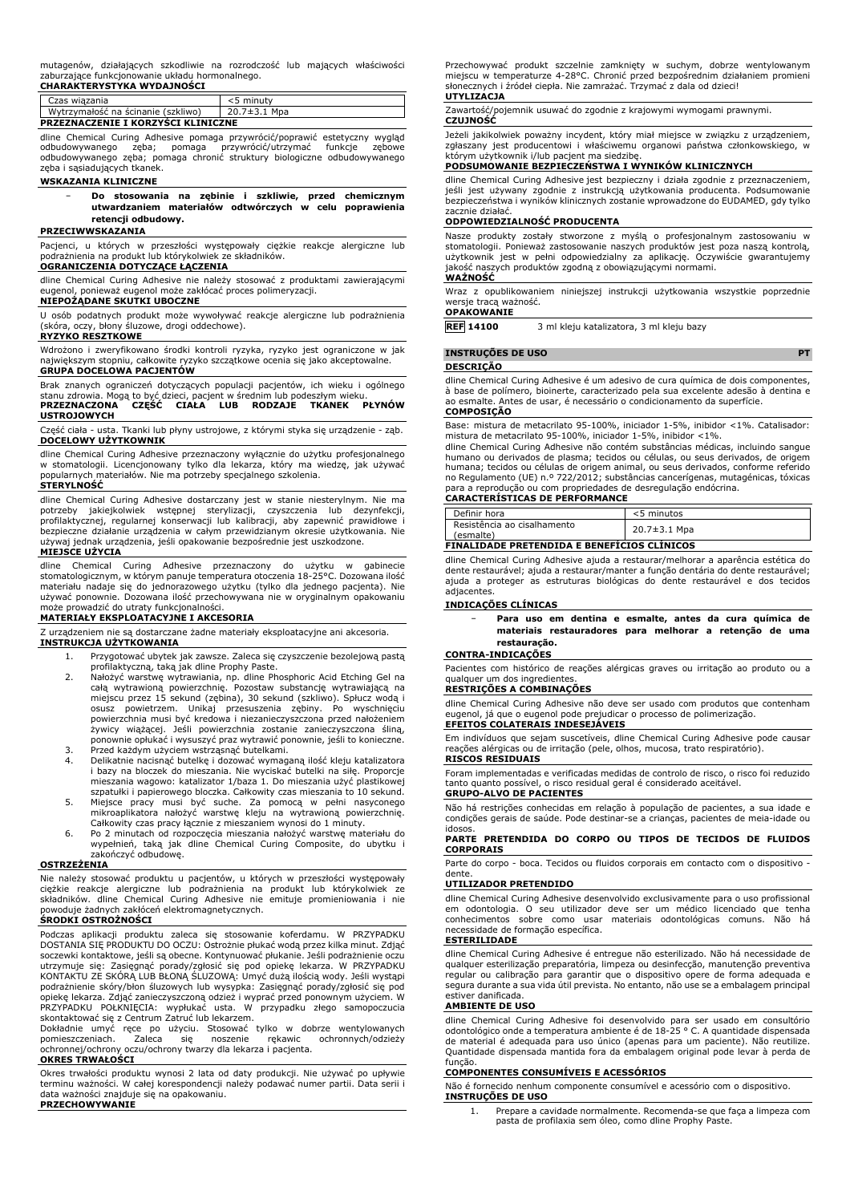mutagenów, działających szkodliwie na rozrodczość lub mających właściwości zaburzające funkcjonowanie układu hormonalnego.

**CHARAKTERYSTYKA WYDAJNOŚCI**

| Czas wiązania | <5 minuty |
| --- | --- |
| Wytrzymałość na ścinanie (szkliwo) | 20.7±3.1 Mpa |

**PRZEZNACZENIE I KORZYŚCI KLINICZNE**

dline Chemical Curing Adhesive pomaga przywrócić/poprawić estetyczny wygląd odbudowywanego zęba; pomaga przywrócić/utrzymać funkcje zębowe odbudowywanego zęba; pomaga chronić struktury biologiczne odbudowywanego zęba i sąsiadujących tkanek.

**WSKAZANIA KLINICZNE**

- **Do stosowania na zębinie i szkliwie, przed chemicznym utwardzaniem materiałów odtwórczych w celu poprawienia retencji odbudowy.**

**PRZECIWWSKAZANIA**

Pacjenci, u których w przeszłości występowały ciężkie reakcje alergiczne lub podrażnienia na produkt lub którykolwiek ze składników.

**OGRANICZENIA DOTYCZĄCE ŁĄCZENIA**

dline Chemical Curing Adhesive nie należy stosować z produktami zawierającymi eugenol, ponieważ eugenol może zakłócać proces polimeryzacji.

**NIEPOŻĄDANE SKUTKI UBOCZNE**

U osób podatnych produkt może wywoływać reakcje alergiczne lub podrażnienia (skóra, oczy, błony śluzowe, drogi oddechowe).

**RYZYKO RESZTKOWE**

Wdrożono i zweryfikowano środki kontroli ryzyka, ryzyko jest ograniczone w jak największym stopniu, całkowite ryzyko szczątkowe ocenia się jako akceptowalne.

**GRUPA DOCELOWA PACJENTÓW**

Brak znanych ograniczeń dotyczących populacji pacjentów, ich wieku i ogólnego stanu zdrowia. Mogą to być dzieci, pacjent w średnim lub podeszłym wieku.

**PRZEZNACZONA CZĘŚĆ CIAŁA LUB RODZAJE TKANEK PŁYNÓW USTROJOWYCH**

Część ciała - usta. Tkanki lub płyny ustrojowe, z którymi styka się urządzenie - ząb.

**DOCELOWY UŻYTKOWNIK**

dline Chemical Curing Adhesive przeznaczony wyłącznie do użytku profesjonalnego w stomatologii. Licencjonowany tylko dla lekarza, który ma wiedzę, jak używać popularnych materiałów. Nie ma potrzeby specjalnego szkolenia.

**STERYLNOŚĆ**

dline Chemical Curing Adhesive dostarczany jest w stanie niesterylnym. Nie ma potrzeby jakiejkolwiek wstępnej sterylizacji, czyszczenia lub dezynfekcji, profilaktycznej, regularnej konserwacji lub kalibracji, aby zapewnić prawidłowe i bezpieczne działanie urządzenia w całym przewidzianym okresie użytkowania. Nie używaj jednak urządzenia, jeśli opakowanie bezpośrednie jest uszkodzone.

**MIEJSCE UŻYCIA**

dline Chemical Curing Adhesive przeznaczony do użytku w gabinecie stomatologicznym, w którym panuje temperatura otoczenia 18-25°C. Dozowana ilość materiału nadaje się do jednorazowego użytku (tylko dla jednego pacjenta). Nie używać ponownie. Dozowana ilość przechowywana nie w oryginalnym opakowaniu może prowadzić do utraty funkcjonalności.

**MATERIAŁY EKSPLOATACYJNE I AKCESORIA**

Z urządzeniem nie są dostarczane żadne materiały eksploatacyjne ani akcesoria.

**INSTRUKCJA UŻYTKOWANIA**

1. Przygotować ubytek jak zawsze. Zaleca się czyszczenie bezolejową pastą profilaktyczną, taką jak dline Prophy Paste.
2. Nałożyć warstwę wytrawiania, np. dline Phosphoric Acid Etching Gel na całą wytrawioną powierzchnię. Pozostaw substancję wytrawiającą na miejscu przez 15 sekund (zębina), 30 sekund (szkliwo). Spłucz wodą i osusz powietrzem. Unikaj przesuszenia zębiny. Po wyschnięciu powierzchnia musi być kredowa i niezanieczyszczona przed nałożeniem żywicy wiążącej. Jeśli powierzchnia zostanie zanieczyszczona śliną, ponownie opłukać i wysuszyć przed wytrawić ponownie, jeśli to konieczne.
3. Przed każdym użyciem wstrząsnąć butelkami.
4. Delikatnie nacisnąć butelkę i dozować wymaganą ilość kleju katalizatora i bazy na bloczek do mieszania. Nie wyciskać butelki na siłę. Proporcje mieszania wagowo: katalizator 1/baza 1. Do mieszania użyć plastikowej szpatułki i papierowego bloczka. Całkowity czas mieszania to 10 sekund.
5. Miejsce pracy musi być suche. Za pomocą w pełni nasyconego mikroaplikatora nałożyć warstwę kleju na wytrawioną powierzchnię. Całkowity czas pracy łącznie z mieszaniem wynosi do 1 minuty.
6. Po 2 minutach od rozpoczęcia mieszania nałożyć warstwę materiału do wypełnień, taką jak dline Chemical Curing Composite, do ubytku i zakończyć odbudowę.

**OSTRZEŻENIA**

Nie należy stosować produktu u pacjentów, u których w przeszłości występowały ciężkie reakcje alergiczne lub podrażnienia na produkt lub którykolwiek ze składników. dline Chemical Curing Adhesive nie emituje promieniowania i nie powoduje żadnych zakłóceń elektromagnetycznych.

**ŚRODKI OSTROŻNOŚCI**

Podczas aplikacji produktu zaleca się stosowanie koferdamu. W PRZYPADKU DOSTANIA SIĘ PRODUKTU DO OCZU: Ostrożnie płukać wodą przez kilka minut. Zdjąć soczewki kontaktowe, jeśli są obecne. Kontynuować płukanie. Jeśli podrażnienie oczu utrzymuje się: Zasięgnąć porady/zgłosić się pod opiekę lekarza. W PRZYPADKU KONTAKTU ZE SKÓRĄ LUB BŁONĄ ŚLUZOWĄ: Umyć dużą ilością wody. Jeśli wystąpi podrażnienie skóry/błon śluzowych lub wysypka: Zasięgnąć porady/zgłosić się pod opiekę lekarza. Zdjąć zanieczyszczoną odzież i wyprać przed ponownym użyciem. W PRZYPADKU POŁKNIĘCIA: wypłukać usta. W przypadku złego samopoczucia skontaktować się z Centrum Zatruć lub lekarzem.

Dokładnie umyć ręce po użyciu. Stosować tylko w dobrze wentylowanych pomieszczeniach. Zaleca się noszenie rękawic ochronnych/odzieży ochronnej/ochrony oczu/ochrony twarzy dla lekarza i pacjenta.

**OKRES TRWAŁOŚCI**

Okres trwałości produktu wynosi 2 lata od daty produkcji. Nie używać po upływie terminu ważności. W całej korespondencji należy podawać numer partii. Data serii i data ważności znajduje się na opakowaniu.

**PRZECHOWYWANIE**

Przechowywać produkt szczelnie zamknięty w suchym, dobrze wentylowanym miejscu w temperaturze 4-28°C. Chronić przed bezpośrednim działaniem promieni słonecznych i źródeł ciepła. Nie zamrażać. Trzymać z dala od dzieci!

**UTYLIZACJA**

Zawartość/pojemnik usuwać do zgodnie z krajowymi wymogami prawnymi.

**CZUJNOŚĆ**

Jeżeli jakikolwiek poważny incydent, który miał miejsce w związku z urządzeniem, zgłaszany jest producentowi i właściwemu organowi państwa członkowskiego, w którym użytkownik i/lub pacjent ma siedzibę.

**PODSUMOWANIE BEZPIECZEŃSTWA I WYNIKÓW KLINICZNYCH**

dline Chemical Curing Adhesive jest bezpieczny i działa zgodnie z przeznaczeniem, jeśli jest używany zgodnie z instrukcją użytkowania producenta. Podsumowanie bezpieczeństwa i wyników klinicznych zostanie wprowadzone do EUDAMED, gdy tylko zacznie działać.

**ODPOWIEDZIALNOŚĆ PRODUCENTA**

Nasze produkty zostały stworzone z myślą o profesjonalnym zastosowaniu w stomatologii. Ponieważ zastosowanie naszych produktów jest poza naszą kontrolą, użytkownik jest w pełni odpowiedzialny za aplikację. Oczywiście gwarantujemy jakość naszych produktów zgodną z obowiązującymi normami.

**WAŻNOŚĆ**

Wraz z opublikowaniem niniejszej instrukcji użytkowania wszystkie poprzednie wersje tracą ważność.

**OPAKOWANIE**

**REF 14100** 3 ml kleju katalizatora, 3 ml kleju bazy

## INSTRUÇÕES DE USO — PT

**DESCRIÇÃO**

dline Chemical Curing Adhesive é um adesivo de cura química de dois componentes, à base de polímero, bioinerte, caracterizado pela sua excelente adesão à dentina e ao esmalte. Antes de usar, é necessário o condicionamento da superfície.

**COMPOSIÇÃO**

Base: mistura de metacrilato 95-100%, iniciador 1-5%, inibidor <1%. Catalisador: mistura de metacrilato 95-100%, iniciador 1-5%, inibidor <1%.

dline Chemical Curing Adhesive não contém substâncias médicas, incluindo sangue humano ou derivados de plasma; tecidos ou células, ou seus derivados, de origem humana; tecidos ou células de origem animal, ou seus derivados, conforme referido no Regulamento (UE) n.º 722/2012; substâncias cancerígenas, mutagénicas, tóxicas para a reprodução ou com propriedades de desregulação endócrina.

**CARACTERÍSTICAS DE PERFORMANCE**

| Definir hora | <5 minutos |
| --- | --- |
| Resistência ao cisalhamento (esmalte) | 20.7±3.1 Mpa |

**FINALIDADE PRETENDIDA E BENEFÍCIOS CLÍNICOS**

dline Chemical Curing Adhesive ajuda a restaurar/melhorar a aparência estética do dente restaurável; ajuda a restaurar/manter a função dentária do dente restaurável; ajuda a proteger as estruturas biológicas do dente restaurável e dos tecidos adjacentes.

**INDICAÇÕES CLÍNICAS**

- **Para uso em dentina e esmalte, antes da cura química de materiais restauradores para melhorar a retenção de uma restauração.**

**CONTRA-INDICAÇÕES**

Pacientes com histórico de reações alérgicas graves ou irritação ao produto ou a qualquer um dos ingredientes.

**RESTRIÇÕES A COMBINAÇÕES**

dline Chemical Curing Adhesive não deve ser usado com produtos que contenham eugenol, já que o eugenol pode prejudicar o processo de polimerização.

**EFEITOS COLATERAIS INDESEJÁVEIS**

Em indivíduos que sejam suscetíveis, dline Chemical Curing Adhesive pode causar reações alérgicas ou de irritação (pele, olhos, mucosa, trato respiratório).

**RISCOS RESIDUAIS**

Foram implementadas e verificadas medidas de controlo de risco, o risco foi reduzido tanto quanto possível, o risco residual geral é considerado aceitável.

**GRUPO-ALVO DE PACIENTES**

Não há restrições conhecidas em relação à população de pacientes, à sua idade e condições gerais de saúde. Pode destinar-se a crianças, pacientes de meia-idade ou idosos.

**PARTE PRETENDIDA DO CORPO OU TIPOS DE TECIDOS DE FLUIDOS CORPORAIS**

Parte do corpo - boca. Tecidos ou fluidos corporais em contacto com o dispositivo - dente.

**UTILIZADOR PRETENDIDO**

dline Chemical Curing Adhesive desenvolvido exclusivamente para o uso profissional em odontologia. O seu utilizador deve ser um médico licenciado que tenha conhecimentos sobre como usar materiais odontológicos comuns. Não há necessidade de formação específica.

**ESTERILIDADE**

dline Chemical Curing Adhesive é entregue não esterilizado. Não há necessidade de qualquer esterilização preparatória, limpeza ou desinfecção, manutenção preventiva regular ou calibração para garantir que o dispositivo opere de forma adequada e segura durante a sua vida útil prevista. No entanto, não use se a embalagem principal estiver danificada.

**AMBIENTE DE USO**

dline Chemical Curing Adhesive foi desenvolvido para ser usado em consultório odontológico onde a temperatura ambiente é de 18-25 ° C. A quantidade dispensada de material é adequada para uso único (apenas para um paciente). Não reutilize. Quantidade dispensada mantida fora da embalagem original pode levar à perda de função.

**COMPONENTES CONSUMÍVEIS E ACESSÓRIOS**

Não é fornecido nenhum componente consumível e acessório com o dispositivo.

**INSTRUÇÕES DE USO**

1. Prepare a cavidade normalmente. Recomenda-se que faça a limpeza com pasta de profilaxia sem óleo, como dline Prophy Paste.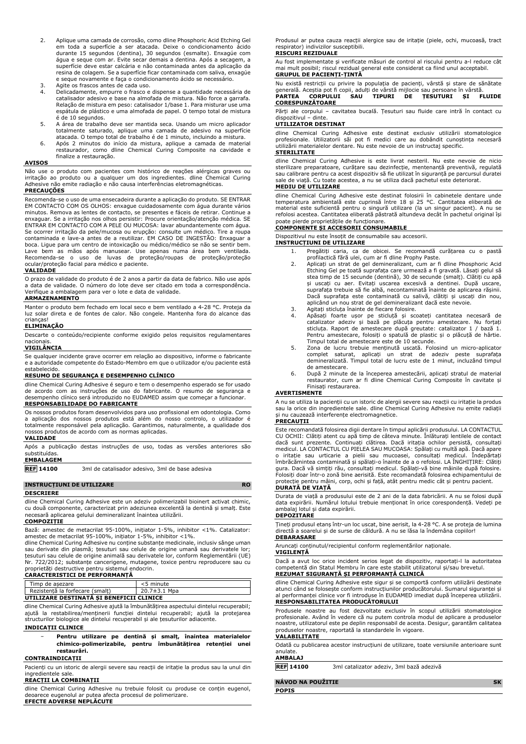2. Aplique uma camada de corrosão, como dline Phosphoric Acid Etching Gel em toda a superfície a ser atacada. Deixe o condicionamento ácido durante 15 segundos (dentina), 30 segundos (esmalte). Enxagúe com água e seque com ar. Evite secar demais a dentina. Após a secagem, a superfície deve estar calcária e não contaminada antes da aplicação da resina de colagem. Se a superfície ficar contaminada com saliva, enxagúe e seque novamente e faça o condicionamento ácido se necessário.
3. Agite os frascos antes de cada uso.
4. Delicadamente, empurre o frasco e dispense a quantidade necessária de catalisador adesivo e base na almofada de mistura. Não force a garrafa. Relação de mistura em peso: catalisador 1/base 1. Para misturar use uma espátula de plástico e uma almofada de papel. O tempo total de mistura é de 10 segundos.
5. A área de trabalho deve ser mantida seca. Usando um micro aplicador totalmente saturado, aplique uma camada de adesivo na superfície atacada. O tempo total de trabalho é de 1 minuto, incluindo a mistura.
6. Após 2 minutos do início da mistura, aplique a camada de material restaurador, como dline Chemical Curing Composite na cavidade e finalize a restauração.

**AVISOS**

Não use o produto com pacientes com histórico de reações alérgicas graves ou irritação ao produto ou a qualquer um dos ingredientes. dline Chemical Curing Adhesive não emite radiação e não causa interferências eletromagnéticas.

**PRECAUÇÕES**

Recomenda-se o uso de uma ensecadeira durante a aplicação do produto. SE ENTRAR EM CONTACTO COM OS OLHOS: enxague cuidadosamente com água durante vários minutos. Remova as lentes de contacto, se presentes e fáceis de retirar. Continue a enxaguar. Se a irritação nos olhos persistir: Procure orientação/atenção médica. SE ENTRAR EM CONTACTO COM A PELE OU MUCOSA: lavar abundantemente com água. Se ocorrer irritação da pele/mucosa ou erupção: consulte um médico. Tire a roupa contaminada e lave-a antes de a reutilizar. EM CASO DE INGESTÃO: Enxaguar a boca. Ligue para um centro de intoxicação ou médico/médico se não se sentir bem. Lave bem as mãos após manusear. Use apenas numa área bem ventilada. Recomenda-se o uso de luvas de proteção/roupas de proteção/proteção ocular/proteção facial para médico e paciente.

**VALIDADE**

O prazo de validade do produto é de 2 anos a partir da data de fabrico. Não use após a data de validade. O número do lote deve ser citado em toda a correspondência. Verifique a embalagem para ver o lote e data de validade.

**ARMAZENAMENTO**

Manter o produto bem fechado em local seco e bem ventilado a 4-28 °C. Proteja da luz solar direta e de fontes de calor. Não congele. Mantenha fora do alcance das crianças!

**ELIMINAÇÃO**

Descarte o conteúdo/recipiente conforme exigido pelos requisitos regulamentares nacionais.

**VIGILÂNCIA**

Se qualquer incidente grave ocorrer em relação ao dispositivo, informe o fabricante e a autoridade competente do Estado-Membro em que o utilizador e/ou paciente está estabelecido.

**RESUMO DE SEGURANÇA E DESEMPENHO CLÍNICO**

dline Chemical Curing Adhesive é seguro e tem o desempenho esperado se for usado de acordo com as instruções de uso do fabricante. O resumo de segurança e desempenho clínico será introduzido no EUDAMED assim que começar a funcionar.

**RESPONSABILIDADE DO FABRICANTE**

Os nossos produtos foram desenvolvidos para uso profissional em odontologia. Como a aplicação dos nossos produtos está além do nosso controlo, o utilizador é totalmente responsável pela aplicação. Garantimos, naturalmente, a qualidade dos nossos produtos de acordo com as normas aplicadas.

**VALIDADE**

Após a publicação destas instruções de uso, todas as versões anteriores são substituídas.

**EMBALAGEM**

**REF 14100** 3ml de catalisador adesivo, 3ml de base adesiva

## INSTRUCȚIUNI DE UTILIZARE — RO

**DESCRIERE**

dline Chemical Curing Adhesive este un adeziv polimerizabil bioinert activat chimic, cu două componente, caracterizat prin adeziunea excelentă la dentină și smalț. Este necesară aplicarea gelului demineralizant înaintea utilizării.

**COMPOZIȚIE**

Bază: amestec de metacrilat 95-100%, inițiator 1-5%, inhibitor <1%. Catalizator: amestec de metacrilat 95-100%, inițiator 1-5%, inhibitor <1%.

dline Chemical Curing Adhesive nu conține substanțe medicinale, inclusiv sânge uman sau derivate din plasmă; țesuturi sau celule de origine umană sau derivatele lor; țesuturi sau celule de origine animală sau derivatele lor, conform Reglementării (UE) Nr. 722/2012; substanțe cancerigene, mutagene, toxice pentru reproducere sau cu proprietăți destructive pentru sistemul endocrin.

**CARACTERISTICI DE PERFORMANȚĂ**

| Timp de așezare | <5 minute |
|---|---|
| Rezistență la forfecare (smalț) | 20.7±3.1 Mpa |

**UTILIZARE DESTINATĂ ȘI BENEFICII CLINICE**

dline Chemical Curing Adhesive ajută la îmbunătățirea aspectului dintelui recuperabil; ajută la restabilirea/menținerii funcției dintelui recuperabil; ajută la protejarea structurilor biologice ale dintelui recuperabil și ale țesuturilor adiacente.

**INDICAȚII CLINICE**

- **Pentru utilizare pe dentină și smalț, înaintea materialelor chimico-polimerizabile, pentru îmbunătățirea retenției unei restaurări.**

**CONTRAINDICAȚII**

Pacienți cu un istoric de alergii severe sau reacții de iritație la produs sau la unul din ingredientele sale.

**REACȚII LA COMBINAȚII**

dline Chemical Curing Adhesive nu trebuie folosit cu produse ce conțin eugenol, deoarece eugenolul ar putea afecta procesul de polimerizare.

**EFECTE ADVERSE NEPLĂCUTE**

Produsul ar putea cauza reacții alergice sau de iritație (piele, ochi, mucoasă, tract respirator) indivizilor susceptibili.

**RISCURI REZIDUALE**

Au fost implementate și verificate măsuri de control al riscului pentru a-l reduce cât mai mult posibil; riscul rezidual general este considerat ca fiind unul acceptabil.

**GRUPUL DE PACIENȚI-ȚINTĂ**

Nu există restricții cu privire la populația de pacienți, vârstă și stare de sănătate generală. Aceștia pot fi copii, adulți de vârstă mijlocie sau persoane în vârstă.

**PARTEA CORPULUI SAU TIPURI DE ȚESUTURI ȘI FLUIDE CORESPUNZĂTOARE**

Părți ale corpului – cavitatea bucală. Țesuturi sau fluide care intră în contact cu dispozitivul – dinte.

**UTILIZATOR DESTINAT**

dline Chemical Curing Adhesive este destinat exclusiv utilizării stomatologice profesionale. Utilizatorii săi pot fi medici care au dobândit cunoștința necesară utilizării materialelor dentare. Nu este nevoie de un instructaj specific.

**STERILITATE**

dline Chemical Curing Adhesive is este livrat nesteril. Nu este nevoie de nicio sterilizare preparatoare, curățare sau dezinfecție, mentenanță preventivă, regulată sau calibrare pentru ca acest dispozitiv să fie utilizat în siguranță pe parcursul duratei sale de viață. Cu toate acestea, a nu se utiliza dacă pachetul este deteriorat.

**MEDIU DE UTILIZARE**

dline Chemical Curing Adhesive este destinat folosirii în cabinetele dentare unde temperatura ambientală este cuprinsă între 18 și 25 °C. Cantitatea eliberată de material este suficientă pentru o singură utilizare (la un singur pacient). A nu se refolosi acestea. Cantitatea eliberată păstrată altundeva decât în pachetul original își poate pierde proprietățile de funcționare.

**COMPONENTE ȘI ACCESORII CONSUMABILE**

Dispozitivul nu este însoțit de consumabile sau accesorii.

**INSTRUCȚIUNI DE UTILIZARE**

1. Pregătiți caria, ca de obicei. Se recomandă curățarea cu o pastă profilactică fără ulei, cum ar fi dline Prophy Paste.
2. Aplicați un strat de gel de demineralizant, cum ar fi dline Phosphoric Acid Etching Gel pe toată suprafața care urmează a fi gravată. Lăsați gelul să stea timp de 15 secunde (dentină), 30 de secunde (smalț). Clătiți cu apă și uscați cu aer. Evitați uscarea excesivă a dentinei. După uscare, suprafața trebuie să fie albă, necontaminată înainte de aplicarea rășinii. Dacă suprafața este contaminată cu salivă, clătiți și uscați din nou, aplicând un nou strat de gel demineralizant dacă este nevoie.
3. Agitați sticluța înainte de fiecare folosire.
4. Apăsați foarte ușor pe sticluță și scoateți cantitatea necesară de catalizator adeziv și bază pe plăcuța pentru amestecare. Nu forțați sticluța. Raport de amestecare după greutate: catalizator 1 / bază 1. Pentru amestecare, folosiți o spatulă de plastic și o plăcuță de hârtie. Timpul total de amestecare este de 10 secunde.
5. Zona de lucru trebuie menținută uscată. Folosind un micro-aplicator complet saturat, aplicați un strat de adeziv peste suprafața demineralizată. Timpul total de lucru este de 1 minut, incluzând timpul de amestecare.
6. După 2 minute de la începerea amestecării, aplicați stratul de material restaurator, cum ar fi dline Chemical Curing Composite în cavitate și Finisați restaurarea.

**AVERTISMENTE**

A nu se utiliza la pacienții cu un istoric de alergii severe sau reacții cu iritație la produs sau la orice din ingredientele sale. dline Chemical Curing Adhesive nu emite radiații și nu cauzează interferențe electromagnetice.

**PRECAUȚII**

Este recomandată folosirea digii dentare în timpul aplicării produsului. LA CONTACTUL CU OCHII: Clătiți atent cu apă timp de câteva minute. Înlăturați lentilele de contact dacă sunt prezente. Continuați clătirea. Dacă iritația ochilor persistă, consultați medicul. LA CONTACTUL CU PIELEA SAU MUCOASA: Spălați cu multă apă. Dacă apare o iritație sau urticarie a pielii sau mucoasei, consultați medicul. Îndepărtați îmbrăcămintea contaminată și spălați-o înainte de a o refolosi. LA ÎNGHIȚIRE: Clătiți gura. Dacă vă simțiți rău, consultați medicul. Spălați-vă bine mâinile după folosire. Folosiți doar într-o zonă bine aerisită. Este recomandată folosirea echipamentului de protecție pentru mâini, corp, ochi și față, atât pentru medic cât și pentru pacient.

**DURATĂ DE VIAȚĂ**

Durata de viață a produsului este de 2 ani de la data fabricării. A nu se folosi după data expirării. Numărul lotului trebuie menționat în orice corespondență. Vedeți pe ambalaj lotul și data expirării.

**DEPOZITARE**

Țineți produsul etanș într-un loc uscat, bine aerisit, la 4-28 °C. A se proteja de lumina directă a soarelui și de surse de căldură. A nu se lăsa la îndemâna copiilor!

**DEBARASARE**

Aruncați conținutul/recipientul conform reglementărilor naționale.

**VIGILENȚĂ**

Dacă a avut loc orice incident serios legat de dispozitiv, raportați-l la autoritatea competentă din Statul Membru în care este stabilit utilizatorul și/sau brevetul.

**REZUMAT SIGURANȚĂ ȘI PERFORMANȚĂ CLINICĂ**

dline Chemical Curing Adhesive este sigur și se comportă conform utilizării destinate atunci când se folosește conform instrucțiunilor producătorului. Sumarul siguranței și al performanței clinice vor fi introduse în EUDAMED imediat după începerea utilizării.

**RESPONSABILITATEA PRODUCĂTORULUI**

Produsele noastre au fost dezvoltate exclusiv în scopul utilizării stomatologice profesionale. Având în vedere că nu putem controla modul de aplicare a produselor noastre, utilizatorul este pe deplin responsabil de acesta. Desigur, garantăm calitatea produselor noastre, raportată la standardele în vigoare.

**VALABILITATE**

Odată cu publicarea acestor instrucțiuni de utilizare, toate versiunile anterioare sunt anulate.

**AMBALAJ**

**REF 14100** 3ml catalizator adeziv, 3ml bază adezivă

## NÁVOD NA POUŽITIE — SK

**POPIS**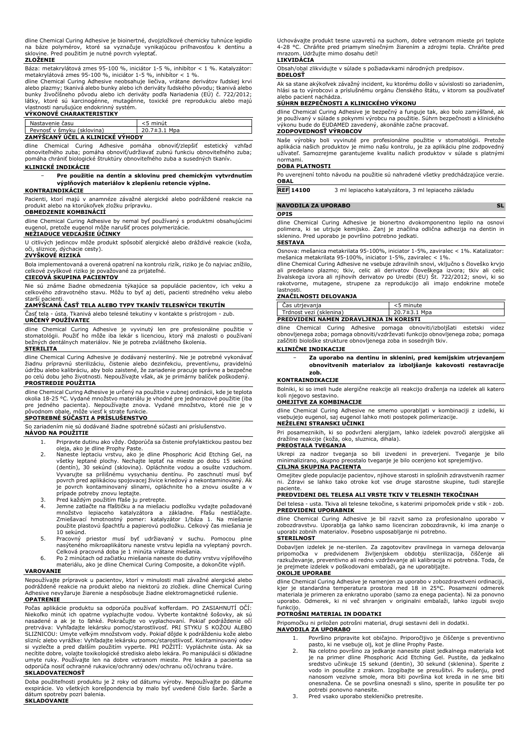dline Chemical Curing Adhesive je bioinertné, dvojzložkové chemicky tuhnúce lepidlo na báze polymérov, ktoré sa vyznačuje vynikajúcou priľnavosťou k dentínu a sklovine. Pred použitím je nutné povrch vyleptať.

**ZLOŽENIE**

Báza: metakrylátová zmes 95-100 %, iniciátor 1-5 %, inhibítor < 1 %. Katalyzátor: metakrylátová zmes 95-100 %, iniciátor 1-5 %, inhibítor < 1 %.
dline Chemical Curing Adhesive neobsahuje liečivá, vrátane derivátov ľudskej krvi alebo plazmy; tkanivá alebo bunky alebo ich deriváty ľudského pôvodu; tkanivá alebo bunky živočíšneho pôvodu alebo ich deriváty podľa Nariadenia (EÚ) č. 722/2012; látky, ktoré sú karcinogénne, mutagénne, toxické pre reprodukciu alebo majú vlastnosti narušujúce endokrinný systém.

**VÝKONOVÉ CHARAKTERISTIKY**

| Nastavenie času | <5 minút |
|---|---|
| Pevnosť v šmyku (sklovina) | 20.7±3.1 Mpa |

**ZAMÝŠĽANÝ ÚČEL A KLINICKÉ VÝHODY**

dline Chemical Curing Adhesive pomáha obnoviť/zlepšiť estetický vzhľad obnoviteľného zuba; pomáha obnoviť/udržiavať zubnú funkciu obnoviteľného zuba; pomáha chrániť biologické štruktúry obnoviteľného zuba a susedných tkanív.

**KLINICKÉ INDIKÁCIE**

- **Pre použitie na dentín a sklovinu pred chemickým vytvrdnutím výplňových materiálov k zlepšeniu retencie výplne.**

**KONTRAINDIKÁCIE**

Pacienti, ktorí majú v anamnéze závažné alergické alebo podráždené reakcie na produkt alebo na ktorúkoľvek zložku prípravku.

**OBMEDZENIE KOMBINÁCIÍ**

dline Chemical Curing Adhesive by nemal byť používaný s produktmi obsahujúcimi eugenol, pretože eugenol môže narušiť proces polymerizácie.

**NEŽIADUCE VEDĽAJŠIE ÚČINKY**

U citlivých jedincov môže produkt spôsobiť alergické alebo dráždivé reakcie (koža, oči, sliznice, dýchacie cesty).

**ZVYŠKOVÉ RIZIKÁ**

Bola implementovaná a overená opatrení na kontrolu rizík, riziko je čo najviac znížilo, celkové zvyškové riziko je považované za prijateľné.

**CIEĽOVÁ SKUPINA PACIENTOV**

Nie sú známe žiadne obmedzenia týkajúce sa populácie pacientov, ich veku a celkového zdravotného stavu. Môžu to byť aj deti, pacienti stredného veku alebo starší pacienti.

**ZAMÝŠĽANÁ ČASŤ TELA ALEBO TYPY TKANÍV TELESNÝCH TEKUTÍN**

Časť tela - ústa. Tkanivá alebo telesné tekutiny v kontakte s prístrojom - zub.

**URČENÝ POUŽÍVATEĽ**

dline Chemical Curing Adhesive je vyvinutý len pre profesionálne použitie v stomatológii. Použiť ho môže iba lekár s licenciou, ktorý má znalosti o používaní bežných dentálnych materiálov. Nie je potreba zvláštneho školenia.

**STERILITA**

dline Chemical Curing Adhesive je dodávaný nesterilný. Nie je potrebné vykonávať žiadnu prípravnú sterilizáciu, čistenie alebo dezinfekciu, preventívnu, pravidelnú údržbu alebo kalibráciu, aby bolo zaistené, že zariadenie pracuje správne a bezpečne po celú dobu jeho životnosti. Nepoužívajte však, ak je primárny balíček poškodený.

**PROSTREDIE POUŽITIA**

dline Chemical Curing Adhesive je určený na použitie v zubnej ordinácii, kde je teplota okolia 18-25 °C. Vydané množstvo materiálu je vhodné pre jednorazové použitie (iba pre jedného pacienta). Nepoužívajte znovu. Vydané množstvo, ktoré nie je v pôvodnom obale, môže viesť k strate funkcie.

**SPOTREBNÉ SÚČASTI A PRÍSLUŠENSTVO**

So zariadením nie sú dodávané žiadne spotrebné súčasti ani príslušenstvo.

**NÁVOD NA POUŽITIE**

1. Pripravte dutinu ako vždy. Odporúča sa čistenie profylaktickou pastou bez oleja, ako je dline Prophy Paste.
2. Naneste leptaciu vrstvu, ako je dline Phosphoric Acid Etching Gel, na všetky leptané plochy. Nechajte leptať na mieste po dobu 15 sekúnd (dentín), 30 sekúnd (sklovina). Opláchnite vodou a osušte vzduchom. Vyvarujte sa prílišnému vysychaniu dentínu. Po zaschnutí musí byť povrch pred aplikáciou spojovacej živice kriedový a nekontaminovaný. Ak je povrch kontaminovaný slinami, opláchnite ho a znovu osušte a v prípade potreby znovu leptajte.
3. Pred každým použitím fľaše ju pretrepte.
4. Jemne zatlačte na fľaštičku a na miešaciu podložku vydajte požadované množstvo lepiaceho katalyzátora a základne. Fľašu nestláčajte. Zmiešavací hmotnostný pomer: katalyzátor 1/báza 1. Na miešanie použite plastovú špachtľu a papierovú podložku. Celkový čas miešania je 10 sekúnd.
5. Pracovný priestor musí byť udržiavaný v suchu. Pomocou plne nasýteného mikroaplikátoru naneste vrstvu lepidla na vyleptaný povrch. Celková pracovná doba je 1 minúta vrátane miešania.
6. Po 2 minútach od začiatku miešania naneste do dutiny vrstvu výplňového materiálu, ako je dline Chemical Curing Composite, a dokončite výplň.

**VAROVANIE**

Nepoužívajte prípravok u pacientov, ktorí v minulosti mali závažné alergické alebo podráždené reakcie na produkt alebo na niektorú zo zložiek. dline Chemical Curing Adhesive nevyžaruje žiarenie a nespôsobuje žiadne elektromagnetické rušenie.

**OPATRENIE**

Počas aplikácie produktu sa odporúča používať kofferdam. PO ZASIAHNUTÍ OČÍ: Niekoľko minút ich opatrne vyplachujte vodou. Vyberte kontaktné šošovky, ak sú nasadené a ak je to ľahké. Pokračujte vo vyplachovaní. Pokiaľ podráždenie očí pretrváva: Vyhľadajte lekársku pomoc/starostlivosť. PRI STYKU S KOŽOU ALEBO SLIZNICOU: Umyte veľkým množstvom vody. Pokiaľ dôjde k podráždeniu kože alebo slizníc alebo vyrážke: Vyhľadajte lekársku pomoc/starostlivosť. Kontaminovaný odev si vyzlečte a pred ďalším použitím vyperte. PRI POŽITÍ: Vypláchnite ústa. Ak sa necítite dobre, volajte toxikologické stredisko alebo lekára. Po manipulácii si dôkladne umyte ruky. Používajte len na dobre vetranom mieste. Pre lekára a pacienta sa odporúča nosiť ochranné rukavice/ochranný odev/ochranu očí/ochranu tváre.

**SKLADOVATEĽNOSŤ**

Doba použiteľnosti produktu je 2 roky od dátumu výroby. Nepoužívajte po dátume exspirácie. Vo všetkých korešpondencia by malo byť uvedené číslo šarže. Šarže a dátum spotreby pozri balenia.

**SKLADOVANIE**

Uchovávajte produkt tesne uzavretú na suchom, dobre vetranom mieste pri teplote 4-28 °C. Chráňte pred priamym slnečným žiarením a zdrojmi tepla. Chráňte pred mrazom. Udržujte mimo dosahu detí!

**LIKVIDÁCIA**

Obsah/obal zlikvidujte v súlade s požiadavkami národných predpisov.

**BDELOSŤ**

Ak sa stane akýkoľvek závažný incident, ku ktorému došlo v súvislosti so zariadením, hlási sa to výrobcovi a príslušnému orgánu členského štátu, v ktorom sa používateľ alebo pacient nachádza.

**SÚHRN BEZPEČNOSTI A KLINICKÉHO VÝKONU**

dline Chemical Curing Adhesive je bezpečný a funguje tak, ako bolo zamýšľané, ak je používaný v súlade s pokynmi výrobcu na použitie. Súhrn bezpečnosti a klinického výkonu bude do EUDAMED zavedený, akonáhle začne pracovať.

**ZODPOVEDNOSŤ VÝROBCOV**

Naše výrobky boli vyvinuté pre profesionálne použitie v stomatológii. Pretože aplikácia našich produktov je mimo našu kontrolu, je za aplikáciu plne zodpovedný užívateľ. Samozrejme garantujeme kvalitu našich produktov v súlade s platnými normami.

**DOBA PLATNOSTI**

Po uverejnení tohto návodu na použitie sú nahradené všetky predchádzajúce verzie.

**OBAL**

**REF** **14100** 3 ml lepiaceho katalyzátora, 3 ml lepiaceho základu

## NAVODILA ZA UPORABO — SL

**OPIS**

dline Chemical Curing Adhesive je bionertno dvokomponentno lepilo na osnovi polimera, ki se utrjuje kemijsko. Zanj je značilna odlična adhezija na dentin in sklenino. Pred uporabo je površino potrebno jedkati.

**SESTAVA**

Osnova: mešanica metakrilata 95-100%, iniciator 1-5%, zaviralec < 1%. Katalizator: mešanica metakrilata 95-100%, iniciator 1-5%, zaviralec < 1%.
dline Chemical Curing Adhesive ne vsebuje zdravilnih snovi, vključno s človeško krvjo ali predelano plazmo; tkiv, celic ali derivatov človeškega izvora; tkiv ali celic živalskega izvora ali njihovih derivatov po Uredbi (EU) Št. 722/2012; snovi, ki so rakotvorne, mutagene, strupene za reprodukcijo ali imajo endokrine moteče lastnosti.

**ZNAČILNOSTI DELOVANJA**

| Čas utrjevanja | <5 minute |
|---|---|
| Trdnost vezi (sklenina) | 20.7±3.1 Mpa |

**PREDVIDENI NAMEN ZDRAVLJENJA IN KORISTI**

dline Chemical Curing Adhesive pomaga obnoviti/izboljšati estetski videz obnovljenega zoba; pomaga obnoviti/vzdrževati funkcijo obnovljenega zoba; pomaga zaščititi biološke strukture obnovljenega zoba in sosednjih tkiv.

**KLINIČNE INDIKACIJE**

- **Za uporabo na dentinu in sklenini, pred kemijskim utrjevanjem obnovitvenih materialov za izboljšanje kakovosti restavracije zob.**

**KONTRAINDIKACIJE**

Bolniki, ki so imeli hude alergične reakcije ali reakcijo draženja na izdelek ali katero koli njegovo sestavino.

**OMEJITVE ZA KOMBINACIJE**

dline Chemical Curing Adhesive ne smemo uporabljati v kombinaciji z izdelki, ki vsebujejo eugenol, saj eugenol lahko moti postopek polimerizacije.

**NEŽELENI STRANSKI UČINKI**

Pri posameznikih, ki so podvrženi alergijam, lahko izdelek povzroči alergijske ali dražilne reakcije (koža, oko, sluznica, dihala).

**PREOSTALA TVEGANJA**

Ukrepi za nadzor tveganja so bili izvedeni in preverjeni. Tveganje je bilo minimalizirano, skupno preostalo tveganje je bilo ocenjeno kot sprejemljivo.

**CILJNA SKUPINA PACIENTA**

Omejitev glede populacije pacientov, njihove starosti in splošnih zdravstvenih razmer ni. Zdravi se lahko tako otroke kot vse druge starostne skupine, tudi starejše paciente.

**PREDVIDENI DEL TELESA ALI VRSTE TKIV V TELESNIH TEKOČINAH**

Del telesa - usta. Tkiva ali telesne tekočine, s katerimi pripomoček pride v stik - zob.

**PREDVIDENI UPORABNIK**

dline Chemical Curing Adhesive je bil razvit samo za profesionalno uporabo v zobozdravstvu. Uporablja ga lahko samo licenciran zobozdravnik, ki ima znanje o uporabi zobnih materialov. Posebno usposabljanje ni potrebno.

**STERILNOST**

Dobavljen izdelek je ne-sterilen. Za zagotovitev pravilnega in varnega delovanja pripomočka v predvidenem življenjskem obdobju sterilizacija, čiščenje ali razkuževanje, preventivno ali redno vzdrževanje ali kalibracija ni potrebna. Toda, če je prejmete izdelek v poškodovani embalaži, ga ne uporabljajte.

**OKOLJE UPORABE**

dline Chemical Curing Adhesive je namenjen za uporabo v zobozdravstveni ordinaciji, kjer je standardna temperatura prostora med 18 in 25°C. Posamezni odmerek materiala je primeren za enkratno uporabo (samo za enega pacienta). Ni za ponovno uporabo. Odmerek, ki ni več shranjen v originalni embalaži, lahko izgubi svojo funkcijo.

**POTROŠNI MATERIAL IN DODATKI**

Pripomočku ni priložen potrošni material, drugi sestavni deli in dodatki.

**NAVODILA ZA UPORABO**

1. Površino pripravite kot običajno. Priporočljivo je čiščenje s preventivno pasto, ki ne vsebuje olj, kot je dline Prophy Paste.
2. Na celotno površino za jedkanje nanesite plast jedkalnega materiala kot je na primer dline Phosphoric Acid Etching Gel. Pustite, da jedkalno sredstvo učinkuje 15 sekund (dentin), 30 sekund (sklenina). Sperite z vodo in posušite z zrakom. Izogibajte se presušitvi. Po sušenju, pred nanosom vezivne smole, mora biti površina kot kreda in ne sme biti onesnažena. Če se površina onesnaži s slino, sperite in posušite ter po potrebi ponovno nanesite.
3. Pred vsako uporabo stekleničko pretresite.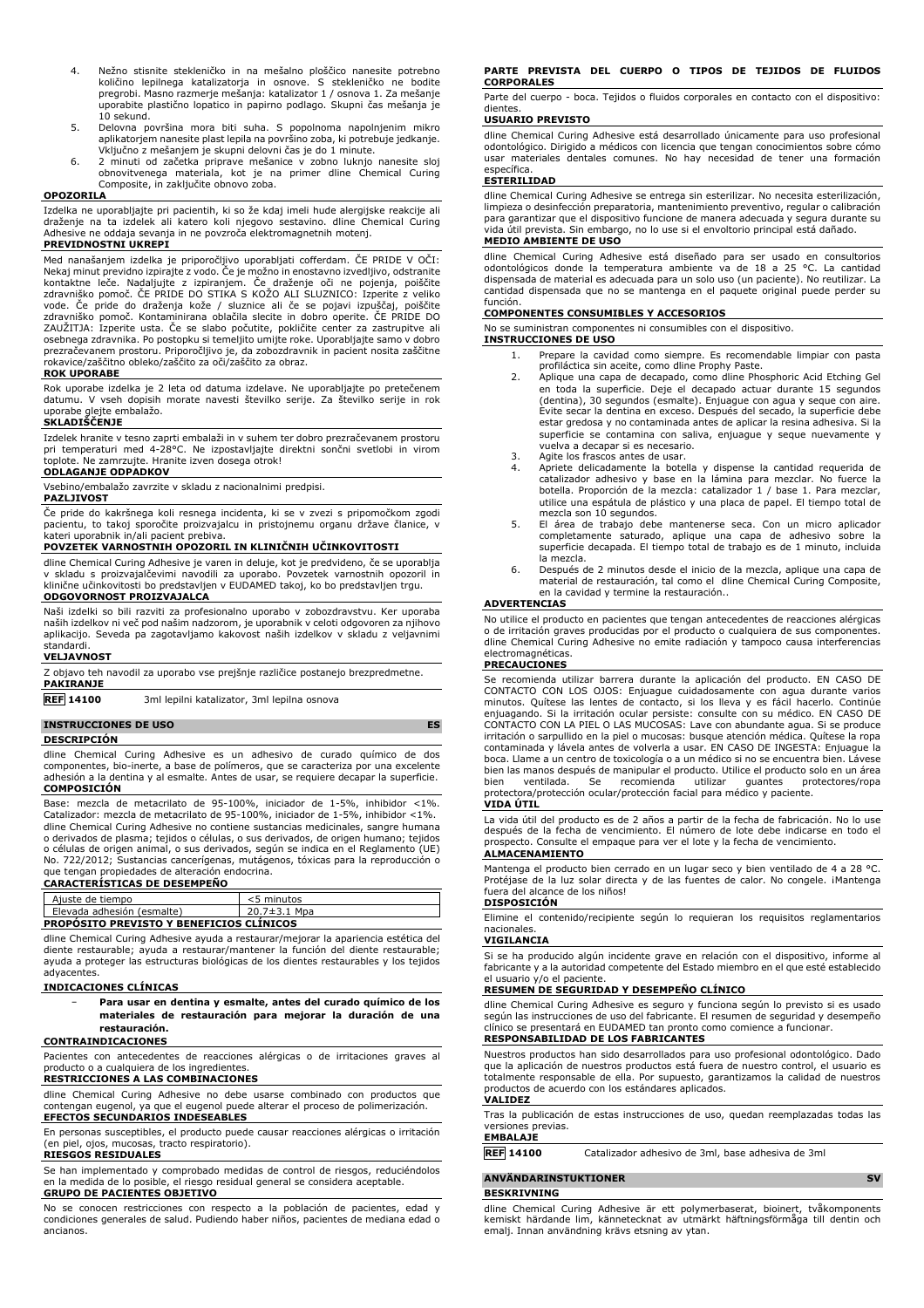4. Nežno stisnite stekleničko in na mešalno ploščico nanesite potrebno količino lepilnega katalizatorja in osnove. S stekleničko ne bodite pregrobi. Masno razmerje mešanja: katalizator 1 / osnova 1. Za mešanje uporabite plastično lopatico in papirno podlago. Skupni čas mešanja je 10 sekund.
5. Delovna površina mora biti suha. S popolnoma napolnjenim mikro aplikatorjem nanesite plast lepila na površino zoba, ki potrebuje jedkanje. Vključno z mešanjem je skupni delovni čas je do 1 minute.
6. 2 minuti od začetka priprave mešanice v zobno luknjo nanesite sloj obnovitvenega materiala, kot je na primer dline Chemical Curing Composite, in zaključite obnovo zoba.

**OPOZORILA**

Izdelka ne uporabljajte pri pacientih, ki so že kdaj imeli hude alergijske reakcije ali draženje na ta izdelek ali katero koli njegovo sestavino. dline Chemical Curing Adhesive ne oddaja sevanja in ne povzroča elektromagnetnih motenj.

**PREVIDNOSTNI UKREPI**

Med nanašanjem izdelka je priporočljivo uporabljati cofferdam. ČE PRIDE V OČI: Nekaj minut previdno izpirajte z vodo. Če je možno in enostavno izvedljivo, odstranite kontaktne leče. Nadaljujte z izpiranjem. Če draženje oči ne pojenja, poiščite zdravniško pomoč. ČE PRIDE DO STIKA S KOŽO ALI SLUZNICO: Izperite z veliko vode. Če pride do draženja kože / sluznice ali če se pojavi izpuščaj, poiščite zdravniško pomoč. Kontaminirana oblačila slecite in dobro operite. ČE PRIDE DO ZAUŽITJA: Izperite usta. Če se slabo počutite, pokličite center za zastrupitve ali osebnega zdravnika. Po postopku si temeljito umijte roke. Uporabljajte samo v dobro prezračevanem prostoru. Priporočljivo je, da zobozdravnik in pacient nosita zaščitne rokavice/zaščitno obleko/zaščito za oči/zaščito za obraz.

**ROK UPORABE**

Rok uporabe izdelka je 2 leta od datuma izdelave. Ne uporabljajte po preteklem datumu. V vseh dopisih morate navesti številko serije. Za številko serije in rok uporabe glejte embalažo.

**SKLADIŠČENJE**

Izdelek hranite v tesno zaprti embalaži in v suhem ter dobro prezračevanem prostoru pri temperaturi med 4-28°C. Ne izpostavljajte direktni sončni svetlobi in virom toplote. Ne zamrzujte. Hranite izven dosega otrok!

**ODLAGANJE ODPADKOV**

Vsebino/embalažo zavrzite v skladu z nacionalnimi predpisi.

**PAZLJIVOST**

Če pride do kakršnega koli resnega incidenta, ki se v zvezi s pripomočkom zgodi pacientu, to takoj sporočite proizvajalcu in pristojnemu organu države članice, v kateri uporabnik in/ali pacient prebiva.

**POVZETEK VARNOSTNIH OPOZORIL IN KLINIČNIH UČINKOVITOSTI**

dline Chemical Curing Adhesive je varen in deluje, kot je predvideno, če se uporablja v skladu s proizvajalčevimi navodili za uporabo. Povzetek varnostnih opozoril in klinične učinkovitosti bo predstavljen v EUDAMED takoj, ko bo predstavljen trgu.

**ODGOVORNOST PROIZVAJALCA**

Naši izdelki so bili razviti za profesionalno uporabo v zobozdravstvu. Ker uporaba naših izdelkov ni več pod našim nadzorom, je uporabnik v celoti odgovoren za njihovo aplikacijo. Seveda pa zagotavljamo kakovost naših izdelkov v skladu z veljavnimi standardi.

**VELJAVNOST**

Z objavo teh navodil za uporabo vse prejšnje različice postanejo brezpredmetne.

**PAKIRANJE**

**REF 14100** 3ml lepilni katalizator, 3ml lepilna osnova

## INSTRUCCIONES DE USO — ES

**DESCRIPCIÓN**

dline Chemical Curing Adhesive es un adhesivo de curado químico de dos componentes, bio-inerte, a base de polímeros, que se caracteriza por una excelente adhesión a la dentina y al esmalte. Antes de usar, se requiere decapar la superficie.

**COMPOSICIÓN**

Base: mezcla de metacrilato de 95-100%, iniciador de 1-5%, inhibidor <1%.
Catalizador: mezcla de metacrilato de 95-100%, iniciador de 1-5%, inhibidor <1%.
dline Chemical Curing Adhesive no contiene sustancias medicinales, sangre humana o derivados de plasma; tejidos o células, o sus derivados, de origen humano; tejidos o células de origen animal, o sus derivados, según se indica en el Reglamento (UE) No. 722/2012; Sustancias cancerígenas, mutágenos, tóxicas para la reproducción o que tengan propiedades de alteración endocrina.

**CARACTERÍSTICAS DE DESEMPEÑO**

| Ajuste de tiempo | <5 minutos |
|---|---|
| Elevada adhesión (esmalte) | 20.7±3.1 Mpa |

**PROPÓSITO PREVISTO Y BENEFICIOS CLÍNICOS**

dline Chemical Curing Adhesive ayuda a restaurar/mejorar la apariencia estética del diente restaurable; ayuda a restaurar/mantener la función del diente restaurable; ayuda a proteger las estructuras biológicas de los dientes restaurables y los tejidos adyacentes.

**INDICACIONES CLÍNICAS**

- **Para usar en dentina y esmalte, antes del curado químico de los materiales de restauración para mejorar la duración de una restauración.**

**CONTRAINDICACIONES**

Pacientes con antecedentes de reacciones alérgicas o de irritaciones graves al producto o a cualquiera de los ingredientes.

**RESTRICCIONES A LAS COMBINACIONES**

dline Chemical Curing Adhesive no debe usarse combinado con productos que contengan eugenol, ya que el eugenol puede alterar el proceso de polimerización.

**EFECTOS SECUNDARIOS INDESEABLES**

En personas susceptibles, el producto puede causar reacciones alérgicas o irritación (en piel, ojos, mucosas, tracto respiratorio).

**RIESGOS RESIDUALES**

Se han implementado y comprobado medidas de control de riesgos, reduciéndolos en la medida de lo posible, el riesgo residual general se considera aceptable.

**GRUPO DE PACIENTES OBJETIVO**

No se conocen restricciones con respecto a la población de pacientes, edad y condiciones generales de salud. Pudiendo haber niños, pacientes de mediana edad o ancianos.

**PARTE PREVISTA DEL CUERPO O TIPOS DE TEJIDOS DE FLUIDOS CORPORALES**

Parte del cuerpo - boca. Tejidos o fluidos corporales en contacto con el dispositivo: dientes.

**USUARIO PREVISTO**

dline Chemical Curing Adhesive está desarrollado únicamente para uso profesional odontológico. Dirigido a médicos con licencia que tengan conocimientos sobre cómo usar materiales dentales comunes. No hay necesidad de tener una formación específica.

**ESTERILIDAD**

dline Chemical Curing Adhesive se entrega sin esterilizar. No necesita esterilización, limpieza o desinfección preparatoria, mantenimiento preventivo, regular o calibración para garantizar que el dispositivo funcione de manera adecuada y segura durante su vida útil prevista. Sin embargo, no lo use si el envoltorio principal está dañado.

**MEDIO AMBIENTE DE USO**

dline Chemical Curing Adhesive está diseñado para ser usado en consultorios odontológicos donde la temperatura ambiente va de 18 a 25 °C. La cantidad dispensada de material es adecuada para un solo uso (un paciente). No reutilizar. La cantidad dispensada que no se mantenga en el paquete original puede perder su función.

**COMPONENTES CONSUMIBLES Y ACCESORIOS**

No se suministran componentes ni consumibles con el dispositivo.

**INSTRUCCIONES DE USO**

1. Prepare la cavidad como siempre. Es recomendable limpiar con pasta profiláctica sin aceite, como dline Prophy Paste.
2. Aplique una capa de decapado, como dline Phosphoric Acid Etching Gel en toda la superficie. Deje el decapado actuar durante 15 segundos (dentina), 30 segundos (esmalte). Enjuague con agua y seque con aire. Evite secar la dentina en exceso. Después del secado, la superficie debe estar gredosa y no contaminada antes de aplicar la resina adhesiva. Si la superficie se contamina con saliva, enjuague y seque nuevamente y vuelva a decapar si es necesario.
3. Agite los frascos antes de usar.
4. Apriete delicadamente la botella y dispense la cantidad requerida de catalizador adhesivo y base en la lámina para mezclar. No fuerce la botella. Proporción de la mezcla: catalizador 1 / base 1. Para mezclar, utilice una espátula de plástico y una placa de papel. El tiempo total de mezcla son 10 segundos.
5. El área de trabajo debe mantenerse seca. Con un micro aplicador completamente saturado, aplique una capa de adhesivo sobre la superficie decapada. El tiempo total de trabajo es de 1 minuto, incluida la mezcla.
6. Después de 2 minutos desde el inicio de la mezcla, aplique una capa de material de restauración, tal como el dline Chemical Curing Composite, en la cavidad y termine la restauración..

**ADVERTENCIAS**

No utilice el producto en pacientes que tengan antecedentes de reacciones alérgicas o de irritación graves producidas por el producto o cualquiera de sus componentes. dline Chemical Curing Adhesive no emite radiación y tampoco causa interferencias electromagnéticas.

**PRECAUCIONES**

Se recomienda utilizar barrera durante la aplicación del producto. EN CASO DE CONTACTO CON LOS OJOS: Enjuague cuidadosamente con agua durante varios minutos. Quítese las lentes de contacto, si los lleva y es fácil hacerlo. Continúe enjuagando. Si la irritación ocular persiste: consulte con su médico. EN CASO DE CONTACTO CON LA PIEL O LAS MUCOSAS: Lave con abundante agua. Si se produce irritación o sarpullido en la piel o mucosas: busque atención médica. Quítese la ropa contaminada y lávela antes de volverla a usar. EN CASO DE INGESTA: Enjuague la boca. Llame a un centro de toxicología o a un médico si no se encuentra bien. Lávese bien las manos después de manipular el producto. Utilice el producto solo en un área bien ventilada. Se recomienda utilizar guantes protectores/ropa protectora/protección ocular/protección facial para médico y paciente.

**VIDA ÚTIL**

La vida útil del producto es de 2 años a partir de la fecha de fabricación. No lo use después de la fecha de vencimiento. El número de lote debe indicarse en todo el prospecto. Consulte el empaque para ver el lote y la fecha de vencimiento.

**ALMACENAMIENTO**

Mantenga el producto bien cerrado en un lugar seco y bien ventilado de 4 a 28 °C. Protéjase de la luz solar directa y de las fuentes de calor. No congele. ¡Mantenga fuera del alcance de los niños!

**DISPOSICIÓN**

Elimine el contenido/recipiente según lo requieran los requisitos reglamentarios nacionales.

**VIGILANCIA**

Si se ha producido algún incidente grave en relación con el dispositivo, informe al fabricante y a la autoridad competente del Estado miembro en el que esté establecido el usuario y/o el paciente.

**RESUMEN DE SEGURIDAD Y DESEMPEÑO CLÍNICO**

dline Chemical Curing Adhesive es seguro y funciona según lo previsto si es usado según las instrucciones de uso del fabricante. El resumen de seguridad y desempeño clínico se presentará en EUDAMED tan pronto como comience a funcionar.

**RESPONSABILIDAD DE LOS FABRICANTES**

Nuestros productos han sido desarrollados para uso profesional odontológico. Dado que la aplicación de nuestros productos está fuera de nuestro control, el usuario es totalmente responsable de ella. Por supuesto, garantizamos la calidad de nuestros productos de acuerdo con los estándares aplicados.

**VALIDEZ**

Tras la publicación de estas instrucciones de uso, quedan reemplazadas todas las versiones previas.

**EMBALAJE**

**REF 14100** Catalizador adhesivo de 3ml, base adhesiva de 3ml

## ANVÄNDARINSTUKTIONER — SV

**BESKRIVNING**

dline Chemical Curing Adhesive är ett polymerbaserat, bioinert, tvåkomponents kemiskt härdande lim, kännetecknat av utmärkt häftningsförmåga till dentin och emalj. Innan användning krävs etsning av ytan.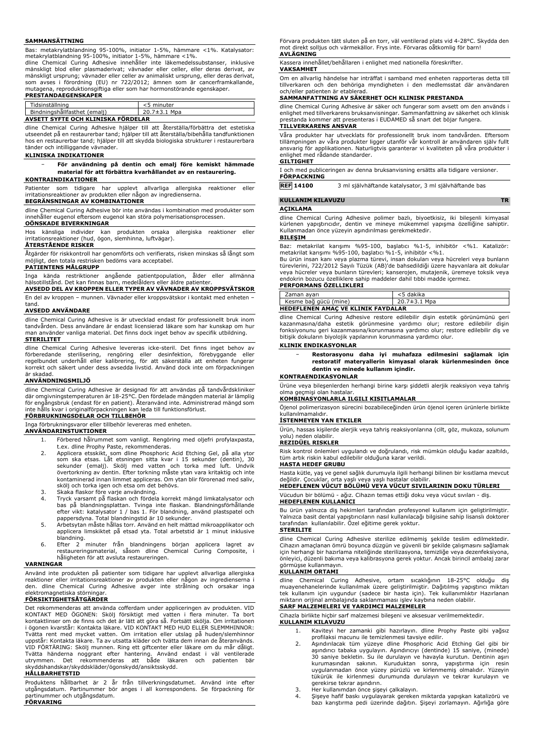**SAMMANSÄTTNING**

Bas: metakrylatblandning 95-100%, initiator 1-5%, hämmare <1%. Katalysator: metakrylatblandning 95-100%, initiator 1-5%, hämmare <1%.
dline Chemical Curing Adhesive innehåller inte läkemedelssubstanser, inklusive mänskligt blod eller plasmaderivat; vävnader eller celler, eller deras derivat, av mänskligt ursprung; vävnader eller celler av animaliskt ursprung, eller deras derivat, som avses i förordning (EU) nr 722/2012; ämnen som är cancerframkallande, mutagena, reproduktionsgiftiga eller som har hormonstörande egenskaper.

**PRESTANDAEGENSKAPER**

| Tidsinställning | <5 minuter |
|---|---|
| Bindningshållfasthet (emalj) | 20.7±3.1 Mpa |

**AVSETT SYFTE OCH KLINISKA FÖRDELAR**

dline Chemical Curing Adhesive hjälper till att återställa/förbättra det estetiska utseendet på en restaurerbar tand; hjälper till att återställa/bibehålla tandfunktionen hos en restaurerbar tand; hjälper till att skydda biologiska strukturer i restaurerbara tänder och intilliggande vävnader.

**KLINISKA INDIKATIONER**

- **För användning på dentin och emalj före kemiskt hämmade material för att förbättra kvarhållandet av en restaurering.**

**KONTRAINDIKATIONER**

Patienter som tidigare har upplevt allvarliga allergiska reaktioner eller irritationsreaktioner av produkten eller någon av ingredienserna.

**BEGRÄNSNINGAR AV KOMBINATIONER**

dline Chemical Curing Adhesive bör inte användas i kombination med produkter som innehåller eugenol eftersom eugenol kan störa polymerisationsprocessen.

**OÖNSKADE BIVERKNINGAR**

Hos känsliga individer kan produkten orsaka allergiska reaktioner eller irritationsreaktioner (hud, ögon, slemhinna, luftvägar).

**ÅTERSTÅENDE RISKER**

Åtgärder för riskkontroll har genomförts och verifierats, risken minskas så långt som möjligt, den totala restrisken bedöms vara acceptabel.

**PATIENTENS MÅLGRUPP**

Inga kända restriktioner angående patientpopulation, ålder eller allmänna hälsotillstånd. Det kan finnas barn, medelålders eller äldre patienter.

**AVSEDD DEL AV KROPPEN ELLER TYPER AV VÄVNADER AV KROPPSVÄTSKOR**

En del av kroppen – munnen. Vävnader eller kroppsvätskor i kontakt med enheten – tand.

**AVSEDD ANVÄNDARE**

dline Chemical Curing Adhesive is är utvecklad endast för professionellt bruk inom tandvården. Dess användare är endast licensierad läkare som har kunskap om hur man använder vanliga material. Det finns dock inget behov av specifik utbildning.

**STERILITET**

dline Chemical Curing Adhesive levereras icke-steril. Det finns inget behov av förberedande sterilisering, rengöring eller desinfektion, förebyggande eller regelbundet underhåll eller kalibrering, för att säkerställa att enheten fungerar korrekt och säkert under dess avsedda livstid. Använd dock inte om förpackningen är skadad.

**ANVÄNDNINGSMILJÖ**

dline Chemical Curing Adhesive är designad för att användas på tandvårdskliniker där omgivningstemperaturen är 18-25°C. Den fördelade mängden material är lämplig för engångsbruk (endast för en patient). Återanvänd inte. Administrerad mängd som inte hålls kvar i originalförpackningen kan leda till funktionsförlust.

**FÖRBRUKNINGSDELAR OCH TILLBEHÖR**

Inga förbrukningsvaror eller tillbehör levereras med enheten.

**ANVÄNDARINSTUKTIONER**

1. Förbered hålrummet som vanligt. Rengöring med oljefri profylaxpasta, t.ex. dline Prophy Paste, rekommenderas.
2. Applicera etsskikt, som dline Phosphoric Acid Etching Gel, på alla ytor som ska etsas. Låt etsningen sitta kvar i 15 sekunder (dentin), 30 sekunder (emalj). Skölj med vatten och torka med luft. Undvik övertorkning av dentin. Efter torkning måste ytan vara kritaktig och inte kontaminerad innan limmet appliceras. Om ytan blir förorenad med saliv, skölj och torka igen och etsa om det behövs.
3. Skaka flaskor före varje användning.
4. Tryck varsamt på flaskan och fördela korrekt mängd limkatalysator och bas på blandningsplattan. Tvinga inte flaskan. Blandningsförhållande efter vikt: katalysator 1 / bas 1. För blandning, använd plastspatel och pappersdyna. Total blandningstid är 10 sekunder.
5. Arbetsytan måste hållas torr. Använd en helt mättad mikroapplikator och applicera limskiktet på etsad yta. Total arbetstid är 1 minut inklusive blandning.
6. Efter 2 minuter från blandningens början applicera lagret av restaureringsmaterial, såsom dline Chemical Curing Composite, i håligheten för att avsluta restaureringen.

**VARNINGAR**

Använd inte produkten på patienter som tidigare har upplevt allvarliga allergiska reaktioner eller irritationsreaktioner av produkten eller någon av ingredienserna i den. dline Chemical Curing Adhesive avger inte strålning och orsakar inga elektromagnetiska störningar.

**FÖRSIKTIGHETSÅTGÄRDER**

Det rekommenderas att använda cofferdam under appliceringen av produkten. VID KONTAKT MED ÖGONEN: Skölj försiktigt med vatten i flera minuter. Ta bort kontaktlinser om de finns och det är lätt att göra så. Fortsätt skölja. Om irritationen i ögonen kvarstår: Kontakta läkare. VID KONTAKT MED HUD ELLER SLEMHINNOR: Tvätta rent med mycket vatten. Om irritation eller utslag på huden/slemhinnor uppstår: Kontakta läkare. Ta av utsatta kläder och tvätta dem innan de återanvänds. VID FÖRTÄRING: Skölj munnen. Ring ett giftcenter eller läkare om du mår dåligt. Tvätta händerna noggrant efter hantering. Använd endast i väl ventilerade utrymmen. Det rekommenderas att både läkaren och patienten bär skyddshandskar/skyddskläder/ögonskydd/ansiktsskydd.

**HÅLLBARHETSTID**

Produktens hållbarhet är 2 år från tillverkningsdatumet. Använd inte efter utgångsdatum. Partinummer bör anges i all korrespondens. Se förpackning för partinummer och utgångsdatum.

**FÖRVARING**

Förvara produkten tätt sluten på en torr, väl ventilerad plats vid 4-28°C. Skydda den mot direkt solljus och värmekällor. Frys inte. Förvaras oåtkomlig för barn!

**AVLÄGNING**

Kassera innehållet/behållaren i enlighet med nationella föreskrifter.

**VAKSAMHET**

Om en allvarlig händelse har inträffat i samband med enheten rapporteras detta till tillverkaren och den behöriga myndigheten i den medlemsstat där användaren och/eller patienten är etablerad.

**SAMMANFATTNING AV SÄKERHET OCH KLINISK PRESTANDA**

dline Chemical Curing Adhesive är säker och fungerar som avsett om den används i enlighet med tillverkarens bruksanvisningar. Sammanfattning av säkerhet och klinisk prestanda kommer att presenteras i EUDAMED så snart det börjar fungera.

**TILLVERKARENS ANSVAR**

Våra produkter har utvecklats för professionellt bruk inom tandvården. Eftersom tillämpningen av våra produkter ligger utanför vår kontroll är användaren själv fullt ansvarig för applikationen. Naturligtvis garanterar vi kvaliteten på våra produkter i enlighet med rådande standarder.

**GILTIGHET**

I och med publiceringen av denna bruksanvisning ersätts alla tidigare versioner.

**FÖRPACKNING**

**REF 14100** 3 ml självhäftande katalysator, 3 ml självhäftande bas

## KULLANIM KILAVUZU TR

**AÇIKLAMA**

dline Chemical Curing Adhesive polimer bazlı, biyoetkisiz, iki bileşenli kimyasal kürlenen yapıştırıcıdır, dentin ve mineye mükemmel yapışma özelliğine sahiptir. Kullanmadan önce yüzeyin aşındırılması gerekmektedir.

**BILEŞIM**

Baz: metakrilat karışımı %95-100, başlatıcı %1-5, inhibitör <%1. Katalizör: metakrilat karışımı %95-100, başlatıcı %1-5, inhibitör <%1.
Bu ürün insan kanı veya plazma türevi, insan dokuları veya hücreleri veya bunların türevlerini, 722/2012 Sayılı Tüzük (AB)'de bahsedildiği üzere hayvanlara ait dokular veya hücreler veya bunların türevleri; kanserojen, mutajenik, üremeye toksik veya endokrin bozucu özelliklere sahip maddeler dahil tıbbi madde içermez.

**PERFORMANS ÖZELLIKLERI**

| Zaman ayarı | <5 dakika |
|---|---|
| Kesme bağ gücü (mine) | 20.7±3.1 Mpa |

**HEDEFLENEN AMAÇ VE KLINIK FAYDALAR**

dline Chemical Curing Adhesive restore edilebilir dişin estetik görünümünü geri kazanmasına/daha estetik görünmesine yardımcı olur; restore edilebilir dişin fonksiyonunu geri kazanmasına/korunmasına yardımcı olur; restore edilebilir diş ve bitişik dokuların biyolojik yapılarının korunmasına yardımcı olur.

**KLINIK ENDIKASYONLAR**

- **Restorasyonu daha iyi muhafaza edilmesini sağlamak için restoratif materyallerin kimyasal olarak kürlenmesinden önce dentin ve minede kullanım içindir.**

**KONTRAENDIKASYONLAR**

Ürüne veya bileşenlerden herhangi birine karşı şiddetli alerjik reaksiyon veya tahriş olma geçmişi olan hastalar.

**KOMBINASYONLARLA ILGILI KISITLAMALAR**

Öjenol polimerizasyon sürecini bozabileceğinden ürün öjenol içeren ürünlerle birlikte kullanılmamalıdır.

**İSTENMEYEN YAN ETKILER**

Ürün, hassas kişilerde alerjik veya tahriş reaksiyonlarına (cilt, göz, mukoza, solunum yolu) neden olabilir.

**REZIDÜEL RISKLER**

Risk kontrol önlemleri uygulandı ve doğrulandı, risk mümkün olduğu kadar azaltıldı, tüm artık riskin kabul edilebilir olduğuna karar verildi.

**HASTA HEDEF GRUBU**

Hasta kütle, yaş ve genel sağlık durumuyla ilgili herhangi bilinen bir kısıtlama mevcut değildir. Çocuklar, orta yaşlı veya yaşlı hastalar olabilir.

**HEDEFLENEN VÜCUT BÖLÜMÜ VEYA VÜCUT SIVILARININ DOKU TÜRLERI**

Vücudun bir bölümü - ağız. Cihazın temas ettiği doku veya vücut sıvıları - diş.

**HEDEFLENEN KULLANICI**

Bu ürün yalnızca diş hekimleri tarafından profesyonel kullanım için geliştirilmiştir. Yalnızca basit dental yapıştırıcıların nasıl kullanılacağı bilgisine sahip lisanslı doktorlar tarafından kullanılabilir. Özel eğitime gerek yoktur.

**STERILITE**

dline Chemical Curing Adhesive sterilize edilmemiş şekilde teslim edilmektedir. Cihazın amaçlanan ömrü boyunca düzgün ve güvenli bir şekilde çalışmasını sağlamak için herhangi bir hazırlama niteliğinde sterilizasyona, temizliğe veya dezenfeksiyona, önleyici, düzenli bakıma veya kalibrasyona gerek yoktur. Ancak birincil ambalaj zarar görmüşse kullanmayın.

**KULLANIM ORTAMI**

dline Chemical Curing Adhesive, ortam sıcaklığının 18-25°C olduğu diş muayenehanelerinde kullanılmak üzere geliştirilmiştir. Dağıtılmış yapıştırıcı miktarı tek kullanım için uygundur (sadece bir hasta için). Tek kullanımlıktır Hazırlanan miktarın orijinal ambalajında saklanmaması işlev kaybına neden olabilir.

**SARF MALZEMELERI VE YARDIMCI MALZEMELER**

Cihazla birlikte hiçbir sarf malzemesi bileşeni ve aksesuar verilmemektedir.

**KULLANIM KILAVUZU**

1. Kaviteyi her zamanki gibi hazırlayın. dline Prophy Paste gibi yağsız profilaksi macunu ile temizlenmesi tavsiye edilir.
2. Aşındırılacak tüm yüzeye dline Phosphoric Acid Etching Gel gibi bir aşındırıcı tabaka uygulayın. Aşındırıcıyı (dentinde) 15 saniye, (minede) 30 saniye bekletin. Su ile durulayın ve havayla kurutun. Dentinin aşırı kurumasından sakının. Kuruduktan sonra, yapıştırma için resin uygulanmadan önce yüzey pürüzlü ve kirlenmemiş olmalıdır. Yüzeyin tükürük ile kirlenmesi durumunda durulayın ve tekrar kurulayın ve gerekirse tekrar aşındırın.
3. Her kullanımdan önce şişeyi çalkalayın.
4. Şişeye hafif baskı uygulayarak gereken miktarda yapışkan katalizörü ve bazı karıştırma pedi üzerinde dağıtın. Şişeyi zorlamayın. Ağırlığa göre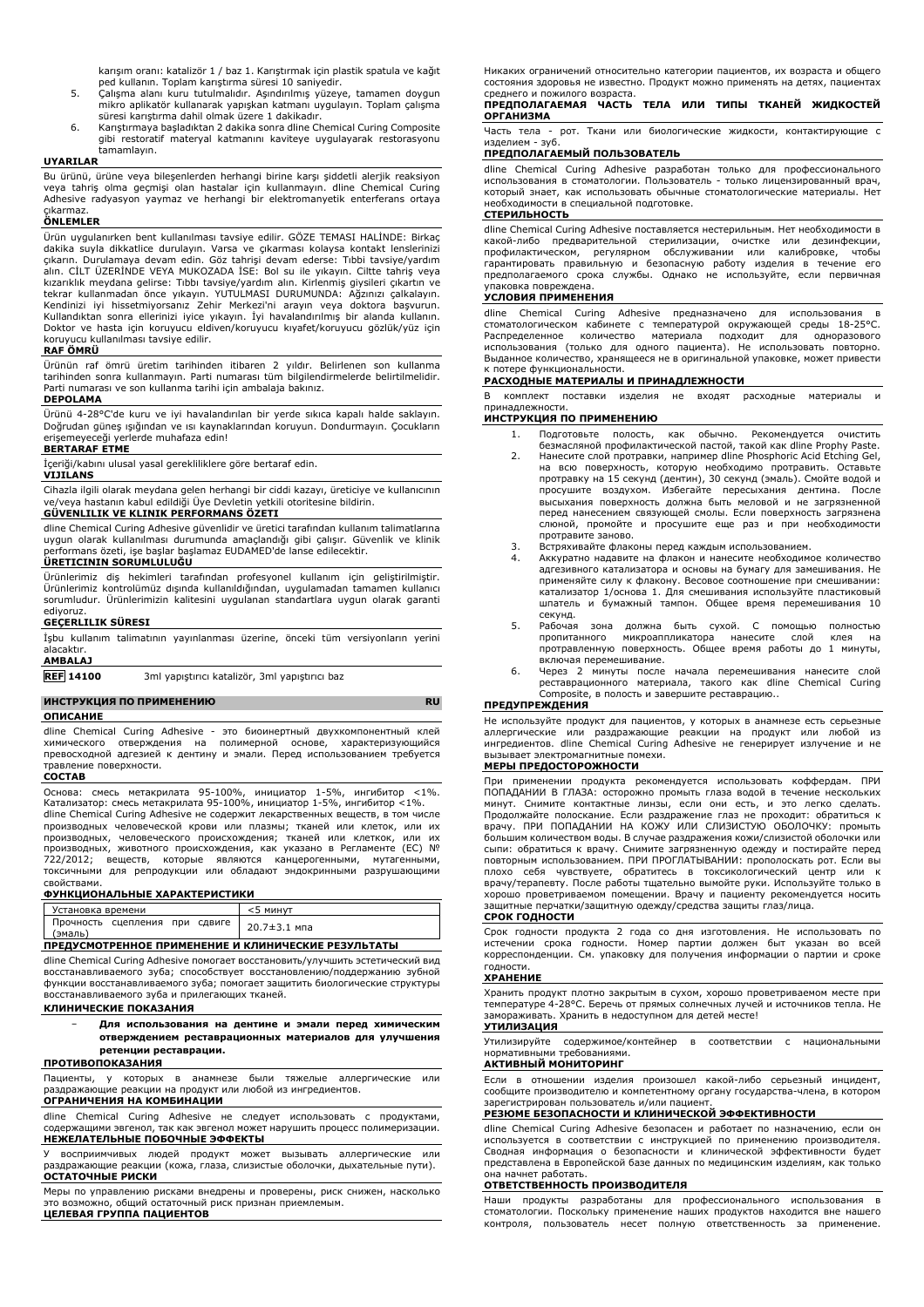karışım oranı: katalizör 1 / baz 1. Karıştırmak için plastik spatula ve kağıt ped kullanın. Toplam karıştırma süresi 10 saniyedir.

5. Çalışma alanı kuru tutulmalıdır. Aşındırılmış yüzeye, tamamen doygun mikro aplikatör kullanarak yapışkan katmanı uygulayın. Toplam çalışma süresi karıştırma dahil olmak üzere 1 dakikadır.
6. Karıştırmaya başladıktan 2 dakika sonra dline Chemical Curing Composite gibi restoratif materyal katmanını kaviteye uygulayarak restorasyonu tamamlayın.

**UYARILAR**

Bu ürünü, ürüne veya bileşenlerden herhangi birine karşı şiddetli alerjik reaksiyon veya tahriş olma geçmişi olan hastalar için kullanmayın. dline Chemical Curing Adhesive radyasyon yaymaz ve herhangi bir elektromanyetik enterferans ortaya çıkarmaz.

**ÖNLEMLER**

Ürün uygulanırken bent kullanılması tavsiye edilir. GÖZE TEMASI HALİNDE: Birkaç dakika suyla dikkatlice durulayın. Varsa ve çıkarması kolaysa kontakt lenslerinizi çıkarın. Durulamaya devam edin. Göz tahrişi devam ederse: Tıbbi tavsiye/yardım alın. CİLT ÜZERİNDE VEYA MUKOZADA İSE: Bol su ile yıkayın. Ciltte tahriş veya kızarıklık meydana gelirse: Tıbbı tavsiye/yardım alın. Kirlenmiş giysileri çıkartın ve tekrar kullanmadan önce yıkayın. YUTULMASI DURUMUNDA: Ağzınızı çalkalayın. Kendinizi iyi hissetmiyorsanız Zehir Merkezi'ni arayın veya doktora başvurun. Kullandıktan sonra ellerinizi iyice yıkayın. İyi havalandırılmış bir alanda kullanın. Doktor ve hasta için koruyucu eldiven/koruyucu kıyafet/koruyucu gözlük/yüz için koruyucu kullanılması tavsiye edilir.

**RAF ÖMRÜ**

Ürünün raf ömrü üretim tarihinden itibaren 2 yıldır. Belirlenen son kullanma tarihinden sonra kullanmayın. Parti numarası tüm bilgilendirmelerde belirtilmelidir. Parti numarası ve son kullanma tarihi için ambalaja bakınız.

**DEPOLAMA**

Ürünü 4-28°C'de kuru ve iyi havalandırılan bir yerde sıkıca kapalı halde saklayın. Doğrudan güneş ışığından ve ısı kaynaklarından koruyun. Dondurmayın. Çocukların erişemeyeceği yerlerde muhafaza edin!

**BERTARAF ETME**

İçeriği/kabını ulusal yasal gerekliliklere göre bertaraf edin.

**VIJILANS**

Cihazla ilgili olarak meydana gelen herhangi bir ciddi kazayı, üreticiye ve kullanıcının ve/veya hastanın kabul edildiği Üye Devletin yetkili otoritesine bildirin.

**GÜVENLILIK VE KLINIK PERFORMANS ÖZETI**

dline Chemical Curing Adhesive güvenlidir ve üretici tarafından kullanım talimatlarına uygun olarak kullanılması durumunda amaçlandığı gibi çalışır. Güvenlik ve klinik performans özeti, işe başlar başlamaz EUDAMED'de lanse edilecektir.

**ÜRETICININ SORUMLULUĞU**

Ürünlerimiz diş hekimleri tarafından profesyonel kullanım için geliştirilmiştir. Ürünlerimiz kontrolümüz dışında kullanıldığından, uygulamadan tamamen kullanıcı sorumludur. Ürünlerimizin kalitesini uygulanan standartlara uygun olarak garanti ediyoruz.

**GEÇERLILIK SÜRESI**

İşbu kullanım talimatının yayınlanması üzerine, önceki tüm versiyonların yerini alacaktır.

**AMBALAJ**

**REF 14100** 3ml yapıştırıcı katalizör, 3ml yapıştırıcı baz

## ИНСТРУКЦИЯ ПО ПРИМЕНЕНИЮ RU

**ОПИСАНИЕ**

dline Chemical Curing Adhesive - это биоинертный двухкомпонентный клей химического отверждения на полимерной основе, характеризующийся превосходной адгезией к дентину и эмали. Перед использованием требуется травление поверхности.

**СОСТАВ**

Основа: смесь метакрилата 95-100%, инициатор 1-5%, ингибитор <1%. Катализатор: смесь метакрилата 95-100%, инициатор 1-5%, ингибитор <1%. dline Chemical Curing Adhesive не содержит лекарственных веществ, в том числе производных человеческой крови или плазмы; тканей или клеток, или их производных, человеческого происхождения; тканей или клеток, или их производных, животного происхождения, как указано в Регламенте (ЕС) № 722/2012; веществ, которые являются канцерогенными, мутагенными, токсичными для репродукции или обладают эндокринными разрушающими свойствами.

**ФУНКЦИОНАЛЬНЫЕ ХАРАКТЕРИСТИКИ**

| Установка времени | <5 минут |
|---|---|
| Прочность сцепления при сдвиге (эмаль) | 20.7±3.1 мпа |

**ПРЕДУСМОТРЕННОЕ ПРИМЕНЕНИЕ И КЛИНИЧЕСКИЕ РЕЗУЛЬТАТЫ**

dline Chemical Curing Adhesive помогает восстановить/улучшить эстетический вид восстанавливаемого зуба; способствует восстановлению/поддержанию зубной функции восстанавливаемого зуба; помогает защитить биологические структуры восстанавливаемого зуба и прилегающих тканей.

**КЛИНИЧЕСКИЕ ПОКАЗАНИЯ**

- **Для использования на дентине и эмали перед химическим отверждением реставрационных материалов для улучшения ретенции реставрации.**

**ПРОТИВОПОКАЗАНИЯ**

Пациенты, у которых в анамнезе были тяжелые аллергические или раздражающие реакции на продукт или любой из ингредиентов.

**ОГРАНИЧЕНИЯ НА КОМБИНАЦИИ**

dline Chemical Curing Adhesive не следует использовать с продуктами, содержащими эвгенол, так как эвгенол может нарушить процесс полимеризации.

**НЕЖЕЛАТЕЛЬНЫЕ ПОБОЧНЫЕ ЭФФЕКТЫ**

У восприимчивых людей продукт может вызывать аллергические или раздражающие реакции (кожа, глаза, слизистые оболочки, дыхательные пути).

**ОСТАТОЧНЫЕ РИСКИ**

Меры по управлению рисками внедрены и проверены, риск снижен, насколько это возможно, общий остаточный риск признан приемлемым.

**ЦЕЛЕВАЯ ГРУППА ПАЦИЕНТОВ**

Никаких ограничений относительно категории пациентов, их возраста и общего состояния здоровья не известно. Продукт можно применять на детях, пациентах среднего и пожилого возраста.

**ПРЕДПОЛАГАЕМАЯ ЧАСТЬ ТЕЛА ИЛИ ТИПЫ ТКАНЕЙ ЖИДКОСТЕЙ ОРГАНИЗМА**

Часть тела - рот. Ткани или биологические жидкости, контактирующие с изделием - зуб.

**ПРЕДПОЛАГАЕМЫЙ ПОЛЬЗОВАТЕЛЬ**

dline Chemical Curing Adhesive разработан только для профессионального использования в стоматологии. Пользователь - только лицензированный врач, который знает, как использовать обычные стоматологические материалы. Нет необходимости в специальной подготовке.

**СТЕРИЛЬНОСТЬ**

dline Chemical Curing Adhesive поставляется нестерильным. Нет необходимости в какой-либо предварительной стерилизации, очистке или дезинфекции, профилактическом, регулярном обслуживании или калибровке, чтобы гарантировать правильную и безопасную работу изделия в течение его предполагаемого срока службы. Однако не используйте, если первичная упаковка повреждена.

**УСЛОВИЯ ПРИМЕНЕНИЯ**

dline Chemical Curing Adhesive предназначено для использования в стоматологическом кабинете с температурой окружающей среды 18-25°C. Распределенное количество материала подходит для одноразового использования (только для одного пациента). Не использовать повторно. Выданное количество, хранящееся не в оригинальной упаковке, может привести к потере функциональности.

**РАСХОДНЫЕ МАТЕРИАЛЫ И ПРИНАДЛЕЖНОСТИ**

В комплект поставки изделия не входят расходные материалы и принадлежности.

**ИНСТРУКЦИЯ ПО ПРИМЕНЕНИЮ**

1. Подготовьте полость, как обычно. Рекомендуется очистить безмасляной профилактической пастой, такой как dline Prophy Paste.
2. Нанесите слой протравки, например dline Phosphoric Acid Etching Gel, на всю поверхность, которую необходимо протравить. Оставьте протравку на 15 секунд (дентин), 30 секунд (эмаль). Смойте водой и просушите воздухом. Избегайте пересыхания дентина. После высыхания поверхность должна быть меловой и не загрязненной перед нанесением связующей смолы. Если поверхность загрязнена слюной, промойте и просушите еще раз и при необходимости протравите заново.
3. Встряхивайте флаконы перед каждым использованием.
4. Аккуратно надавите на флакон и нанесите необходимое количество адгезивного катализатора и основы на бумагу для замешивания. Не применяйте силу к флакону. Весовое соотношение при смешивании: катализатор 1/основа 1. Для смешивания используйте пластиковый шпатель и бумажный тампон. Общее время перемешивания 10 секунд.
5. Рабочая зона должна быть сухой. С помощью полностью пропитанного микроаппликатора нанесите слой клея на протравленную поверхность. Общее время работы до 1 минуты, включая перемешивание.
6. Через 2 минуты после начала перемешивания нанесите слой реставрационного материала, такого как dline Chemical Curing Composite, в полость и завершите реставрацию..

**ПРЕДУПРЕЖДЕНИЯ**

Не используйте продукт для пациентов, у которых в анамнезе есть серьезные аллергические или раздражающие реакции на продукт или любой из ингредиентов. dline Chemical Curing Adhesive не генерирует излучение и не вызывает электромагнитные помехи.

**МЕРЫ ПРЕДОСТОРОЖНОСТИ**

При применении продукта рекомендуется использовать коффердам. ПРИ ПОПАДАНИИ В ГЛАЗА: осторожно промыть глаза водой в течение нескольких минут. Снимите контактные линзы, если они есть, и это легко сделать. Продолжайте полоскание. Если раздражение глаз не проходит: обратиться к врачу. ПРИ ПОПАДАНИИ НА КОЖУ ИЛИ СЛИЗИСТУЮ ОБОЛОЧКУ: промыть большим количеством воды. В случае раздражения кожи/слизистой оболочки или сыпи: обратиться к врачу. Снимите загрязненную одежду и постирайте перед повторным использованием. ПРИ ПРОГЛАТЫВАНИИ: прополоскать рот. Если вы плохо себя чувствуете, обратитесь в токсикологический центр или к врачу/терапевту. После работы тщательно вымойте руки. Используйте только в хорошо проветриваемом помещении. Врачу и пациенту рекомендуется носить защитные перчатки/защитную одежду/средства защиты глаз/лица.

**СРОК ГОДНОСТИ**

Срок годности продукта 2 года со дня изготовления. Не использовать по истечении срока годности. Номер партии должен быт указан во всей корреспонденции. См. упаковку для получения информации о партии и сроке годности.

**ХРАНЕНИЕ**

Хранить продукт плотно закрытым в сухом, хорошо проветриваемом месте при температуре 4-28°C. Беречь от прямых солнечных лучей и источников тепла. Не замораживать. Хранить в недоступном для детей месте!

**УТИЛИЗАЦИЯ**

Утилизируйте содержимое/контейнер в соответствии с национальными нормативными требованиями.

**АКТИВНЫЙ МОНИТОРИНГ**

Если в отношении изделия произошел какой-либо серьезный инцидент, сообщите производителю и компетентному органу государства-члена, в котором зарегистрирован пользователь и/или пациент.

**РЕЗЮМЕ БЕЗОПАСНОСТИ И КЛИНИЧЕСКОЙ ЭФФЕКТИВНОСТИ**

dline Chemical Curing Adhesive безопасен и работает по назначению, если он используется в соответствии с инструкцией по применению производителя. Сводная информация о безопасности и клинической эффективности будет представлена в Европейской базе данных по медицинским изделиям, как только она начнет работать.

**ОТВЕТСТВЕННОСТЬ ПРОИЗВОДИТЕЛЯ**

Наши продукты разработаны для профессионального использования в стоматологии. Поскольку применение наших продуктов находится вне нашего контроля, пользователь несет полную ответственность за применение.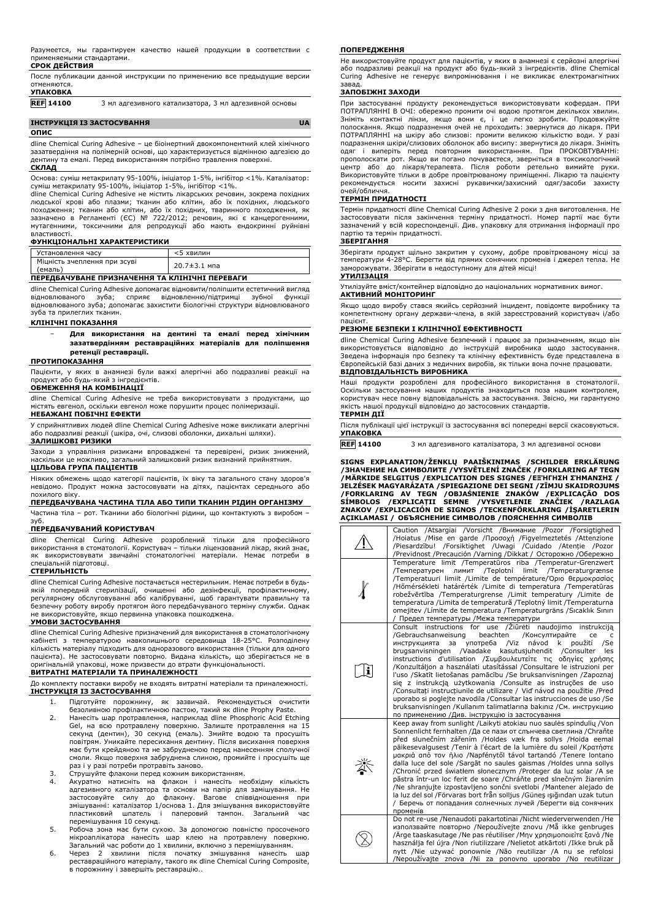Разумеется, мы гарантируем качество нашей продукции в соответствии с применяемыми стандартами.

**СРОК ДЕЙСТВИЯ**

После публикации данной инструкции по применению все предыдущие версии отменяются.

**УПАКОВКА**

**REF 14100** 3 мл адгезивного катализатора, 3 мл адгезивной основы

## ІНСТРУКЦІЯ ІЗ ЗАСТОСУВАННЯ UA

**ОПИС**

dline Chemical Curing Adhesive – це біоінертний двокомпонентний клей хімічного затвердіння на полімерній основі, що характеризується відмінною адгезією до дентину та емалі. Перед використанням потрібно травлення поверхні.

**СКЛАД**

Основа: суміш метакрилату 95-100%, ініціатор 1-5%, інгібітор <1%. Каталізатор: суміш метакрилату 95-100%, ініціатор 1-5%, інгібітор <1%.

dline Chemical Curing Adhesive не містить лікарських речовин, зокрема похідних людської крові або плазми; тканин або клітин, або їх похідних, людського походження; тканин або клітин, або їх похідних, тваринного походження, як зазначено в Регламенті (ЄС) № 722/2012; речовин, які є канцерогенними, мутагенними, токсичними для репродукції або мають ендокринні руйнівні властивості.

**ФУНКЦІОНАЛЬНІ ХАРАКТЕРИСТИКИ**

| Установлення часу | <5 хвилин |
|---|---|
| Міцність зчеплення при зсуві (емаль) | 20.7±3.1 мпа |

**ПЕРЕДБАЧУВАНЕ ПРИЗНАЧЕННЯ ТА КЛІНІЧНІ ПЕРЕВАГИ**

dline Chemical Curing Adhesive допомагає відновити/поліпшити естетичний вигляд відновлюваного зуба; сприяє відновленню/підтримці зубної функції відновлюваного зуба; допомагає захистити біологічні структури відновлюваного зуба та прилеглих тканин.

**КЛІНІЧНІ ПОКАЗАННЯ**

- **Для використання на дентині та емалі перед хімічним затвердінням реставраційних матеріалів для поліпшення ретенції реставрації.**

**ПРОТИПОКАЗАННЯ**

Пацієнти, у яких в анамнезі були важкі алергічні або подразливі реакції на продукт або будь-який з інгредієнтів.

**ОБМЕЖЕННЯ НА КОМБІНАЦІЇ**

dline Chemical Curing Adhesive не треба використовувати з продуктами, що містять евгенол, оскільки евгенол може порушити процес полімеризації.

**НЕБАЖАНІ ПОБІЧНІ ЕФЕКТИ**

У сприйнятливих людей dline Chemical Curing Adhesive може викликати алергічні або подразливі реакції (шкіра, очі, слизові оболонки, дихальні шляхи).

**ЗАЛИШКОВІ РИЗИКИ**

Заходи з управління ризиками впроваджені та перевірені, ризик знижений, наскільки це можливо, загальний залишковий ризик визнаний прийнятним.

**ЦІЛЬОВА ГРУПА ПАЦІЄНТІВ**

Ніяких обмежень щодо категорії пацієнтів, їх віку та загального стану здоров'я невідомо. Продукт можна застосовувати на дітях, пацієнтах середнього або похилого віку.

**ПЕРЕДБАЧУВАНА ЧАСТИНА ТІЛА АБО ТИПИ ТКАНИН РІДИН ОРГАНІЗМУ**

Частина тіла – рот. Тканини або біологічні рідини, що контактують з виробом – зуб.

**ПЕРЕДБАЧУВАНИЙ КОРИСТУВАЧ**

dline Chemical Curing Adhesive розроблений тільки для професійного використання в стоматології. Користувач – тільки ліцензований лікар, який знає, як використовувати звичайні стоматологічні матеріали. Немає потреби в спеціальній підготовці.

**СТЕРИЛЬНІСТЬ**

dline Chemical Curing Adhesive постачається нестерильним. Немає потреби в будь-якій попередній стерилізації, очищенні або дезінфекції, профілактичному, регулярному обслуговуванні або калібруванні, щоб гарантувати правильну та безпечну роботу виробу протягом його передбачуваного терміну служби. Однак не використовуйте, якщо первинна упаковка пошкоджена.

**УМОВИ ЗАСТОСУВАННЯ**

dline Chemical Curing Adhesive призначений для використання в стоматологічному кабінеті з температурою навколишнього середовища 18-25°C. Розподілену кількість матеріалу підходить для одноразового використання (тільки для одного пацієнта). Не застосовувати повторно. Видана кількість, що зберігається не в оригінальній упаковці, може призвести до втрати функціональності.

**ВИТРАТНІ МАТЕРІАЛИ ТА ПРИНАЛЕЖНОСТІ**

До комплекту поставки виробу не входять витратні матеріали та приналежності.

**ІНСТРУКЦІЯ ІЗ ЗАСТОСУВАННЯ**

1. Підготуйте порожнину, як зазвичай. Рекомендується очистити безолійною профілактичною пастою, такий як dline Prophy Paste.
2. Нанесіть шар протравлення, наприклад dline Phosphoric Acid Etching Gel, на всю протравлену поверхню. Залиште протравлення на 15 секунд (дентин), 30 секунд (емаль). Змийте водою та просушіть повітрям. Уникайте пересихання дентину. Після висихання поверхня має бути крейдяною та не забрудненою перед нанесенням сполучної смоли. Якщо поверхня забруднена слиною, промийте і просушіть ще раз і у разі потреби протравіть заново.
3. Струшуйте флакони перед кожним використанням.
4. Акуратно натисніть на флакон і нанесіть необхідну кількість адгезивного каталізатора та основи на папір для замішування. Не застосовуйте силу до флакону. Вагове співвідношення при змішуванні: каталізатор 1/основа 1. Для змішування використовуйте пластиковий шпатель і паперовий тампон. Загальний час перемішування 10 секунд.
5. Робоча зона має бути сухою. За допомогою повністю просоченого мікроаплікатора нанесіть шар клею на протравлену поверхню. Загальний час роботи до 1 хвилини, включно з перемішуванням.
6. Через 2 хвилини після початку змішування нанесіть шар реставраційного матеріалу, такого як dline Chemical Curing Composite, в порожнину і завершіть реставрацію..

**ПОПЕРЕДЖЕННЯ**

Не використовуйте продукт для пацієнтів, у яких в анамнезі є серйозні алергічні або подразливі реакції на продукт або будь-який з інгредієнтів. dline Chemical Curing Adhesive не генерує випромінювання і не викликає електромагнітних завад.

**ЗАПОБІЖНІ ЗАХОДИ**

При застосуванні продукту рекомендується використовувати кофердам. ПРИ ПОТРАПЛЯННІ В ОЧІ: обережно промити очі водою протягом декількох хвилин. Зніміть контактні лінзи, якщо вони є, і це легко зробити. Продовжуйте полоскання. Якщо подразнення очей не проходить: звернутися до лікаря. ПРИ ПОТРАПЛЯННІ на шкіру або слизові: промити великою кількістю води. У разі подразнення шкіри/слизових оболонок або висипу: звернутися до лікаря. Зніміть одяг і виперіть перед повторним використанням. При ПРОКОВТУВАННІ: прополоскати рот. Якщо ви погано почуваєтеся, зверніться в токсикологічний центр або до лікаря/терапевта. Після роботи ретельно вимийте руки. Використовуйте тільки в добре провітрюваному приміщенні. Лікарю та пацієнту рекомендується носити захисні рукавички/захисний одяг/засоби захисту очей/обличчя.

**ТЕРМІН ПРИДАТНОСТІ**

Термін придатності dline Chemical Curing Adhesive 2 роки з дня виготовлення. Не застосовувати після закінчення терміну придатності. Номер партії має бути зазначений у всій кореспонденції. Див. упаковку для отримання інформації про партію та термін придатності.

**ЗБЕРІГАННЯ**

Зберігати продукт щільно закритим у сухому, добре провітрюваному місці за температури 4-28°C. Берегти від прямих сонячних променів і джерел тепла. Не заморожувати. Зберігати в недоступному для дітей місці!

**УТИЛІЗАЦІЯ**

Утилізуйте вміст/контейнер відповідно до національних нормативних вимог.

**АКТИВНИЙ МОНІТОРИНГ**

Якщо щодо виробу стався якийсь серйозний інцидент, повідомте виробнику та компетентному органу держави-члена, в якій зареєстрований користувач і/або пацієнт.

**РЕЗЮМЕ БЕЗПЕКИ І КЛІНІЧНОЇ ЕФЕКТИВНОСТІ**

dline Chemical Curing Adhesive безпечний і працює за призначенням, якщо він використовується відповідно до інструкцій виробника щодо застосування. Зведена інформація про безпеку та клінічну ефективність буде представлена в Європейській базі даних з медичних виробів, як тільки вона почне працювати.

**ВІДПОВІДАЛЬНІСТЬ ВИРОБНИКА**

Наші продукти розроблені для професійного використання в стоматології. Оскільки застосування наших продуктів знаходиться поза нашим контролем, користувач несе повну відповідальність за застосування. Звісно, ми гарантуємо якість нашої продукції відповідно до застосовних стандартів.

**ТЕРМІН ДІЇ**

Після публікації цієї інструкції із застосування всі попередні версії скасовуються.

**УПАКОВКА**

**REF 14100** 3 мл адгезивного каталізатора, 3 мл адгезивної основи

**SIGNS EXPLANATION/ŽENKLŲ PAAIŠKINIMAS /SCHILDER ERKLÄRUNG /ЗНАЧЕНИЕ НА СИМВОЛИТЕ /VYSVĚTLENÍ ZNAČEK /FORKLARING AF TEGN /MÄRKIDE SELGITUS /EXPLICATION DES SIGNES /ΕΞΗΓΗΣΗ ΣΗΜΑΝΣΗΣ / JELZÉSEK MAGYARÁZATA /SPIEGAZIONE DEI SEGNI / ZĪMJU SKAIDROJUMS /FORKLARING AV TEGN /OBJAŚNIENIE ZNAKÓW /EXPLICAÇÃO DOS SÍMBOLOS /EXPLICAȚII SEMNE /VYSVETLENIE ZNAČIEK /RAZLAGA ZNAKOV /EXPLICACIÓN DE SIGNOS /TECKENFÖRKLARING /İŞARETLERIN AÇIKLAMASI / ОБЪЯСНЕНИЕ СИМВОЛОВ /ПОЯСНЕННЯ СИМВОЛІВ**

| | |
|---|---|
| ⚠ | Caution /Atsargiai /Vorsicht /Внимание /Pozor /Forsigtighed /Hoiatus /Mise en garde /Προσοχή /Figyelmeztetés /Attenzione /Piesardzību! /Forsiktighet /Uwagi /Cuidado /Atenție /Pozor /Previdnost /Precaución /Varning /Dikkat / Осторожно /Обережно |
| 🌡 | Temperature limit /Temperatūros riba /Temperatur-Grenzwert /Температурен лимит /Teplotní limit /Temperaturgrænse /Temperatuuri limiit /Limite de température/Όριο θερμοκρασίας /Hőmérsékleti határérték /Limite di temperatura /Temperatūras robežvērtība /Temperaturgrense /Limit temperatury /Limite de temperatura /Limita de temperatură /Teplotný limit /Temperatura omejitev /Límite de temperatura /Temperaturgräns /Sıcaklık Sınırı / Предел температуры /Межа температури |
| 📖 | Consult instructions for use /Žiūrėti naudojimo instrukciją /Gebrauchsanweisung beachten /Консултирайте се с инструкцията за употреба /Viz návod k použití /Se brugsanvisningen /Vaadake kasutusjuhendit /Consulter les instructions d'utilisation /Συμβουλευτείτε τις οδηγίες χρήσης /Konzultáljon a használati utasítással /Consultare le istruzioni per l'uso /Skatīt lietošanas pamācību /Se bruksanvisningen /Zapoznaj się z instrukcją użytkowania /Consulte as instruções de uso /Consultați instrucțiunile de utilizare / Viď návod na použitie /Pred uporabo si poglejte navodila /Consultar las instrucciones de uso /Se bruksanvisningen /Kullanım talimatlarına bakınız /См. инструкцию по применению /Див. інструкцію із застосування |
| ☀ | Keep away from sunlight /Laikyti atokiau nuo saulės spindulių /Von Sonnenlicht fernhalten /Да се пази от слънчева светлина /Chraňte před slunečním zářením /Holdes væk fra sollys /Hoida eemal päikesevalgusest /Tenir à l'écart de la lumière du soleil /Κρατήστε μακριά από τον ήλιο /Napfénytől távol tartandó /Tenere lontano dalla luce del sole /Sargāt no saules gaismas /Holdes unna sollys /Chronić przed światłem słonecznym /Proteger da luz solar /A se păstra într-un loc ferit de soare /Chráňte pred slnečným žiarením /Ne shranjujte izpostavljeno sončni svetlobi /Mantener alejado de la luz del sol /Förvaras bort från solljus /Güneş ışığından uzak tutun / Беречь от попадания солнечных лучей /Берегти від сонячних променів |
| ⊗ | Do not re-use /Nenaudoti pakartotinai /Nicht wiederverwenden /Не използвайте повторно /Nepoužívejte znovu /Må ikke genbruges /Ärge taaskasutage /Ne pas réutiliser /Μην χρησιμοποιείτε ξανά /Ne használja fel újra /Non riutilizzare /Nelietot atkārtoti /Ikke bruk på nytt /Nie używać ponownie /Não reutilizar /A nu se refolosi /Nepoužívajte znova /Ni za ponovno uporabo /No reutilizar |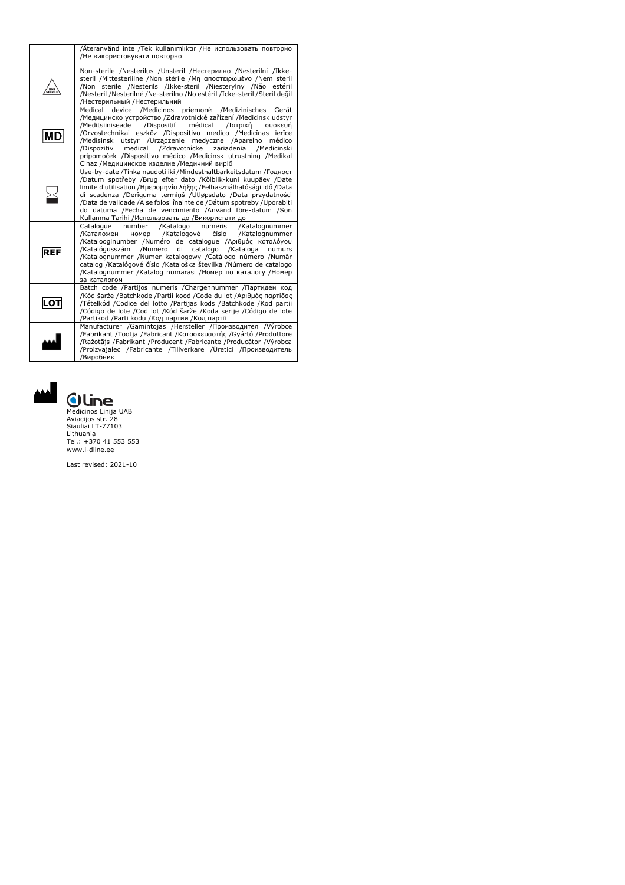| | |
|---|---|
| | /Återanvänd inte /Tek kullanımlıktır /Не использовать повторно /Не використовувати повторно |
| NON STERILE | Non-sterile /Nesterilus /Unsteril /Нестерилно /Nesterilní /Ikke-steril /Mittesteriilne /Non stérile /Μη αποστειρωμένο /Nem steril /Non sterile /Nesterils /Ikke-steril /Niesterylny /Não estéril /Nesteril /Nesterilné /Ne-sterilno /No estéril /Icke-steril /Steril değil /Нестерильный /Нестерильний |
| MD | Medical device /Medicinos priemonė /Medizinisches Gerät /Медицинско устройство /Zdravotnické zařízení /Medicinsk udstyr /Meditsiiniseade /Dispositif médical /Ιατρική συσκευή /Orvostechnikai eszköz /Dispositivo medico /Medicīnas ierīce /Medisinsk utstyr /Urządzenie medyczne /Aparelho médico /Dispozitiv medical /Zdravotnícke zariadenia /Medicinski pripomoček /Dispositivo médico /Medicinsk utrustning /Medikal Cihaz /Медицинское изделие /Медичний виріб |
| | Use-by-date /Tinka naudoti iki /Mindesthaltbarkeitsdatum /Годност /Datum spotřeby /Brug efter dato /Kõlblik-kuni kuupäev /Date limite d'utilisation /Ημερομηνία λήξης /Felhasználhatósági idő /Data di scadenza /Derīguma termiņš /Utløpsdato /Data przydatności /Data de validade /A se folosi înainte de /Dátum spotreby /Uporabiti do datuma /Fecha de vencimiento /Använd före-datum /Son Kullanma Tarihi /Использовать до /Використати до |
| REF | Catalogue number /Katalogo numeris /Katalognummer /Каталожен номер /Katalogové číslo /Katalognummer /Kataloogինumber /Numéro de catalogue /Αριθμός καταλόγου /Katalógusszám /Numero di catalogo /Kataloga numurs /Katalognummer /Numer katalogowy /Catálogo número /Număr catalog /Katalógové číslo /Kataloška številka /Número de catalogo /Katalognummer /Katalog numarası /Номер по каталогу /Номер за каталогом |
| LOT | Batch code /Partijos numeris /Chargennummer /Партиден код /Kód šarže /Batchkode /Partii kood /Code du lot /Αριθμός παρτίδας /Tételkód /Codice del lotto /Partijas kods /Batchkode /Kod partii /Código de lote /Cod lot /Kód šarže /Koda serije /Código de lote /Partikod /Parti kodu /Код партии /Код партії |
| | Manufacturer /Gamintojas /Hersteller /Производител /Výrobce /Fabrikant /Tootja /Fabricant /Κατασκευαστής /Gyártó /Produttore /Ražotājs /Fabrikant /Producent /Fabricante /Producător /Výrobca /Proizvajalec /Fabricante /Tillverkare /Üretici /Производитель /Виробник |

dLine

Medicinos Linija UAB
Aviacijos str. 28
Siauliai LT-77103
Lithuania
Tel.: +370 41 553 553
www.i-dline.ee

Last revised: 2021-10